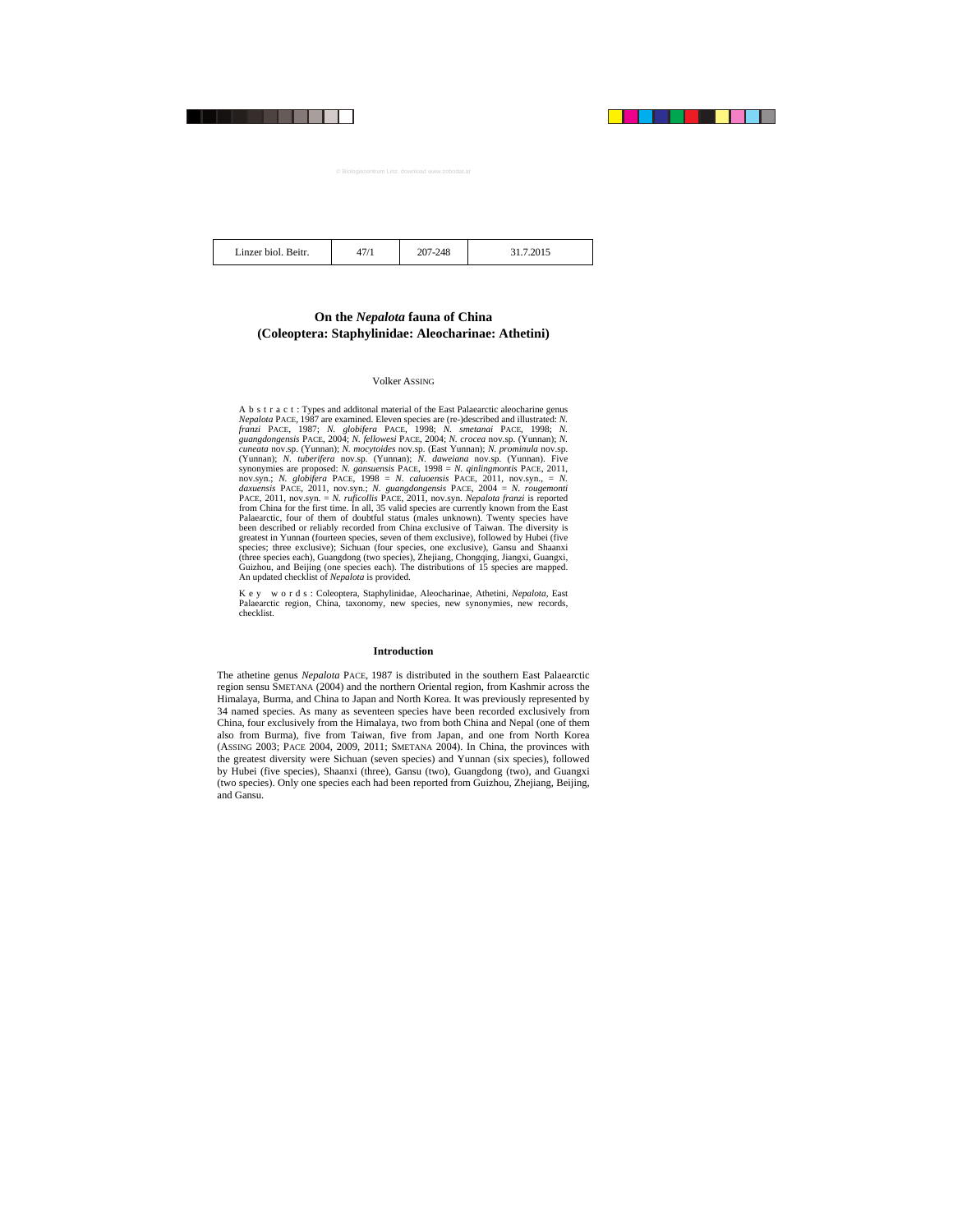# On the *Nepalota* fauna of China (Coleoptera: Staphylinidae: Aleocharinae: Athetini)

Volker ASSING

A b s t r a c t : Types and additonal material of the East Palaearctic aleocharine genus *Nepalota* PACE, 1987 are examined. Eleven species are (re-)described and illustrated: *N. franzi* PACE, 1987; *N. globifera* PACE, 1998; *N. smetanai* PACE, 1998; *N. guangdongensis* PACE, 2004; *N. fellowesi* PACE, 2004; *N. crocea* nov.sp. (Yunnan); *N. cuneata* nov.sp. (Yunnan); *N. mocytoides* nov.sp. (East Yunnan); *N. prominula* nov.sp. (Yunnan); *N. tuberifera* nov.sp. (Yunnan); *N. daweiana* nov.sp. (Yunnan). Five synonymies are proposed: *N. gansuensis* PACE, 1998 = *N. qinlingmontis* PACE, 2011, nov.syn.; *N. globifera* PACE, 1998 = *N. caluoensis* PACE, 2011, nov.syn., = *N. daxuensis* PACE, 2011, nov.syn.; *N. guangdongensis* PACE, 2004 = *N. rougemonti* PACE, 2011, nov.syn. = *N. ruficollis* PACE, 2011, nov.syn. *Nepalota franzi* is reported from China for the first time. In all, 35 valid species are currently known from the East Palaearctic, four of them of doubtful status (males unknown). Twenty species have been described or reliably recorded from China exclusive of Taiwan. The diversity is greatest in Yunnan (fourteen species, seven of them exclusive), followed by Hubei (five species; three exclusive); Sichuan (four species, one exclusive), Gansu and Shaanxi (three species each), Guangdong (two species), Zhejiang, Chongqing, Jiangxi, Guangxi, Guizhou, and Beijing (one species each). The distributions of 15 species are mapped. An updated checklist of *Nepalota* is provided.

K e y w o r d s : Coleoptera, Staphylinidae, Aleocharinae, Athetini, *Nepalota*, East Palaearctic region, China, taxonomy, new species, new synonymies, new records, checklist.

## Introduction

The athetine genus *Nepalota* PACE, 1987 is distributed in the southern East Palaearctic region sensu SMETANA (2004) and the northern Oriental region, from Kashmir across the Himalaya, Burma, and China to Japan and North Korea. It was previously represented by 34 named species. As many as seventeen species have been recorded exclusively from China, four exclusively from the Himalaya, two from both China and Nepal (one of them also from Burma), five from Taiwan, five from Japan, and one from North Korea (ASSING 2003; PACE 2004, 2009, 2011; SMETANA 2004). In China, the provinces with the greatest diversity were Sichuan (seven species) and Yunnan (six species), followed by Hubei (five species), Shaanxi (three), Gansu (two), Guangdong (two), and Guangxi (two species). Only one species each had been reported from Guizhou, Zhejiang, Beijing, and Gansu.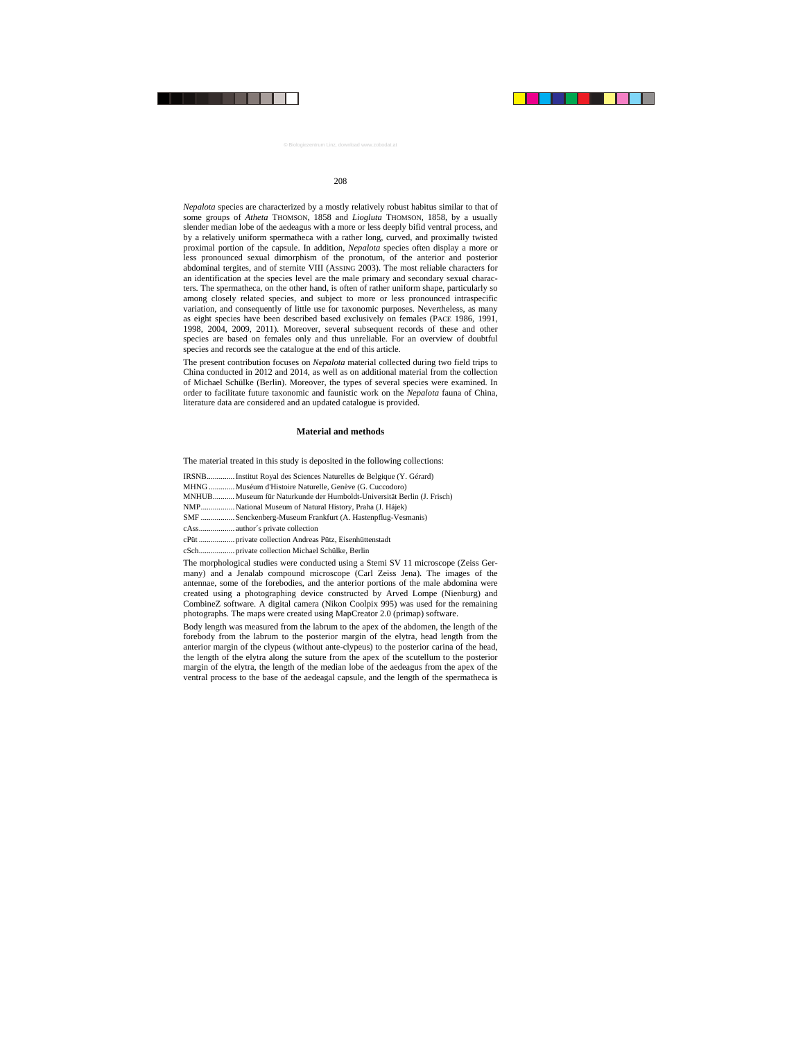*Nepalota* species are characterized by a mostly relatively robust habitus similar to that of some groups of *Atheta* THOMSON, 1858 and *Liogluta* THOMSON, 1858, by a usually slender median lobe of the aedeagus with a more or less deeply bifid ventral process, and by a relatively uniform spermatheca with a rather long, curved, and proximally twisted proximal portion of the capsule. In addition, *Nepalota* species often display a more or less pronounced sexual dimorphism of the pronotum, of the anterior and posterior abdominal tergites, and of sternite VIII (ASSING 2003). The most reliable characters for an identification at the species level are the male primary and secondary sexual characters. The spermatheca, on the other hand, is often of rather uniform shape, particularly so among closely related species, and subject to more or less pronounced intraspecific variation, and consequently of little use for taxonomic purposes. Nevertheless, as many as eight species have been described based exclusively on females (PACE 1986, 1991, 1998, 2004, 2009, 2011). Moreover, several subsequent records of these and other species are based on females only and thus unreliable. For an overview of doubtful species and records see the catalogue at the end of this article.

The present contribution focuses on *Nepalota* material collected during two field trips to China conducted in 2012 and 2014, as well as on additional material from the collection of Michael Schülke (Berlin). Moreover, the types of several species were examined. In order to facilitate future taxonomic and faunistic work on the *Nepalota* fauna of China, literature data are considered and an updated catalogue is provided.

## Material and methods

The material treated in this study is deposited in the following collections:

IRSNB.............Institut Royal des Sciences Naturelles de Belgique (Y. Gérard)
MHNG.............Muséum d'Histoire Naturelle, Genève (G. Cuccodoro)
MNHUB...........Museum für Naturkunde der Humboldt-Universität Berlin (J. Frisch)
NMP.................National Museum of Natural History, Praha (J. Hájek)
SMF .................Senckenberg-Museum Frankfurt (A. Hastenpflug-Vesmanis)
cAss..................author´s private collection
cPüt ..................private collection Andreas Pütz, Eisenhüttenstadt
cSch..................private collection Michael Schülke, Berlin

The morphological studies were conducted using a Stemi SV 11 microscope (Zeiss Germany) and a Jenalab compound microscope (Carl Zeiss Jena). The images of the antennae, some of the forebodies, and the anterior portions of the male abdomina were created using a photographing device constructed by Arved Lompe (Nienburg) and CombineZ software. A digital camera (Nikon Coolpix 995) was used for the remaining photographs. The maps were created using MapCreator 2.0 (primap) software.

Body length was measured from the labrum to the apex of the abdomen, the length of the forebody from the labrum to the posterior margin of the elytra, head length from the anterior margin of the clypeus (without ante-clypeus) to the posterior carina of the head, the length of the elytra along the suture from the apex of the scutellum to the posterior margin of the elytra, the length of the median lobe of the aedeagus from the apex of the ventral process to the base of the aedeagal capsule, and the length of the spermatheca is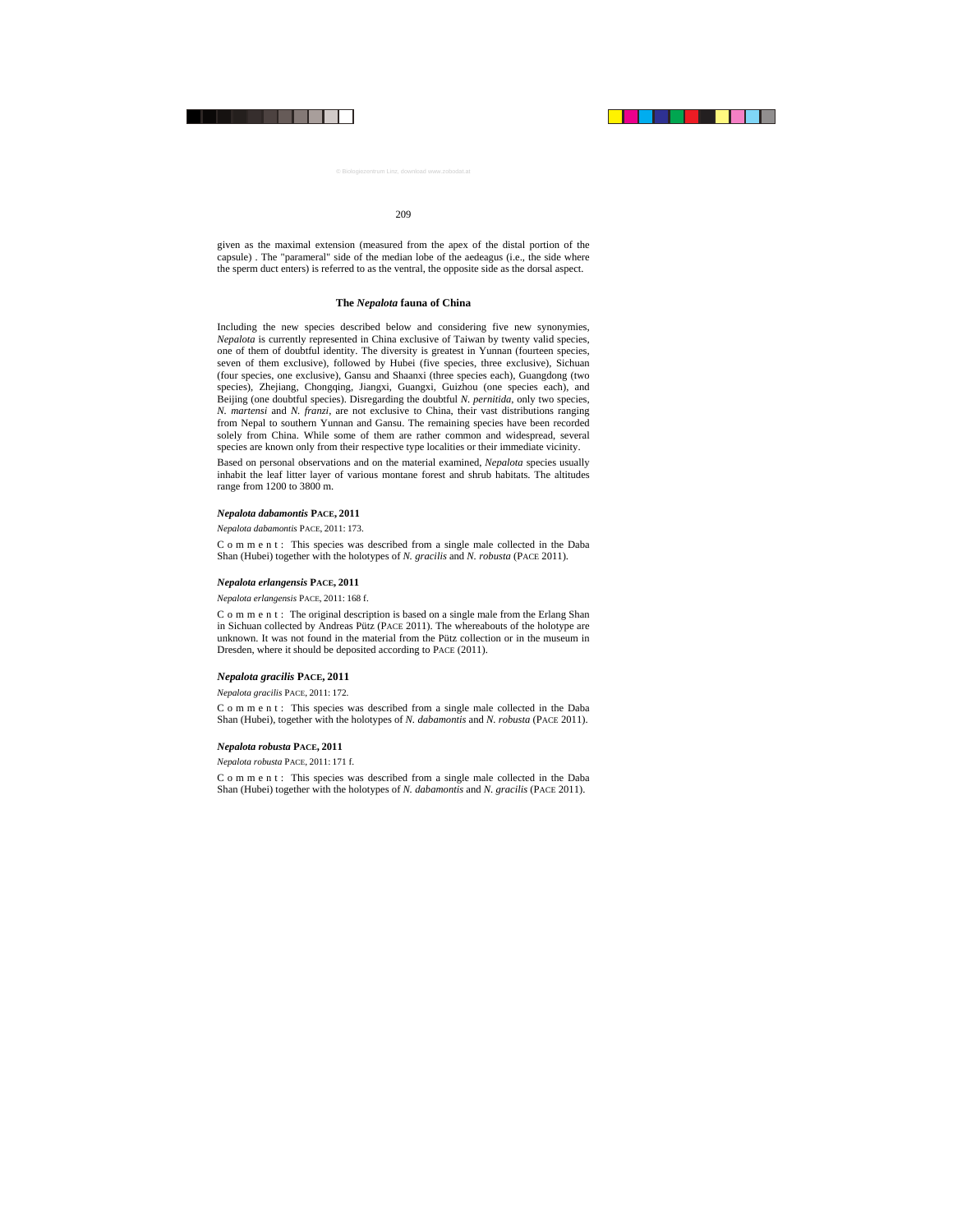given as the maximal extension (measured from the apex of the distal portion of the capsule) . The "parameral" side of the median lobe of the aedeagus (i.e., the side where the sperm duct enters) is referred to as the ventral, the opposite side as the dorsal aspect.

## The *Nepalota* fauna of China

Including the new species described below and considering five new synonymies, *Nepalota* is currently represented in China exclusive of Taiwan by twenty valid species, one of them of doubtful identity. The diversity is greatest in Yunnan (fourteen species, seven of them exclusive), followed by Hubei (five species, three exclusive), Sichuan (four species, one exclusive), Gansu and Shaanxi (three species each), Guangdong (two species), Zhejiang, Chongqing, Jiangxi, Guangxi, Guizhou (one species each), and Beijing (one doubtful species). Disregarding the doubtful *N. pernitida*, only two species, *N. martensi* and *N. franzi*, are not exclusive to China, their vast distributions ranging from Nepal to southern Yunnan and Gansu. The remaining species have been recorded solely from China. While some of them are rather common and widespread, several species are known only from their respective type localities or their immediate vicinity.

Based on personal observations and on the material examined, *Nepalota* species usually inhabit the leaf litter layer of various montane forest and shrub habitats. The altitudes range from 1200 to 3800 m.

### *Nepalota dabamontis* Pace, 2011

*Nepalota dabamontis* Pace, 2011: 173.

C o m m e n t : This species was described from a single male collected in the Daba Shan (Hubei) together with the holotypes of *N. gracilis* and *N. robusta* (Pace 2011).

### *Nepalota erlangensis* Pace, 2011

*Nepalota erlangensis* Pace, 2011: 168 f.

C o m m e n t : The original description is based on a single male from the Erlang Shan in Sichuan collected by Andreas Pütz (Pace 2011). The whereabouts of the holotype are unknown. It was not found in the material from the Pütz collection or in the museum in Dresden, where it should be deposited according to Pace (2011).

### *Nepalota gracilis* Pace, 2011

*Nepalota gracilis* Pace, 2011: 172.

C o m m e n t : This species was described from a single male collected in the Daba Shan (Hubei), together with the holotypes of *N. dabamontis* and *N. robusta* (Pace 2011).

### *Nepalota robusta* Pace, 2011

*Nepalota robusta* Pace, 2011: 171 f.

C o m m e n t : This species was described from a single male collected in the Daba Shan (Hubei) together with the holotypes of *N. dabamontis* and *N. gracilis* (Pace 2011).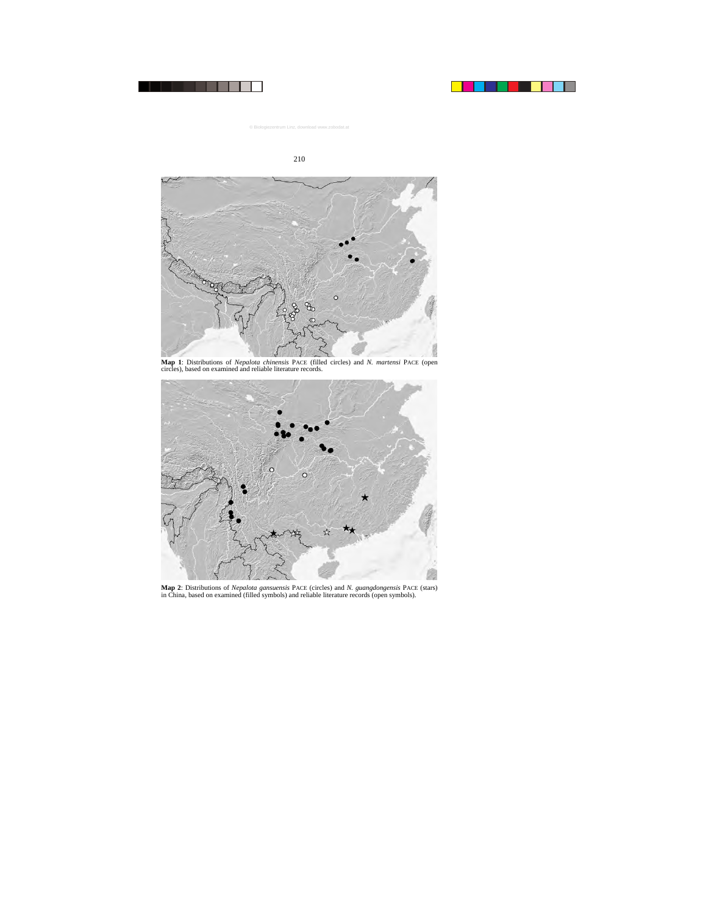**Map 1**: Distributions of *Nepalota chinensis* PACE (filled circles) and *N. martensi* PACE (open circles), based on examined and reliable literature records.

**Map 2**: Distributions of *Nepalota gansuensis* PACE (circles) and *N. guangdongensis* PACE (stars) in China, based on examined (filled symbols) and reliable literature records (open symbols).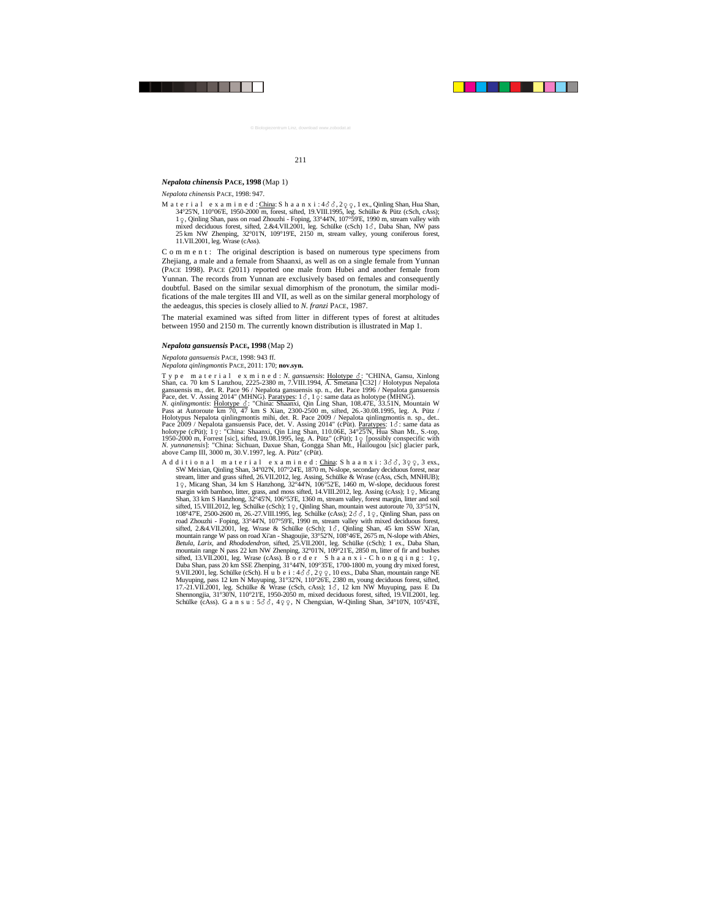### *Nepalota chinensis* PACE, 1998 (Map 1)

*Nepalota chinensis* PACE, 1998: 947.

Material examined: China: Shaanxi: 4♂♂, 2♀♀, 1 ex., Qinling Shan, Hua Shan, 34°25'N, 110°06'E, 1950-2000 m, forest, sifted, 19.VIII.1995, leg. Schülke & Pütz (cSch, cAss); 1♀, Qinling Shan, pass on road Zhouzhi - Foping, 33°44'N, 107°59'E, 1990 m, stream valley with mixed deciduous forest, sifted, 2.&4.VII.2001, leg. Schülke (cSch) 1♂, Daba Shan, NW pass 25 km NW Zhenping, 32°01'N, 109°19'E, 2150 m, stream valley, young coniferous forest, 11.VII.2001, leg. Wrase (cAss).

Comment: The original description is based on numerous type specimens from Zhejiang, a male and a female from Shaanxi, as well as on a single female from Yunnan (PACE 1998). PACE (2011) reported one male from Hubei and another female from Yunnan. The records from Yunnan are exclusively based on females and consequently doubtful. Based on the similar sexual dimorphism of the pronotum, the similar modifications of the male tergites III and VII, as well as on the similar general morphology of the aedeagus, this species is closely allied to *N. franzi* PACE, 1987.

The material examined was sifted from litter in different types of forest at altitudes between 1950 and 2150 m. The currently known distribution is illustrated in Map 1.

### *Nepalota gansuensis* PACE, 1998 (Map 2)

*Nepalota gansuensis* PACE, 1998: 943 ff.
*Nepalota qinlingmontis* PACE, 2011: 170; **nov.syn.**

Type material examined: *N. gansuensis*: Holotype ♂: "CHINA, Gansu, Xinlong Shan, ca. 70 km S Lanzhou, 2225-2380 m, 7.VIII.1994, A. Smetana [C32] / Holotypus Nepalota gansuensis m., det. R. Pace 96 / Nepalota gansuensis sp. n., det. Pace 1996 / Nepalota gansuensis Pace, det. V. Assing 2014" (MHNG). Paratypes: 1♂, 1♀: same data as holotype (MHNG).
*N. qinlingmontis*: Holotype ♂: "China: Shaanxi, Qin Ling Shan, 108.47E, 33.51N, Mountain W Pass at Autoroute km 70, 47 km S Xian, 2300-2500 m, sifted, 26.-30.08.1995, leg. A. Pütz / Holotypus Nepalota qinlingmontis mihi, det. R. Pace 2009 / Nepalota qinlingmontis n. sp., det.. Pace 2009 / Nepalota gansuensis Pace, det. V. Assing 2014" (cPüt). Paratypes: 1♂: same data as holotype (cPüt); 1♀: "China: Shaanxi, Qin Ling Shan, 110.06E, 34°25'N, Hua Shan Mt., S.-top, 1950-2000 m, Forrest [sic], sifted, 19.08.1995, leg. A. Pütz" (cPüt); 1♀ [possibly conspecific with *N. yunnanensis*]: "China: Sichuan, Daxue Shan, Gongga Shan Mt., Hailougou [sic] glacier park, above Camp III, 3000 m, 30.V.1997, leg. A. Pütz" (cPüt).

Additional material examined: China: Shaanxi: 3♂♂, 3♀♀, 3 exs., SW Meixian, Qinling Shan, 34°02'N, 107°24'E, 1870 m, N-slope, secondary deciduous forest, near stream, litter and grass sifted, 26.VII.2012, leg. Assing, Schülke & Wrase (cAss, cSch, MNHUB); 1♀, Micang Shan, 34 km S Hanzhong, 32°44'N, 106°52'E, 1460 m, W-slope, deciduous forest margin with bamboo, litter, grass, and moss sifted, 14.VIII.2012, leg. Assing (cAss); 1♀, Micang Shan, 33 km S Hanzhong, 32°45'N, 106°53'E, 1360 m, stream valley, forest margin, litter and soil sifted, 15.VIII.2012, leg. Schülke (cSch); 1♀, Qinling Shan, mountain west autoroute 70, 33°51'N, 108°47'E, 2500-2600 m, 26.-27.VIII.1995, leg. Schülke (cAss); 2♂♂, 1♀, Qinling Shan, pass on road Zhouzhi - Foping, 33°44'N, 107°59'E, 1990 m, stream valley with mixed deciduous forest, sifted, 2.&4.VII.2001, leg. Wrase & Schülke (cSch); 1♂, Qinling Shan, 45 km SSW Xi'an, mountain range W pass on road Xi'an - Shagoujie, 33°52'N, 108°46'E, 2675 m, N-slope with *Abies*, *Betula*, *Larix*, and *Rhododendron*, sifted, 25.VII.2001, leg. Schülke (cSch); 1 ex., Daba Shan, mountain range N pass 22 km NW Zhenping, 32°01'N, 109°21'E, 2850 m, litter of fir and bushes sifted, 13.VII.2001, leg. Wrase (cAss). Border Shaanxi-Chongqing: 1♀, Daba Shan, pass 20 km SSE Zhenping, 31°44'N, 109°35'E, 1700-1800 m, young dry mixed forest, 9.VII.2001, leg. Schülke (cSch). Hubei: 4♂♂, 2♀♀, 10 exs., Daba Shan, mountain range NE Muyuping, pass 12 km N Muyuping, 31°32'N, 110°26'E, 2380 m, young deciduous forest, sifted, 17.-21.VII.2001, leg. Schülke & Wrase (cSch, cAss); 1♂, 12 km NW Muyuping, pass E Da Shennongjia, 31°30'N, 110°21'E, 1950-2050 m, mixed deciduous forest, sifted, 19.VII.2001, leg. Schülke (cAss). Gansu: 5♂♂, 4♀♀, N Chengxian, W-Qinling Shan, 34°10'N, 105°43'E,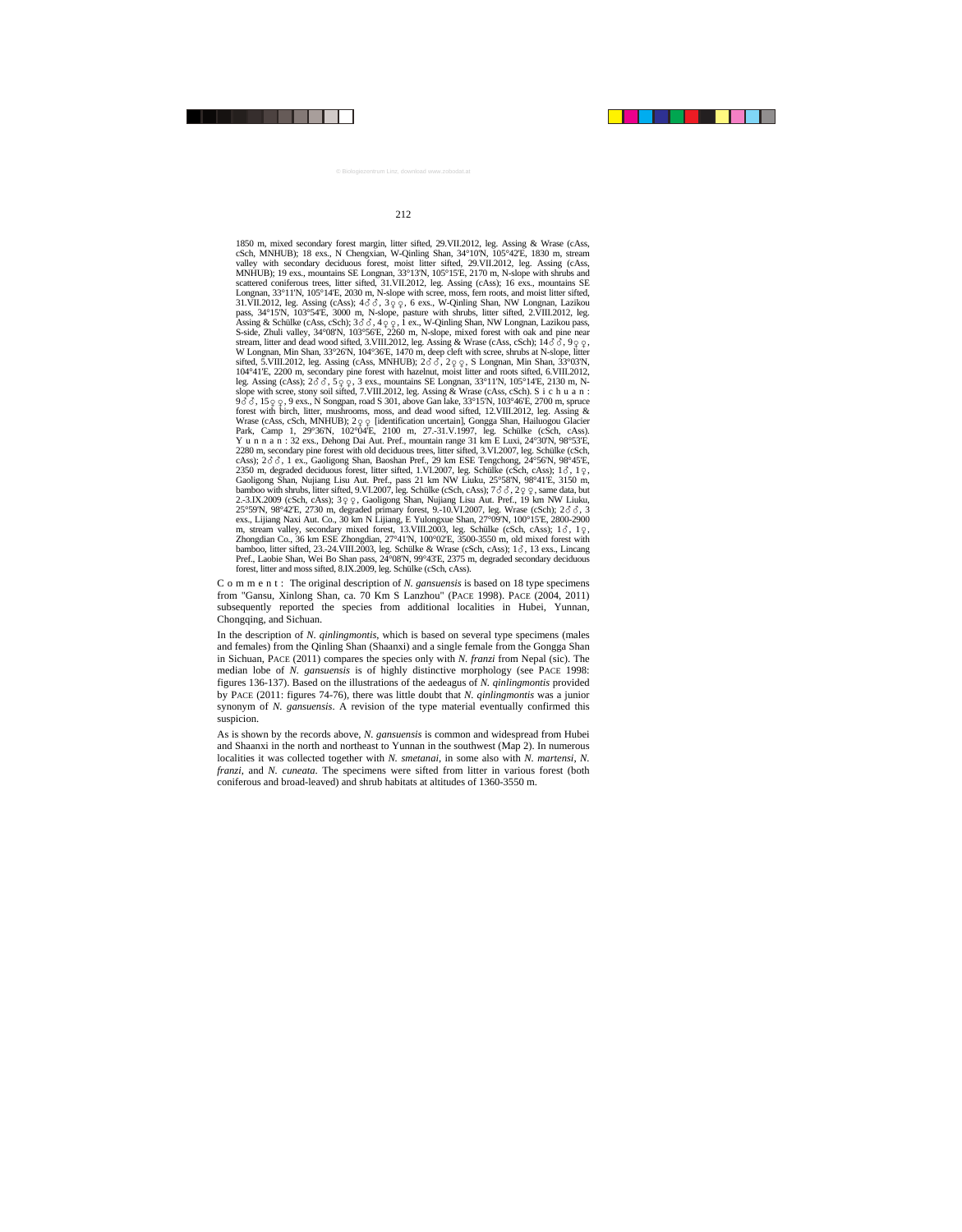1850 m, mixed secondary forest margin, litter sifted, 29.VII.2012, leg. Assing & Wrase (cAss, cSch, MNHUB); 18 exs., N Chengxian, W-Qinling Shan, 34°10'N, 105°42'E, 1830 m, stream valley with secondary deciduous forest, moist litter sifted, 29.VII.2012, leg. Assing (cAss, MNHUB); 19 exs., mountains SE Longnan, 33°13'N, 105°15'E, 2170 m, N-slope with shrubs and scattered coniferous trees, litter sifted, 31.VII.2012, leg. Assing (cAss); 16 exs., mountains SE Longnan, 33°11'N, 105°14'E, 2030 m, N-slope with scree, moss, fern roots, and moist litter sifted, 31.VII.2012, leg. Assing (cAss); 4♂♂, 3♀♀, 6 exs., W-Qinling Shan, NW Longnan, Lazikou pass, 34°15'N, 103°54'E, 3000 m, N-slope, pasture with shrubs, litter sifted, 2.VIII.2012, leg. Assing & Schülke (cAss, cSch); 3♂♂, 4♀♀, 1 ex., W-Qinling Shan, NW Longnan, Lazikou pass, S-side, Zhuli valley, 34°08'N, 103°56'E, 2260 m, N-slope, mixed forest with oak and pine near stream, litter and dead wood sifted, 3.VIII.2012, leg. Assing & Wrase (cAss, cSch); 14♂♂, 9♀♀, W Longnan, Min Shan, 33°26'N, 104°36'E, 1470 m, deep cleft with scree, shrubs at N-slope, litter sifted, 5.VIII.2012, leg. Assing (cAss, MNHUB); 2♂♂, 2♀♀, S Longnan, Min Shan, 33°03'N, 104°41'E, 2200 m, secondary pine forest with hazelnut, moist litter and roots sifted, 6.VIII.2012, leg. Assing (cAss); 2♂♂, 5♀♀, 3 exs., mountains SE Longnan, 33°11'N, 105°14'E, 2130 m, N-slope with scree, stony soil sifted, 7.VIII.2012, leg. Assing & Wrase (cAss, cSch). S i c h u a n : 9♂♂, 15♀♀, 9 exs., N Songpan, road S 301, above Gan lake, 33°15'N, 103°46'E, 2700 m, spruce forest with birch, litter, mushrooms, moss, and dead wood sifted, 12.VIII.2012, leg. Assing & Wrase (cAss, cSch, MNHUB); 2♀♀ [identification uncertain], Gongga Shan, Hailuogou Glacier Park, Camp 1, 29°36'N, 102°04'E, 2100 m, 27.-31.V.1997, leg. Schülke (cSch, cAss). Y u n n a n : 32 exs., Dehong Dai Aut. Pref., mountain range 31 km E Luxi, 24°30'N, 98°53'E, 2280 m, secondary pine forest with old deciduous trees, litter sifted, 3.VI.2007, leg. Schülke (cSch, cAss); 2♂♂, 1 ex., Gaoligong Shan, Baoshan Pref., 29 km ESE Tengchong, 24°56'N, 98°45'E, 2350 m, degraded deciduous forest, litter sifted, 1.VI.2007, leg. Schülke (cSch, cAss); 1♂, 1♀, Gaoligong Shan, Nujiang Lisu Aut. Pref., pass 21 km NW Liuku, 25°58'N, 98°41'E, 3150 m, bamboo with shrubs, litter sifted, 9.VI.2007, leg. Schülke (cSch, cAss); 7♂♂, 2♀♀, same data, but 2.-3.IX.2009 (cSch, cAss); 3♀♀, Gaoligong Shan, Nujiang Lisu Aut. Pref., 19 km NW Liuku, 25°59'N, 98°42'E, 2730 m, degraded primary forest, 9.-10.VI.2007, leg. Wrase (cSch); 2♂♂, 3 exs., Lijiang Naxi Aut. Co., 30 km N Lijiang, E Yulongxue Shan, 27°09'N, 100°15'E, 2800-2900 m, stream valley, secondary mixed forest, 13.VIII.2003, leg. Schülke (cSch, cAss); 1♂, 1♀, Zhongdian Co., 36 km ESE Zhongdian, 27°41'N, 100°02'E, 3500-3550 m, old mixed forest with bamboo, litter sifted, 23.-24.VIII.2003, leg. Schülke & Wrase (cSch, cAss); 1♂, 13 exs., Lincang Pref., Laobie Shan, Wei Bo Shan pass, 24°08'N, 99°43'E, 2375 m, degraded secondary deciduous forest, litter and moss sifted, 8.IX.2009, leg. Schülke (cSch, cAss).

C o m m e n t : The original description of *N. gansuensis* is based on 18 type specimens from "Gansu, Xinlong Shan, ca. 70 Km S Lanzhou" (PACE 1998). PACE (2004, 2011) subsequently reported the species from additional localities in Hubei, Yunnan, Chongqing, and Sichuan.

In the description of *N. qinlingmontis*, which is based on several type specimens (males and females) from the Qinling Shan (Shaanxi) and a single female from the Gongga Shan in Sichuan, PACE (2011) compares the species only with *N. franzi* from Nepal (sic). The median lobe of *N. gansuensis* is of highly distinctive morphology (see PACE 1998: figures 136-137). Based on the illustrations of the aedeagus of *N. qinlingmontis* provided by PACE (2011: figures 74-76), there was little doubt that *N. qinlingmontis* was a junior synonym of *N. gansuensis*. A revision of the type material eventually confirmed this suspicion.

As is shown by the records above, *N. gansuensis* is common and widespread from Hubei and Shaanxi in the north and northeast to Yunnan in the southwest (Map 2). In numerous localities it was collected together with *N. smetanai*, in some also with *N. martensi*, *N. franzi*, and *N. cuneata*. The specimens were sifted from litter in various forest (both coniferous and broad-leaved) and shrub habitats at altitudes of 1360-3550 m.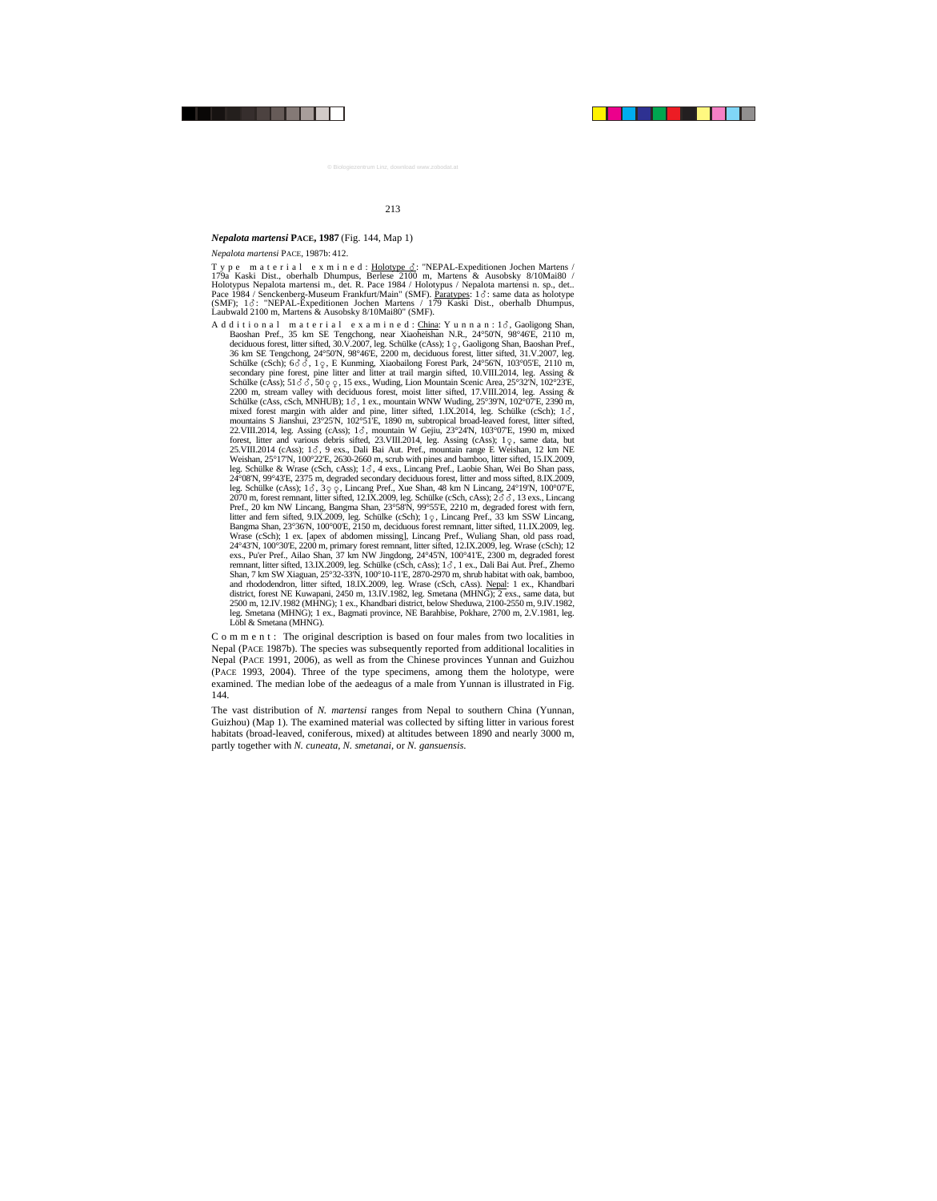***Nepalota martensi* PACE, 1987** (Fig. 144, Map 1)

*Nepalota martensi* PACE, 1987b: 412.

T y p e m a t e r i a l e x m i n e d : Holotype ♂: "NEPAL-Expeditionen Jochen Martens / 179a Kaski Dist., oberhalb Dhumpus, Berlese 2100 m, Martens & Ausobsky 8/10Mai80 / Holotypus Nepalota martensi m., det. R. Pace 1984 / Holotypus / Nepalota martensi n. sp., det.. Pace 1984 / Senckenberg-Museum Frankfurt/Main" (SMF). Paratypes: 1♂: same data as holotype (SMF); 1♂: "NEPAL-Expeditionen Jochen Martens / 179 Kaski Dist., oberhalb Dhumpus, Laubwald 2100 m, Martens & Ausobsky 8/10Mai80" (SMF).

A d d i t i o n a l m a t e r i a l e x a m i n e d : China: Y u n n a n : 1♂, Gaoligong Shan, Baoshan Pref., 35 km SE Tengchong, near Xiaoheishan N.R., 24°50'N, 98°46'E, 2110 m, deciduous forest, litter sifted, 30.V.2007, leg. Schülke (cAss); 1♀, Gaoligong Shan, Baoshan Pref., 36 km SE Tengchong, 24°50'N, 98°46'E, 2200 m, deciduous forest, litter sifted, 31.V.2007, leg. Schülke (cSch); 6♂♂, 1♀, E Kunming, Xiaobailong Forest Park, 24°56'N, 103°05'E, 2110 m, secondary pine forest, pine litter and litter at trail margin sifted, 10.VIII.2014, leg. Assing & Schülke (cAss); 51♂♂, 50♀♀, 15 exs., Wuding, Lion Mountain Scenic Area, 25°32'N, 102°23'E, 2200 m, stream valley with deciduous forest, moist litter sifted, 17.VIII.2014, leg. Assing & Schülke (cAss, cSch, MNHUB); 1♂, 1 ex., mountain WNW Wuding, 25°39'N, 102°07'E, 2390 m, mixed forest margin with alder and pine, litter sifted, 1.IX.2014, leg. Schülke (cSch); 1♂, mountains S Jianshui, 23°25'N, 102°51'E, 1890 m, subtropical broad-leaved forest, litter sifted, 22.VIII.2014, leg. Assing (cAss); 1♂, mountain W Gejiu, 23°24'N, 103°07'E, 1990 m, mixed forest, litter and various debris sifted, 23.VIII.2014, leg. Assing (cAss); 1♀, same data, but 25.VIII.2014 (cAss); 1♂, 9 exs., Dali Bai Aut. Pref., mountain range E Weishan, 12 km NE Weishan, 25°17'N, 100°22'E, 2630-2660 m, scrub with pines and bamboo, litter sifted, 15.IX.2009, leg. Schülke & Wrase (cSch, cAss); 1♂, 4 exs., Lincang Pref., Laobie Shan, Wei Bo Shan pass, 24°08'N, 99°43'E, 2375 m, degraded secondary deciduous forest, litter and moss sifted, 8.IX.2009, leg. Schülke (cAss); 1♂, 3♀♀, Lincang Pref., Xue Shan, 48 km N Lincang, 24°19'N, 100°07'E, 2070 m, forest remnant, litter sifted, 12.IX.2009, leg. Schülke (cSch, cAss); 2♂♂, 13 exs., Lincang Pref., 20 km NW Lincang, Bangma Shan, 23°58'N, 99°55'E, 2210 m, degraded forest with fern, litter and fern sifted, 9.IX.2009, leg. Schülke (cSch); 1♀, Lincang Pref., 33 km SSW Lincang, Bangma Shan, 23°36'N, 100°00'E, 2150 m, deciduous forest remnant, litter sifted, 11.IX.2009, leg. Wrase (cSch); 1 ex. [apex of abdomen missing], Lincang Pref., Wuliang Shan, old pass road, 24°43'N, 100°30'E, 2200 m, primary forest remnant, litter sifted, 12.IX.2009, leg. Wrase (cSch); 12 exs., Pu'er Pref., Ailao Shan, 37 km NW Jingdong, 24°45'N, 100°41'E, 2300 m, degraded forest remnant, litter sifted, 13.IX.2009, leg. Schülke (cSch, cAss); 1♂, 1 ex., Dali Bai Aut. Pref., Zhemo Shan, 7 km SW Xiaguan, 25°32-33'N, 100°10-11'E, 2870-2970 m, shrub habitat with oak, bamboo, and rhododendron, litter sifted, 18.IX.2009, leg. Wrase (cSch, cAss). Nepal: 1 ex., Khandbari district, forest NE Kuwapani, 2450 m, 13.IV.1982, leg. Smetana (MHNG); 2 exs., same data, but 2500 m, 12.IV.1982 (MHNG); 1 ex., Khandbari district, below Sheduwa, 2100-2550 m, 9.IV.1982, leg. Smetana (MHNG); 1 ex., Bagmati province, NE Barahbise, Pokhare, 2700 m, 2.V.1981, leg. Löbl & Smetana (MHNG).

C o m m e n t : The original description is based on four males from two localities in Nepal (PACE 1987b). The species was subsequently reported from additional localities in Nepal (PACE 1991, 2006), as well as from the Chinese provinces Yunnan and Guizhou (PACE 1993, 2004). Three of the type specimens, among them the holotype, were examined. The median lobe of the aedeagus of a male from Yunnan is illustrated in Fig. 144.

The vast distribution of *N. martensi* ranges from Nepal to southern China (Yunnan, Guizhou) (Map 1). The examined material was collected by sifting litter in various forest habitats (broad-leaved, coniferous, mixed) at altitudes between 1890 and nearly 3000 m, partly together with *N. cuneata*, *N. smetanai*, or *N. gansuensis*.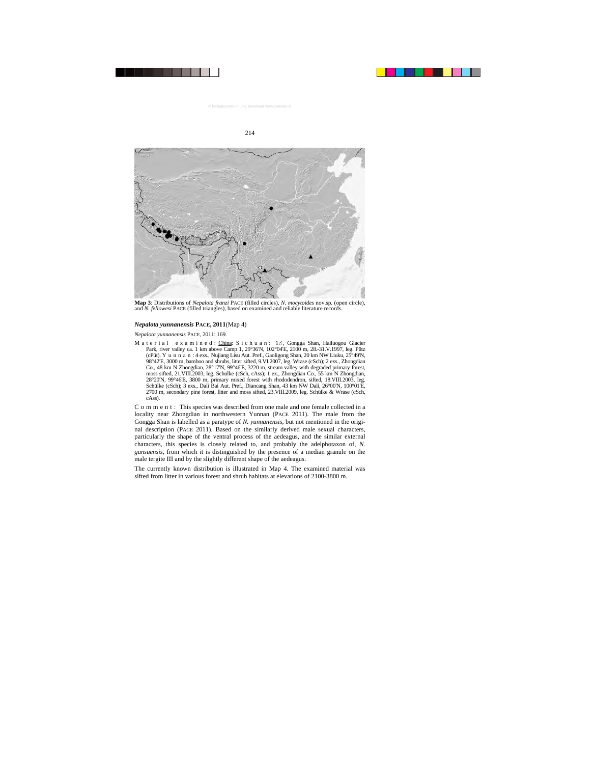**Map 3**: Distributions of *Nepalota franzi* PACE (filled circles), *N. mocytoides* nov.sp. (open circle), and *N. fellowesi* PACE (filled triangles), based on examined and reliable literature records.

### *Nepalota yunnanensis* PACE, 2011 (Map 4)

*Nepalota yunnanensis* PACE, 2011: 169.

Material examined: China: Sichuan: 1♂, Gongga Shan, Hailuogou Glacier Park, river valley ca. 1 km above Camp 1, 29°36'N, 102°04'E, 2100 m, 28.-31.V.1997, leg. Pütz (cPüt). Yunnan: 4 exs., Nujiang Lisu Aut. Pref., Gaoligong Shan, 20 km NW Liuku, 25°49'N, 98°42'E, 3000 m, bamboo and shrubs, litter sifted, 9.VI.2007, leg. Wrase (cSch); 2 exs., Zhongdian Co., 48 km N Zhongdian, 28°17'N, 99°46'E, 3220 m, stream valley with degraded primary forest, moss sifted, 21.VIII.2003, leg. Schülke (cSch, cAss); 1 ex., Zhongdian Co., 55 km N Zhongdian, 28°20'N, 99°46'E, 3800 m, primary mixed forest with rhododendron, sifted, 18.VIII.2003, leg. Schülke (cSch); 3 exs., Dali Bai Aut. Pref., Diancang Shan, 43 km NW Dali, 26°00'N, 100°01'E, 2700 m, secondary pine forest, litter and moss sifted, 23.VIII.2009, leg. Schülke & Wrase (cSch, cAss).

Comment: This species was described from one male and one female collected in a locality near Zhongdian in northwestern Yunnan (PACE 2011). The male from the Gongga Shan is labelled as a paratype of *N. yunnanensis*, but not mentioned in the original description (PACE 2011). Based on the similarly derived male sexual characters, particularly the shape of the ventral process of the aedeagus, and the similar external characters, this species is closely related to, and probably the adelphotaxon of, *N. gansuensis*, from which it is distinguished by the presence of a median granule on the male tergite III and by the slightly different shape of the aedeagus.

The currently known distribution is illustrated in Map 4. The examined material was sifted from litter in various forest and shrub habitats at elevations of 2100-3800 m.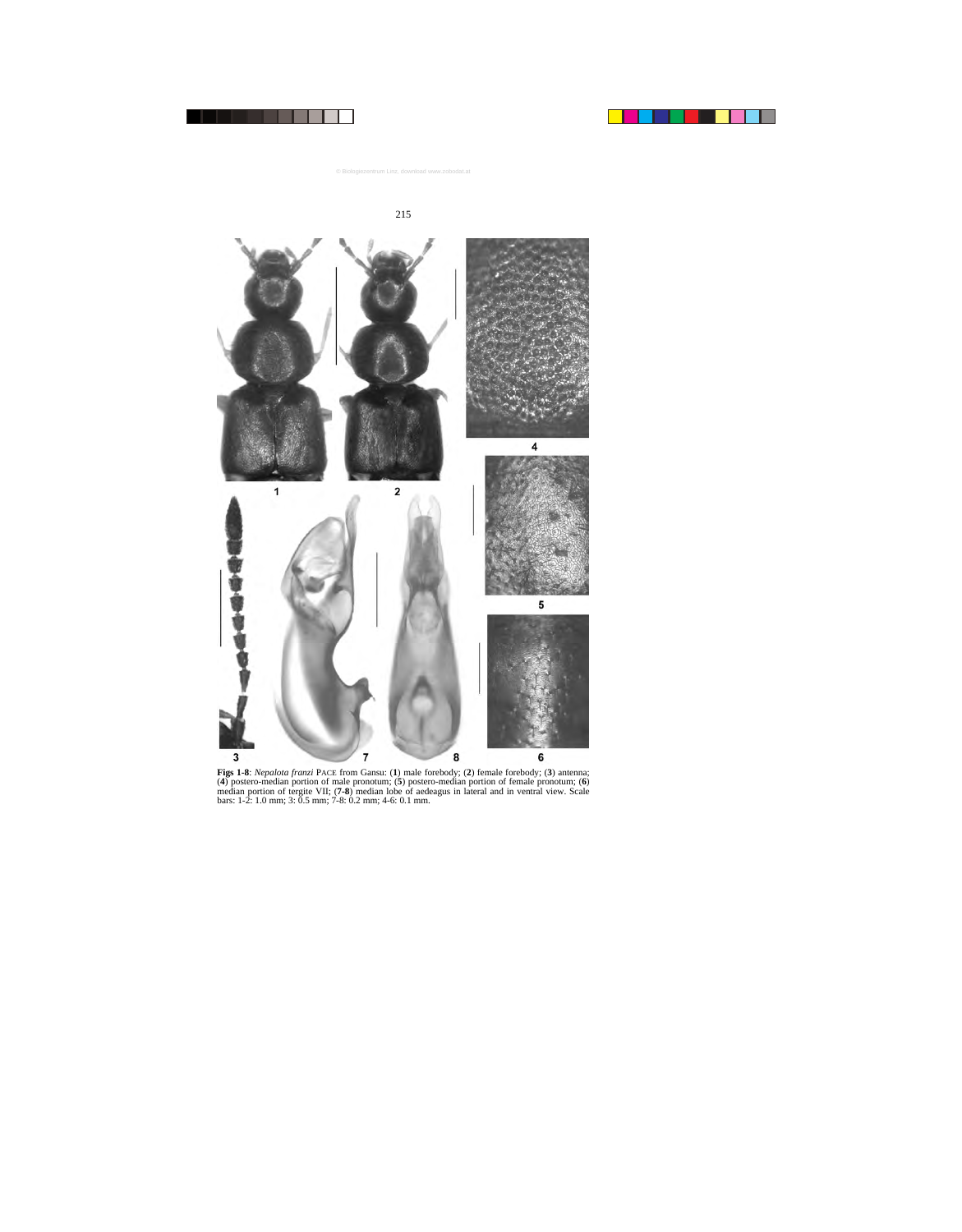**Figs 1-8**: *Nepalota franzi* PACE from Gansu: (**1**) male forebody; (**2**) female forebody; (**3**) antenna; (**4**) postero-median portion of male pronotum; (**5**) postero-median portion of female pronotum; (**6**) median portion of tergite VII; (**7-8**) median lobe of aedeagus in lateral and in ventral view. Scale bars: 1-2: 1.0 mm; 3: 0.5 mm; 7-8: 0.2 mm; 4-6: 0.1 mm.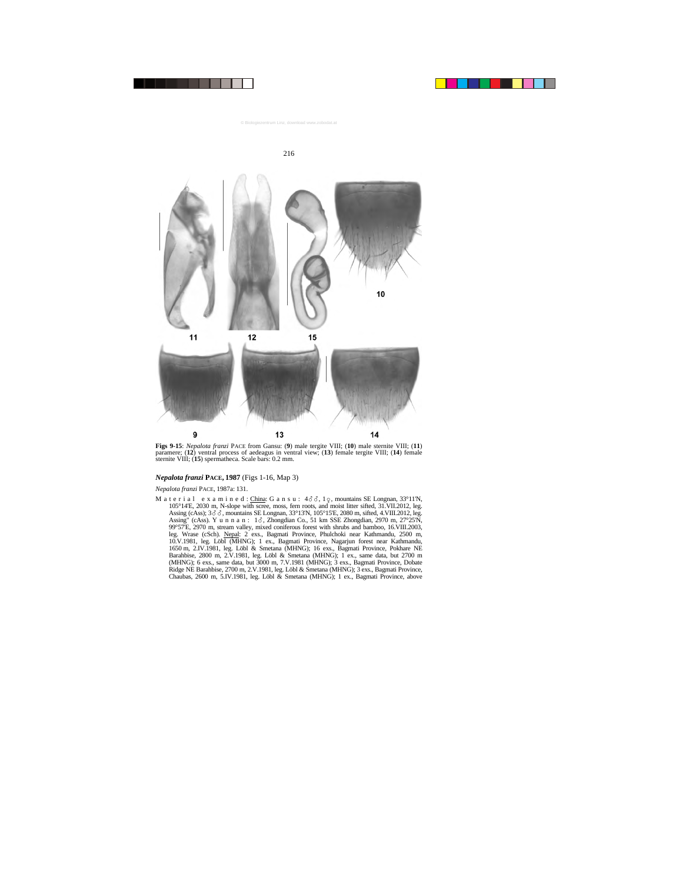**Figs 9-15**: *Nepalota franzi* PACE from Gansu: (**9**) male tergite VIII; (**10**) male sternite VIII; (**11**) paramere; (**12**) ventral process of aedeagus in ventral view; (**13**) female tergite VIII; (**14**) female sternite VIII; (**15**) spermatheca. Scale bars: 0.2 mm.

### *Nepalota franzi* PACE, 1987 (Figs 1-16, Map 3)

*Nepalota franzi* PACE, 1987a: 131.

M a t e r i a l   e x a m i n e d : China: G a n s u : 4♂♂, 1♀, mountains SE Longnan, 33°11'N, 105°14'E, 2030 m, N-slope with scree, moss, fern roots, and moist litter sifted, 31.VII.2012, leg. Assing (cAss); 3♂♂, mountains SE Longnan, 33°13'N, 105°15'E, 2080 m, sifted, 4.VIII.2012, leg. Assing" (cAss). Y u n n a n : 1♂, Zhongdian Co., 51 km SSE Zhongdian, 2970 m, 27°25'N, 99°57'E, 2970 m, stream valley, mixed coniferous forest with shrubs and bamboo, 16.VIII.2003, leg. Wrase (cSch). Nepal: 2 exs., Bagmati Province, Phulchoki near Kathmandu, 2500 m, 10.V.1981, leg. Löbl (MHNG); 1 ex., Bagmati Province, Nagarjun forest near Kathmandu, 1650 m, 2.IV.1981, leg. Löbl & Smetana (MHNG); 16 exs., Bagmati Province, Pokhare NE Barahbise, 2800 m, 2.V.1981, leg. Löbl & Smetana (MHNG); 1 ex., same data, but 2700 m (MHNG); 6 exs., same data, but 3000 m, 7.V.1981 (MHNG); 3 exs., Bagmati Province, Dobate Ridge NE Barahbise, 2700 m, 2.V.1981, leg. Löbl & Smetana (MHNG); 3 exs., Bagmati Province, Chaubas, 2600 m, 5.IV.1981, leg. Löbl & Smetana (MHNG); 1 ex., Bagmati Province, above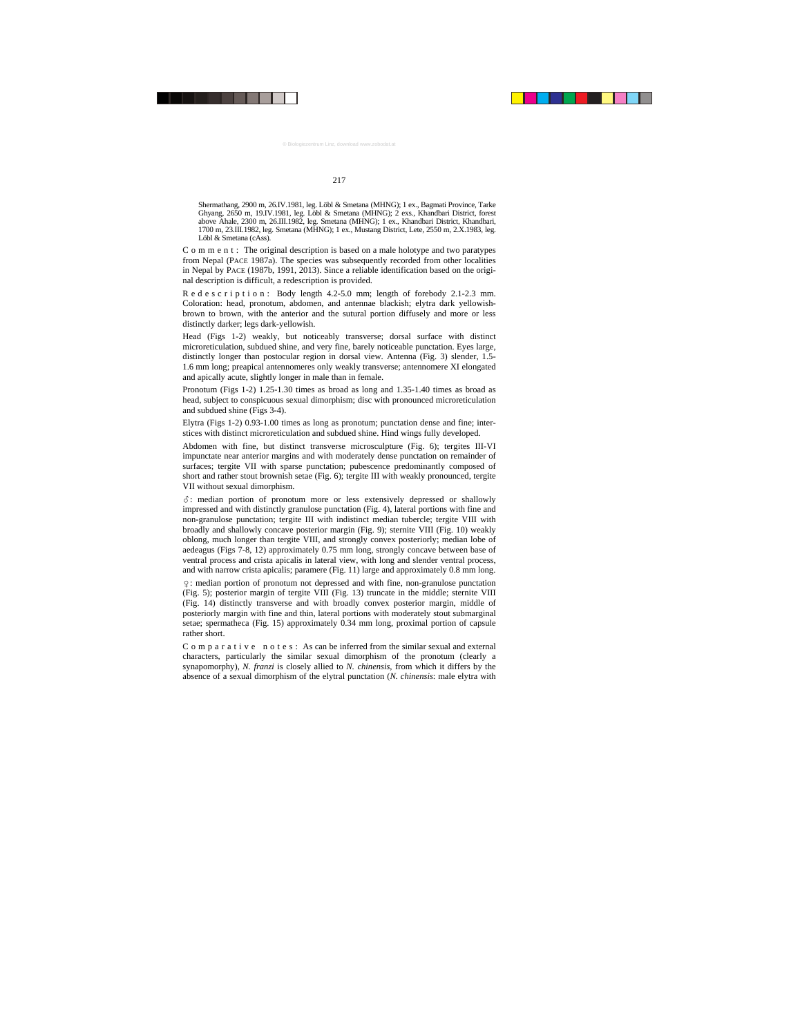Shermathang, 2900 m, 26.IV.1981, leg. Löbl & Smetana (MHNG); 1 ex., Bagmati Province, Tarke Ghyang, 2650 m, 19.IV.1981, leg. Löbl & Smetana (MHNG); 2 exs., Khandbari District, forest above Ahale, 2300 m, 26.III.1982, leg. Smetana (MHNG); 1 ex., Khandbari District, Khandbari, 1700 m, 23.III.1982, leg. Smetana (MHNG); 1 ex., Mustang District, Lete, 2550 m, 2.X.1983, leg. Löbl & Smetana (cAss).

C o m m e n t : The original description is based on a male holotype and two paratypes from Nepal (PACE 1987a). The species was subsequently recorded from other localities in Nepal by PACE (1987b, 1991, 2013). Since a reliable identification based on the original description is difficult, a redescription is provided.

R e d e s c r i p t i o n : Body length 4.2-5.0 mm; length of forebody 2.1-2.3 mm. Coloration: head, pronotum, abdomen, and antennae blackish; elytra dark yellowish-brown to brown, with the anterior and the sutural portion diffusely and more or less distinctly darker; legs dark-yellowish.

Head (Figs 1-2) weakly, but noticeably transverse; dorsal surface with distinct microreticulation, subdued shine, and very fine, barely noticeable punctation. Eyes large, distinctly longer than postocular region in dorsal view. Antenna (Fig. 3) slender, 1.5-1.6 mm long; preapical antennomeres only weakly transverse; antennomere XI elongated and apically acute, slightly longer in male than in female.

Pronotum (Figs 1-2) 1.25-1.30 times as broad as long and 1.35-1.40 times as broad as head, subject to conspicuous sexual dimorphism; disc with pronounced microreticulation and subdued shine (Figs 3-4).

Elytra (Figs 1-2) 0.93-1.00 times as long as pronotum; punctation dense and fine; interstices with distinct microreticulation and subdued shine. Hind wings fully developed.

Abdomen with fine, but distinct transverse microsculpture (Fig. 6); tergites III-VI impunctate near anterior margins and with moderately dense punctation on remainder of surfaces; tergite VII with sparse punctation; pubescence predominantly composed of short and rather stout brownish setae (Fig. 6); tergite III with weakly pronounced, tergite VII without sexual dimorphism.

♂: median portion of pronotum more or less extensively depressed or shallowly impressed and with distinctly granulose punctation (Fig. 4), lateral portions with fine and non-granulose punctation; tergite III with indistinct median tubercle; tergite VIII with broadly and shallowly concave posterior margin (Fig. 9); sternite VIII (Fig. 10) weakly oblong, much longer than tergite VIII, and strongly convex posteriorly; median lobe of aedeagus (Figs 7-8, 12) approximately 0.75 mm long, strongly concave between base of ventral process and crista apicalis in lateral view, with long and slender ventral process, and with narrow crista apicalis; paramere (Fig. 11) large and approximately 0.8 mm long.

♀: median portion of pronotum not depressed and with fine, non-granulose punctation (Fig. 5); posterior margin of tergite VIII (Fig. 13) truncate in the middle; sternite VIII (Fig. 14) distinctly transverse and with broadly convex posterior margin, middle of posteriorly margin with fine and thin, lateral portions with moderately stout submarginal setae; spermatheca (Fig. 15) approximately 0.34 mm long, proximal portion of capsule rather short.

C o m p a r a t i v e   n o t e s : As can be inferred from the similar sexual and external characters, particularly the similar sexual dimorphism of the pronotum (clearly a synapomorphy), *N. franzi* is closely allied to *N. chinensis*, from which it differs by the absence of a sexual dimorphism of the elytral punctation (*N. chinensis*: male elytra with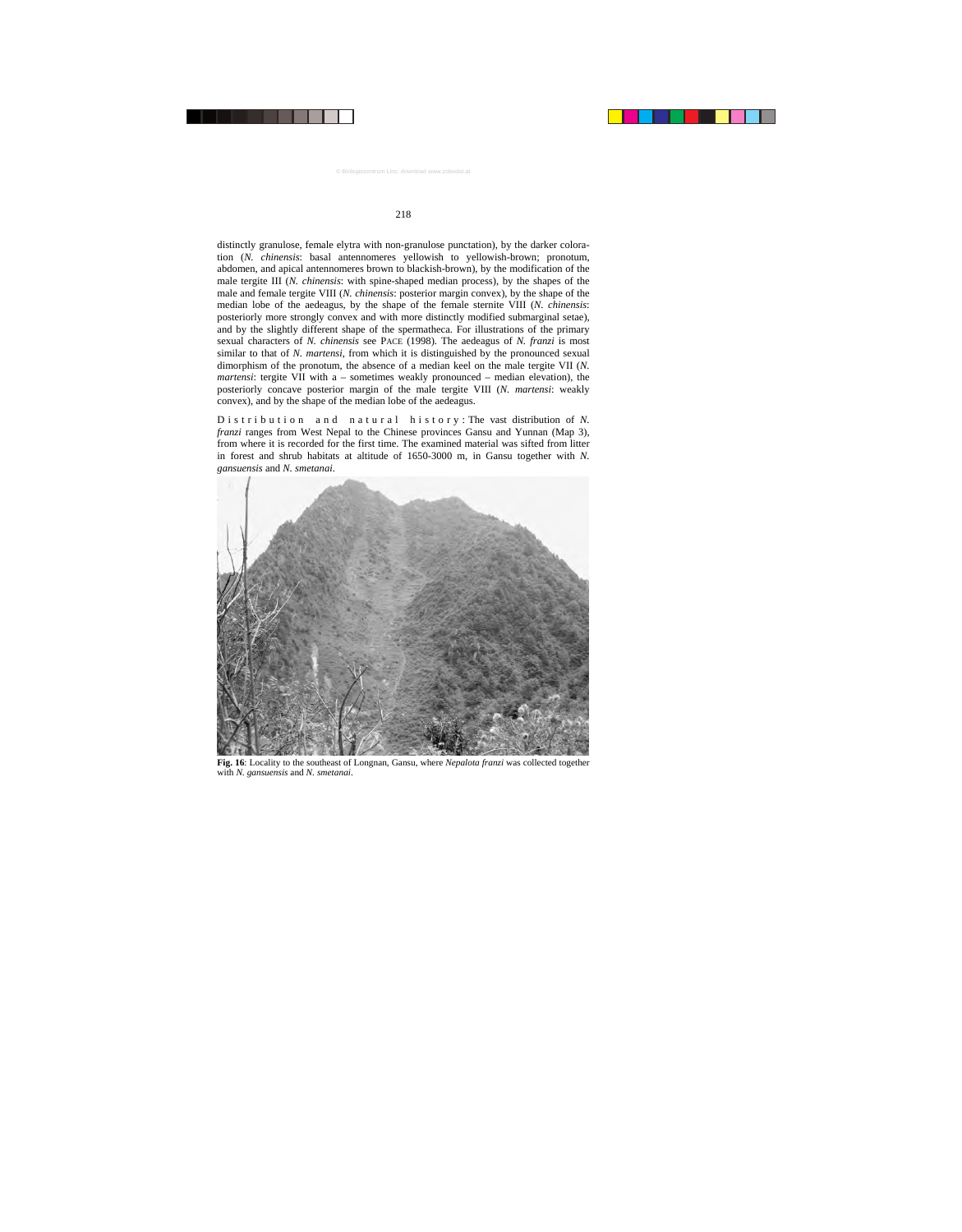distinctly granulose, female elytra with non-granulose punctation), by the darker coloration (*N. chinensis*: basal antennomeres yellowish to yellowish-brown; pronotum, abdomen, and apical antennomeres brown to blackish-brown), by the modification of the male tergite III (*N. chinensis*: with spine-shaped median process), by the shapes of the male and female tergite VIII (*N. chinensis*: posterior margin convex), by the shape of the median lobe of the aedeagus, by the shape of the female sternite VIII (*N. chinensis*: posteriorly more strongly convex and with more distinctly modified submarginal setae), and by the slightly different shape of the spermatheca. For illustrations of the primary sexual characters of *N. chinensis* see PACE (1998). The aedeagus of *N. franzi* is most similar to that of *N. martensi*, from which it is distinguished by the pronounced sexual dimorphism of the pronotum, the absence of a median keel on the male tergite VII (*N. martensi*: tergite VII with a – sometimes weakly pronounced – median elevation), the posteriorly concave posterior margin of the male tergite VIII (*N. martensi*: weakly convex), and by the shape of the median lobe of the aedeagus.

Distribution and natural history: The vast distribution of *N. franzi* ranges from West Nepal to the Chinese provinces Gansu and Yunnan (Map 3), from where it is recorded for the first time. The examined material was sifted from litter in forest and shrub habitats at altitude of 1650-3000 m, in Gansu together with *N. gansuensis* and *N. smetanai*.

**Fig. 16**: Locality to the southeast of Longnan, Gansu, where *Nepalota franzi* was collected together with *N. gansuensis* and *N. smetanai*.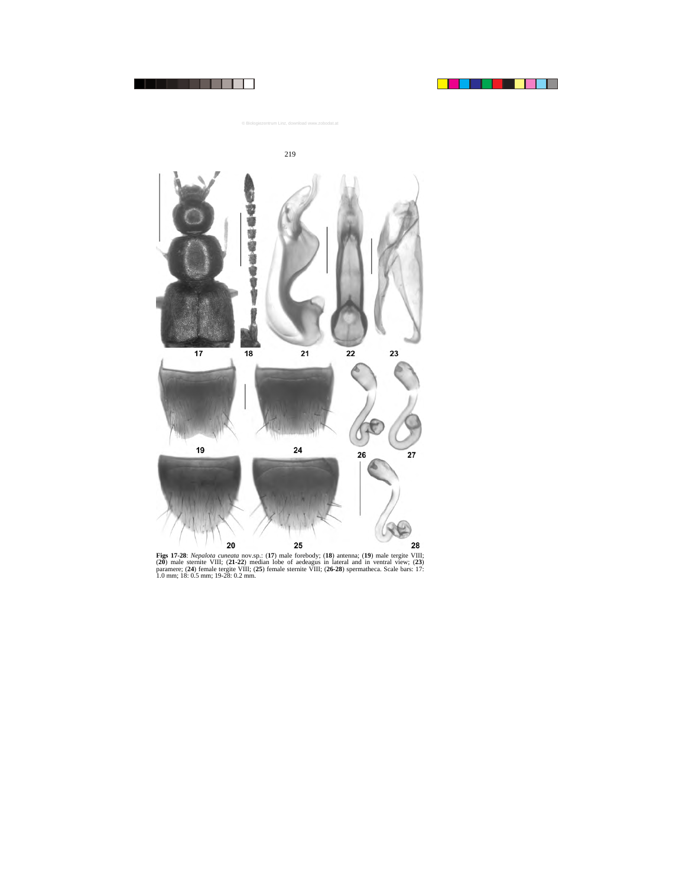**Figs 17-28**: *Nepalota cuneata* nov.sp.: (**17**) male forebody; (**18**) antenna; (**19**) male tergite VIII; (**20**) male sternite VIII; (**21-22**) median lobe of aedeagus in lateral and in ventral view; (**23**) paramere; (**24**) female tergite VIII; (**25**) female sternite VIII; (**26-28**) spermatheca. Scale bars: 17: 1.0 mm; 18: 0.5 mm; 19-28: 0.2 mm.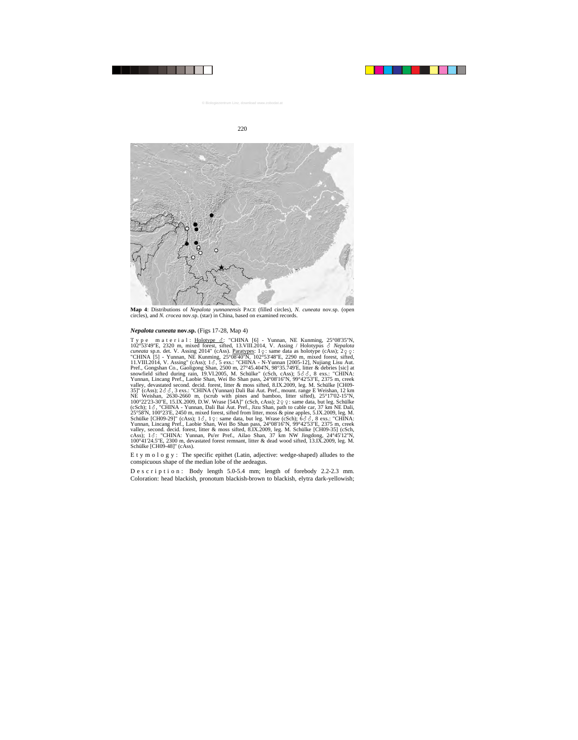**Map 4**: Distributions of *Nepalota yunnanensis* PACE (filled circles), *N. cuneata* nov.sp. (open circles), and *N. crocea* nov.sp. (star) in China, based on examined records.

***Nepalota cuneata*** **nov.sp.** (Figs 17-28, Map 4)

T y p e   m a t e r i a l : Holotype ♂: "CHINA [6] - Yunnan, NE Kunming, 25°08'35"N, 102°53'49"E, 2320 m, mixed forest, sifted, 13.VIII.2014, V. Assing / Holotypus ♂ *Nepalota cuneata* sp.n. det. V. Assing 2014" (cAss). Paratypes: 1♀: same data as holotype (cAss); 2♀♀: "CHINA [5] - Yunnan, NE Kunming, 25°08'40"N, 102°53'48"E, 2290 m, mixed forest, sifted, 11.VIII.2014, V. Assing" (cAss); 1♂, 5 exs.: "CHINA - N-Yunnan [2005-12], Nujiang Lisu Aut. Pref., Gongshan Co., Gaoligong Shan, 2500 m, 27°45.404'N, 98°35.749'E, litter & debries [sic] at snowfield sifted during rain, 19.VI.2005, M. Schülke" (cSch, cAss); 5♂♂, 8 exs.: "CHINA: Yunnan, Lincang Pref., Laobie Shan, Wei Bo Shan pass, 24°08'16"N, 99°42'53"E, 2375 m, creek valley, devastated second. decid. forest, litter & moss sifted, 8.IX.2009, leg. M. Schülke [CH09-35]" (cAss); 2♂♂, 3 exs.: "CHINA (Yunnan) Dali Bai Aut. Pref., mount. range E Weishan, 12 km NE Weishan, 2630-2660 m, (scrub with pines and bamboo, litter sifted), 25°17'02-15"N, 100°22'23-30"E, 15.IX.2009, D.W. Wrase [54A]" (cSch, cAss); 2♀♀: same data, but leg. Schülke (cSch); 1♂, "CHINA - Yunnan, Dali Bai Aut. Pref., Jizu Shan, path to cable car, 37 km NE Dali, 25°58'N, 100°23'E, 2450 m, mixed forest, sifted from litter, moss & pine apples, 5.IX.2009, leg. M. Schülke [CH09-29]" (cAss); 1♂, 1♀: same data, but leg. Wrase (cSch); 6♂♂, 8 exs.: "CHINA: Yunnan, Lincang Pref., Laobie Shan, Wei Bo Shan pass, 24°08'16"N, 99°42'53"E, 2375 m, creek valley, second. decid. forest, litter & moss sifted, 8.IX.2009, leg. M. Schülke [CH09-35] (cSch, cAss); 1♂: "CHINA: Yunnan, Pu'er Pref., Ailao Shan, 37 km NW Jingdong, 24°45'12"N, 100°41'24.5"E, 2300 m, devastated forest remnant, litter & dead wood sifted, 13.IX.2009, leg. M. Schülke [CH09-48]" (cAss).

E t y m o l o g y : The specific epithet (Latin, adjective: wedge-shaped) alludes to the conspicuous shape of the median lobe of the aedeagus.

D e s c r i p t i o n : Body length 5.0-5.4 mm; length of forebody 2.2-2.3 mm. Coloration: head blackish, pronotum blackish-brown to blackish, elytra dark-yellowish;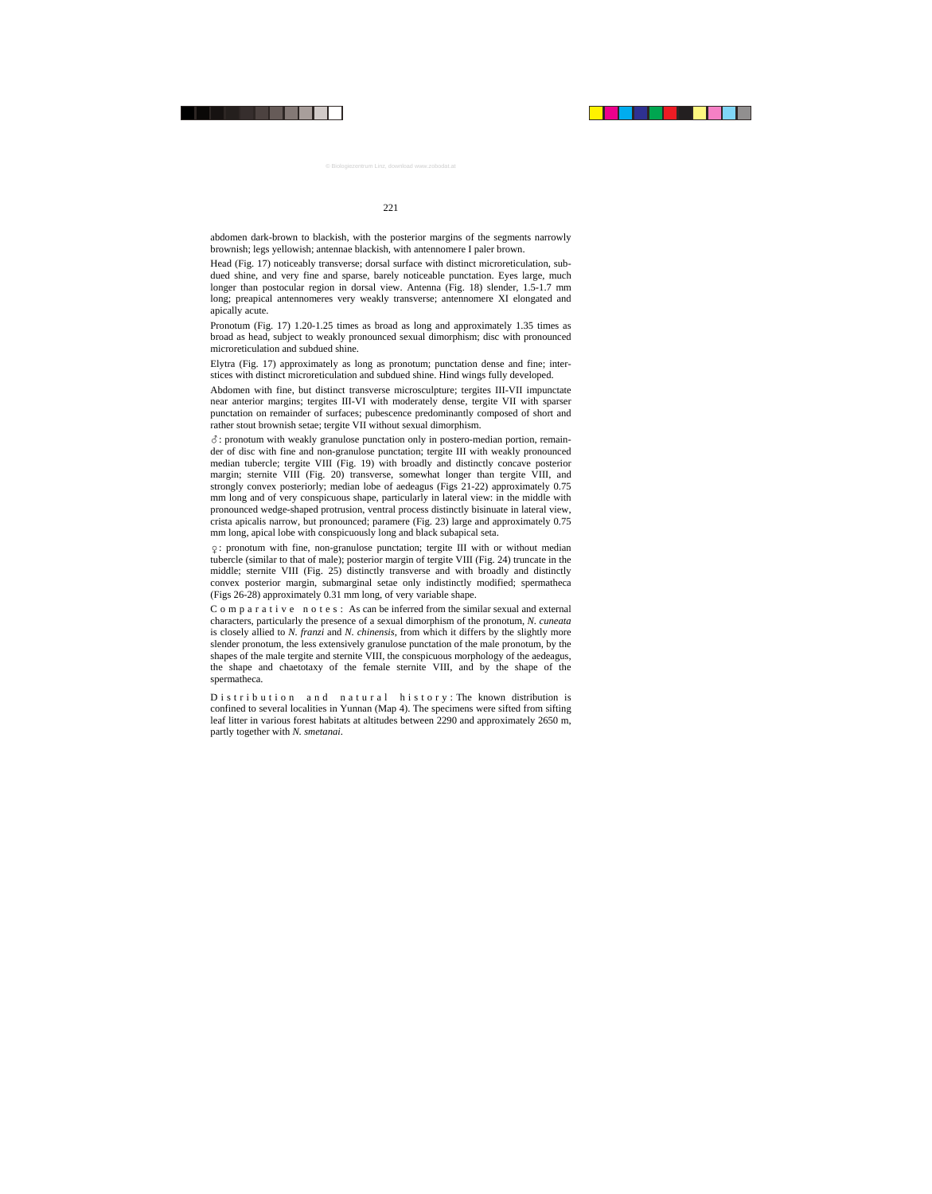abdomen dark-brown to blackish, with the posterior margins of the segments narrowly brownish; legs yellowish; antennae blackish, with antennomere I paler brown.

Head (Fig. 17) noticeably transverse; dorsal surface with distinct microreticulation, subdued shine, and very fine and sparse, barely noticeable punctation. Eyes large, much longer than postocular region in dorsal view. Antenna (Fig. 18) slender, 1.5-1.7 mm long; preapical antennomeres very weakly transverse; antennomere XI elongated and apically acute.

Pronotum (Fig. 17) 1.20-1.25 times as broad as long and approximately 1.35 times as broad as head, subject to weakly pronounced sexual dimorphism; disc with pronounced microreticulation and subdued shine.

Elytra (Fig. 17) approximately as long as pronotum; punctation dense and fine; interstices with distinct microreticulation and subdued shine. Hind wings fully developed.

Abdomen with fine, but distinct transverse microsculpture; tergites III-VII impunctate near anterior margins; tergites III-VI with moderately dense, tergite VII with sparser punctation on remainder of surfaces; pubescence predominantly composed of short and rather stout brownish setae; tergite VII without sexual dimorphism.

♂: pronotum with weakly granulose punctation only in postero-median portion, remainder of disc with fine and non-granulose punctation; tergite III with weakly pronounced median tubercle; tergite VIII (Fig. 19) with broadly and distinctly concave posterior margin; sternite VIII (Fig. 20) transverse, somewhat longer than tergite VIII, and strongly convex posteriorly; median lobe of aedeagus (Figs 21-22) approximately 0.75 mm long and of very conspicuous shape, particularly in lateral view: in the middle with pronounced wedge-shaped protrusion, ventral process distinctly bisinuate in lateral view, crista apicalis narrow, but pronounced; paramere (Fig. 23) large and approximately 0.75 mm long, apical lobe with conspicuously long and black subapical seta.

♀: pronotum with fine, non-granulose punctation; tergite III with or without median tubercle (similar to that of male); posterior margin of tergite VIII (Fig. 24) truncate in the middle; sternite VIII (Fig. 25) distinctly transverse and with broadly and distinctly convex posterior margin, submarginal setae only indistinctly modified; spermatheca (Figs 26-28) approximately 0.31 mm long, of very variable shape.

Comparative notes: As can be inferred from the similar sexual and external characters, particularly the presence of a sexual dimorphism of the pronotum, *N. cuneata* is closely allied to *N. franzi* and *N. chinensis*, from which it differs by the slightly more slender pronotum, the less extensively granulose punctation of the male pronotum, by the shapes of the male tergite and sternite VIII, the conspicuous morphology of the aedeagus, the shape and chaetotaxy of the female sternite VIII, and by the shape of the spermatheca.

Distribution and natural history: The known distribution is confined to several localities in Yunnan (Map 4). The specimens were sifted from sifting leaf litter in various forest habitats at altitudes between 2290 and approximately 2650 m, partly together with *N. smetanai*.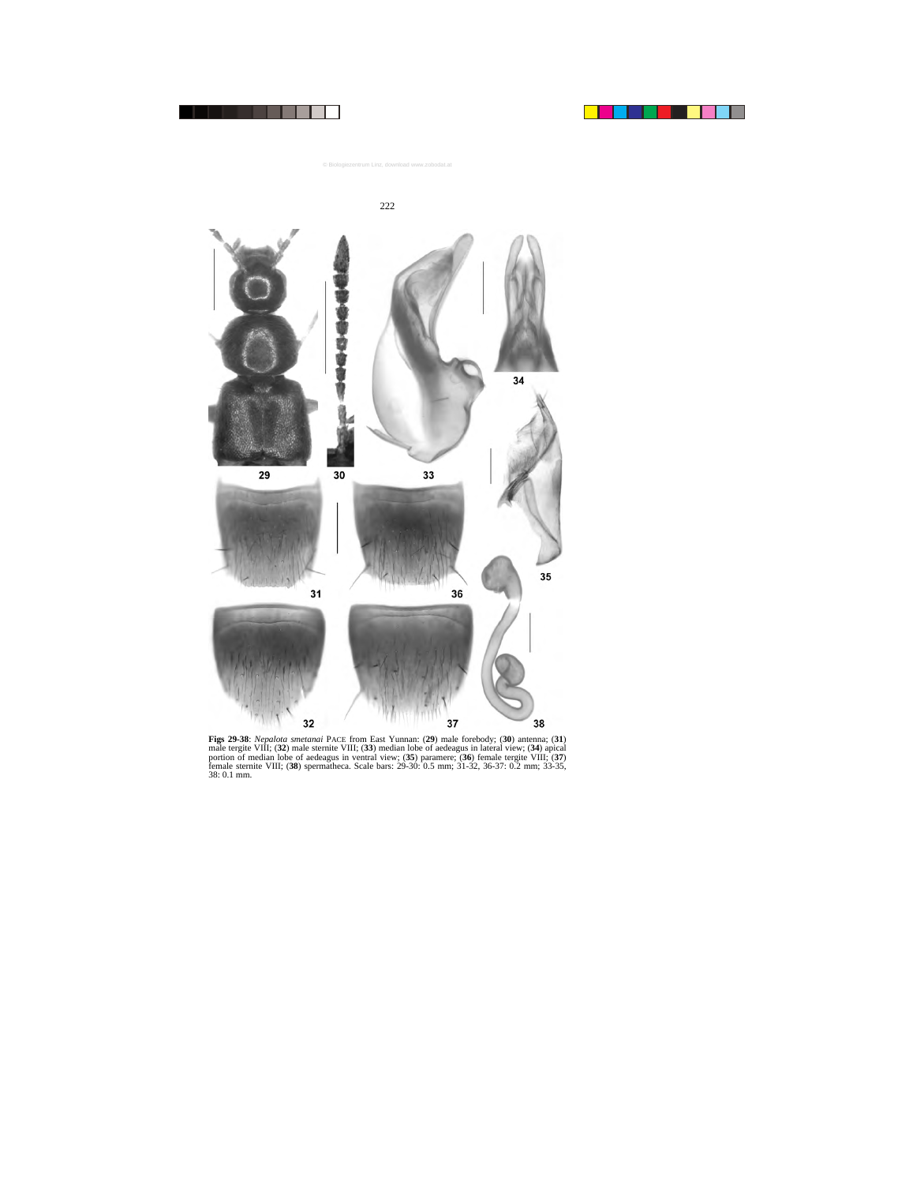**Figs 29-38**: *Nepalota smetanai* PACE from East Yunnan: (**29**) male forebody; (**30**) antenna; (**31**) male tergite VIII; (**32**) male sternite VIII; (**33**) median lobe of aedeagus in lateral view; (**34**) apical portion of median lobe of aedeagus in ventral view; (**35**) paramere; (**36**) female tergite VIII; (**37**) female sternite VIII; (**38**) spermatheca. Scale bars: 29-30: 0.5 mm; 31-32, 36-37: 0.2 mm; 33-35, 38: 0.1 mm.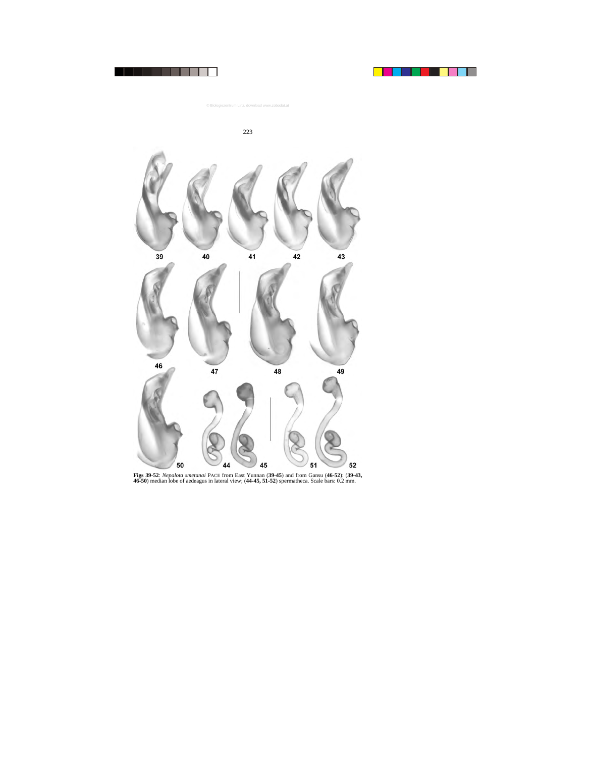**Figs 39-52**: *Nepalota smetanai* PACE from East Yunnan (**39-45**) and from Gansu (**46-52**): (**39-43, 46-50**) median lobe of aedeagus in lateral view; (**44-45, 51-52**) spermatheca. Scale bars: 0.2 mm.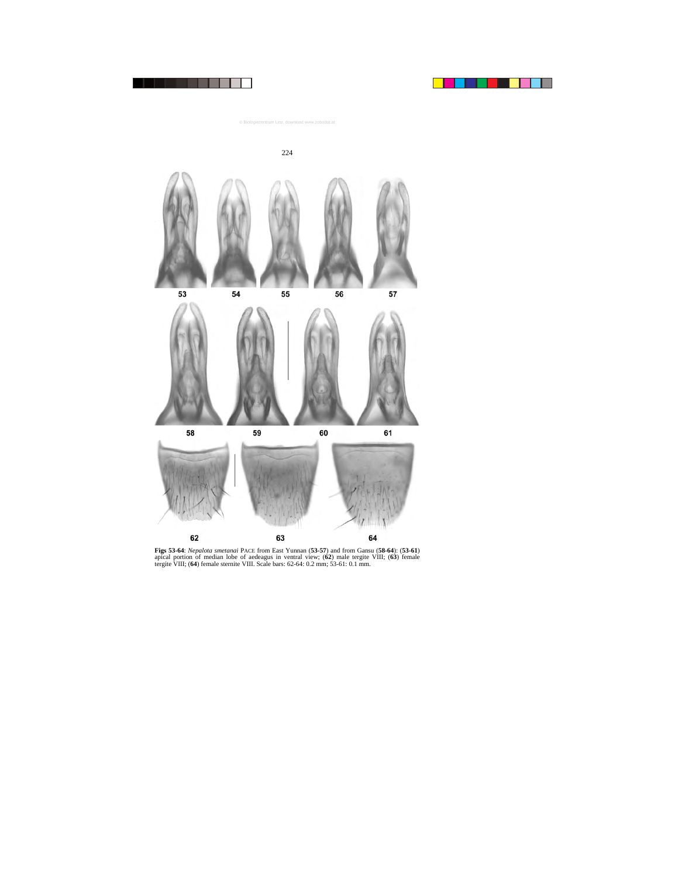**Figs 53-64**: *Nepalota smetanai* PACE from East Yunnan (**53-57**) and from Gansu (**58-64**): (**53-61**) apical portion of median lobe of aedeagus in ventral view; (**62**) male tergite VIII; (**63**) female tergite VIII; (**64**) female sternite VIII. Scale bars: 62-64: 0.2 mm; 53-61: 0.1 mm.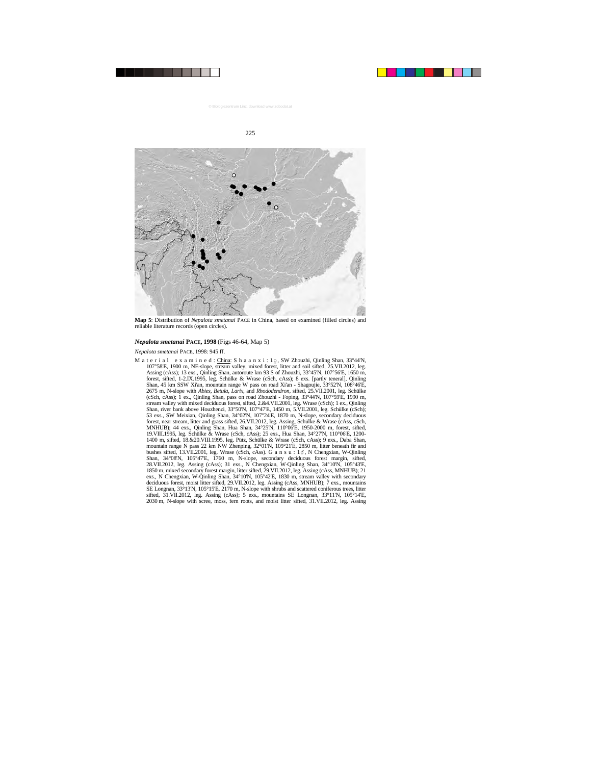**Map 5**: Distribution of *Nepalota smetanai* PACE in China, based on examined (filled circles) and reliable literature records (open circles).

### *Nepalota smetanai* PACE, 1998 (Figs 46-64, Map 5)

*Nepalota smetanai* PACE, 1998: 945 ff.

M a t e r i a l e x a m i n e d : China: S h a a n x i : 1♀, SW Zhouzhi, Qinling Shan, 33°44'N, 107°58'E, 1900 m, NE-slope, stream valley, mixed forest, litter and soil sifted, 25.VII.2012, leg. Assing (cAss); 13 exs., Qinling Shan, autoroute km 93 S of Zhouzhi, 33°45'N, 107°56'E, 1650 m, forest, sifted, 1-2.IX.1995, leg. Schülke & Wrase (cSch, cAss); 8 exs. [partly teneral], Qinling Shan, 45 km SSW Xi'an, mountain range W pass on road Xi'an - Shagoujie, 33°52'N, 108°46'E, 2675 m, N-slope with *Abies*, *Betula*, *Larix*, and *Rhododendron*, sifted, 25.VII.2001, leg. Schülke (cSch, cAss); 1 ex., Qinling Shan, pass on road Zhouzhi - Foping, 33°44'N, 107°59'E, 1990 m, stream valley with mixed deciduous forest, sifted, 2.&4.VII.2001, leg. Wrase (cSch); 1 ex., Qinling Shan, river bank above Houzhenzi, 33°50'N, 107°47'E, 1450 m, 5.VII.2001, leg. Schülke (cSch); 53 exs., SW Meixian, Qinling Shan, 34°02'N, 107°24'E, 1870 m, N-slope, secondary deciduous forest, near stream, litter and grass sifted, 26.VII.2012, leg. Assing, Schülke & Wrase (cAss, cSch, MNHUB); 44 exs., Qinling Shan, Hua Shan, 34°25'N, 110°06'E, 1950-2000 m, forest, sifted, 19.VIII.1995, leg. Schülke & Wrase (cSch, cAss); 25 exs., Hua Shan, 34°27'N, 110°06'E, 1200-1400 m, sifted, 18.&20.VIII.1995, leg. Pütz, Schülke & Wrase (cSch, cAss); 9 exs., Daba Shan, mountain range N pass 22 km NW Zhenping, 32°01'N, 109°21'E, 2850 m, litter beneath fir and bushes sifted, 13.VII.2001, leg. Wrase (cSch, cAss). G a n s u : 1♂, N Chengxian, W-Qinling Shan, 34°08'N, 105°47'E, 1760 m, N-slope, secondary deciduous forest margin, sifted, 28.VII.2012, leg. Assing (cAss); 31 exs., N Chengxian, W-Qinling Shan, 34°10'N, 105°43'E, 1850 m, mixed secondary forest margin, litter sifted, 29.VII.2012, leg. Assing (cAss, MNHUB); 21 exs., N Chengxian, W-Qinling Shan, 34°10'N, 105°42'E, 1830 m, stream valley with secondary deciduous forest, moist litter sifted, 29.VII.2012, leg. Assing (cAss, MNHUB); 7 exs., mountains SE Longnan, 33°13'N, 105°15'E, 2170 m, N-slope with shrubs and scattered coniferous trees, litter sifted, 31.VII.2012, leg. Assing (cAss); 5 exs., mountains SE Longnan, 33°11'N, 105°14'E, 2030 m, N-slope with scree, moss, fern roots, and moist litter sifted, 31.VII.2012, leg. Assing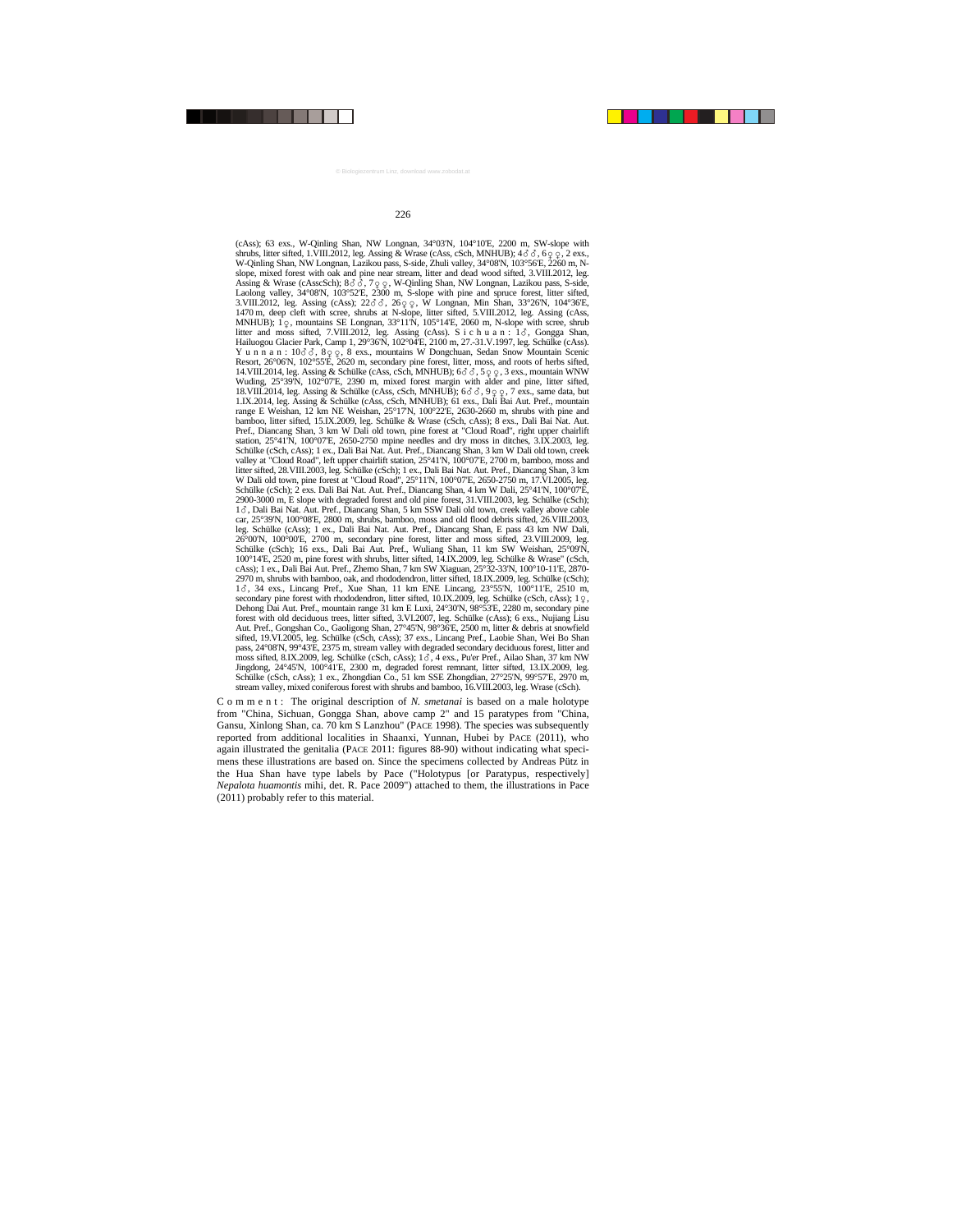(cAss); 63 exs., W-Qinling Shan, NW Longnan, 34°03'N, 104°10'E, 2200 m, SW-slope with shrubs, litter sifted, 1.VIII.2012, leg. Assing & Wrase (cAss, cSch, MNHUB); 4♂♂, 6♀♀, 2 exs., W-Qinling Shan, NW Longnan, Lazikou pass, S-side, Zhuli valley, 34°08'N, 103°56'E, 2260 m, N-slope, mixed forest with oak and pine near stream, litter and dead wood sifted, 3.VIII.2012, leg. Assing & Wrase (cAsscSch); 8♂♂, 7♀♀, W-Qinling Shan, NW Longnan, Lazikou pass, S-side, Laolong valley, 34°08'N, 103°52'E, 2300 m, S-slope with pine and spruce forest, litter sifted, 3.VIII.2012, leg. Assing (cAss); 22♂♂, 26♀♀, W Longnan, Min Shan, 33°26'N, 104°36'E, 1470 m, deep cleft with scree, shrubs at N-slope, litter sifted, 5.VIII.2012, leg. Assing (cAss, MNHUB); 1♀, mountains SE Longnan, 33°11'N, 105°14'E, 2060 m, N-slope with scree, shrub litter and moss sifted, 7.VIII.2012, leg. Assing (cAss). S i c h u a n : 1♂, Gongga Shan, Hailuogou Glacier Park, Camp 1, 29°36'N, 102°04'E, 2100 m, 27.-31.V.1997, leg. Schülke (cAss). Y u n n a n : 10♂♂, 8♀♀, 8 exs., mountains W Dongchuan, Sedan Snow Mountain Scenic Resort, 26°06'N, 102°55'E, 2620 m, secondary pine forest, litter, moss, and roots of herbs sifted, 14.VIII.2014, leg. Assing & Schülke (cAss, cSch, MNHUB); 6♂♂, 5♀♀, 3 exs., mountain WNW Wuding, 25°39'N, 102°07'E, 2390 m, mixed forest margin with alder and pine, litter sifted, 18.VIII.2014, leg. Assing & Schülke (cAss, cSch, MNHUB); 6♂♂, 9♀♀, 7 exs., same data, but 1.IX.2014, leg. Assing & Schülke (cAss, cSch, MNHUB); 61 exs., Dali Bai Aut. Pref., mountain range E Weishan, 12 km NE Weishan, 25°17'N, 100°22'E, 2630-2660 m, shrubs with pine and bamboo, litter sifted, 15.IX.2009, leg. Schülke & Wrase (cSch, cAss); 8 exs., Dali Bai Nat. Aut. Pref., Diancang Shan, 3 km W Dali old town, pine forest at "Cloud Road", right upper chairlift station, 25°41'N, 100°07'E, 2650-2750 mpine needles and dry moss in ditches, 3.IX.2003, leg. Schülke (cSch, cAss); 1 ex., Dali Bai Nat. Aut. Pref., Diancang Shan, 3 km W Dali old town, creek valley at "Cloud Road", left upper chairlift station, 25°41'N, 100°07'E, 2700 m, bamboo, moss and litter sifted, 28.VIII.2003, leg. Schülke (cSch); 1 ex., Dali Bai Nat. Aut. Pref., Diancang Shan, 3 km W Dali old town, pine forest at "Cloud Road", 25°11'N, 100°07'E, 2650-2750 m, 17.VI.2005, leg. Schülke (cSch); 2 exs. Dali Bai Nat. Aut. Pref., Diancang Shan, 4 km W Dali, 25°41'N, 100°07'E, 2900-3000 m, E slope with degraded forest and old pine forest, 31.VIII.2003, leg. Schülke (cSch); 1♂, Dali Bai Nat. Aut. Pref., Diancang Shan, 5 km SSW Dali old town, creek valley above cable car, 25°39'N, 100°08'E, 2800 m, shrubs, bamboo, moss and old flood debris sifted, 26.VIII.2003, leg. Schülke (cAss); 1 ex., Dali Bai Nat. Aut. Pref., Diancang Shan, E pass 43 km NW Dali, 26°00'N, 100°00'E, 2700 m, secondary pine forest, litter and moss sifted, 23.VIII.2009, leg. Schülke (cSch); 16 exs., Dali Bai Aut. Pref., Wuliang Shan, 11 km SW Weishan, 25°09'N, 100°14'E, 2520 m, pine forest with shrubs, litter sifted, 14.IX.2009, leg. Schülke & Wrase" (cSch, cAss); 1 ex., Dali Bai Aut. Pref., Zhemo Shan, 7 km SW Xiaguan, 25°32-33'N, 100°10-11'E, 2870-2970 m, shrubs with bamboo, oak, and rhododendron, litter sifted, 18.IX.2009, leg. Schülke (cSch); 1♂, 34 exs., Lincang Pref., Xue Shan, 11 km ENE Lincang, 23°55'N, 100°11'E, 2510 m, secondary pine forest with rhododendron, litter sifted, 10.IX.2009, leg. Schülke (cSch, cAss); 1♀, Dehong Dai Aut. Pref., mountain range 31 km E Luxi, 24°30'N, 98°53'E, 2280 m, secondary pine forest with old deciduous trees, litter sifted, 3.VI.2007, leg. Schülke (cAss); 6 exs., Nujiang Lisu Aut. Pref., Gongshan Co., Gaoligong Shan, 27°45'N, 98°36'E, 2500 m, litter & debris at snowfield sifted, 19.VI.2005, leg. Schülke (cSch, cAss); 37 exs., Lincang Pref., Laobie Shan, Wei Bo Shan pass, 24°08'N, 99°43'E, 2375 m, stream valley with degraded secondary deciduous forest, litter and moss sifted, 8.IX.2009, leg. Schülke (cSch, cAss); 1♂, 4 exs., Pu'er Pref., Ailao Shan, 37 km NW Jingdong, 24°45'N, 100°41'E, 2300 m, degraded forest remnant, litter sifted, 13.IX.2009, leg. Schülke (cSch, cAss); 1 ex., Zhongdian Co., 51 km SSE Zhongdian, 27°25'N, 99°57'E, 2970 m, stream valley, mixed coniferous forest with shrubs and bamboo, 16.VIII.2003, leg. Wrase (cSch).

C o m m e n t : The original description of *N. smetanai* is based on a male holotype from "China, Sichuan, Gongga Shan, above camp 2" and 15 paratypes from "China, Gansu, Xinlong Shan, ca. 70 km S Lanzhou" (PACE 1998). The species was subsequently reported from additional localities in Shaanxi, Yunnan, Hubei by PACE (2011), who again illustrated the genitalia (PACE 2011: figures 88-90) without indicating what specimens these illustrations are based on. Since the specimens collected by Andreas Pütz in the Hua Shan have type labels by Pace ("Holotypus [or Paratypus, respectively] *Nepalota huamontis* mihi, det. R. Pace 2009") attached to them, the illustrations in Pace (2011) probably refer to this material.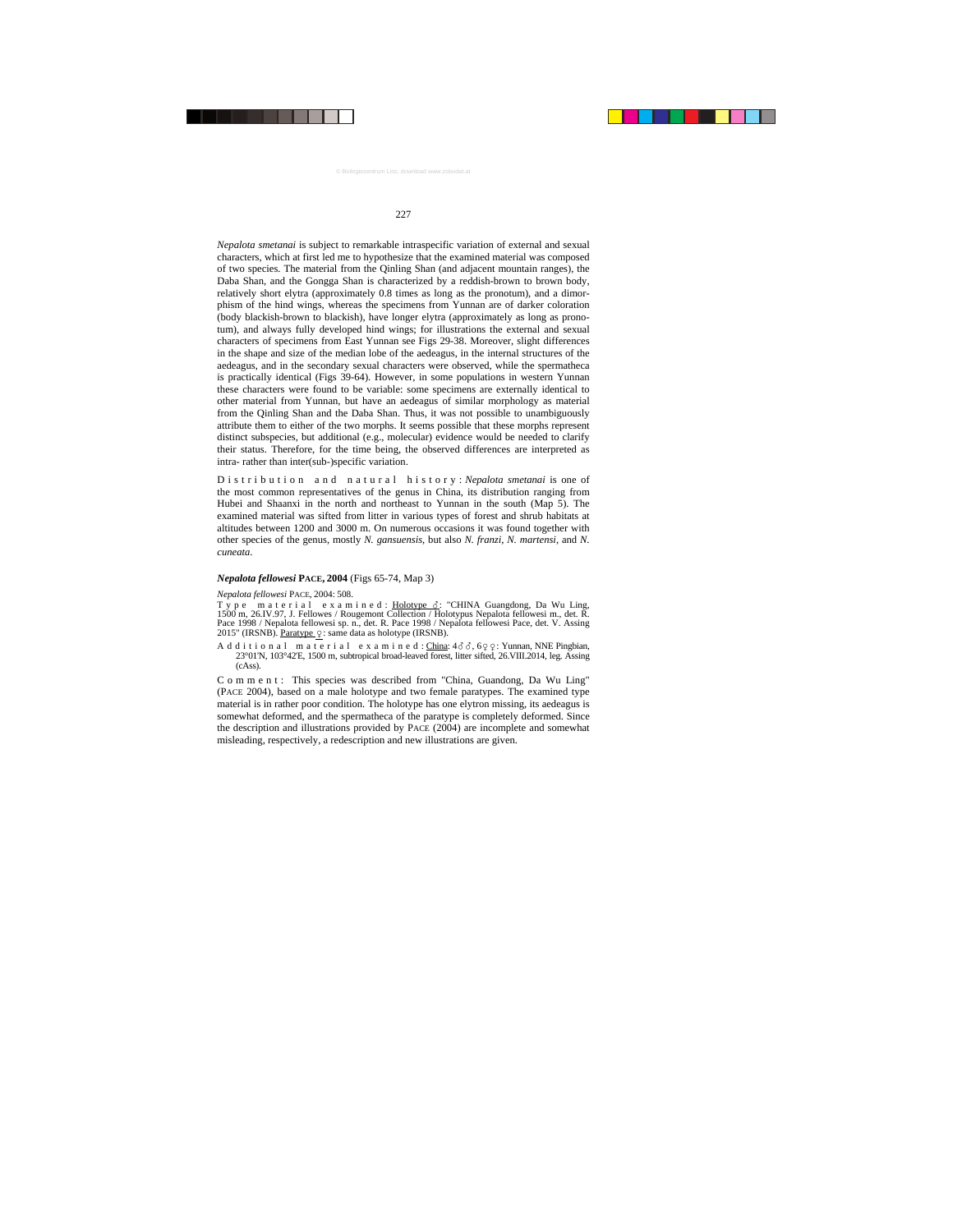*Nepalota smetanai* is subject to remarkable intraspecific variation of external and sexual characters, which at first led me to hypothesize that the examined material was composed of two species. The material from the Qinling Shan (and adjacent mountain ranges), the Daba Shan, and the Gongga Shan is characterized by a reddish-brown to brown body, relatively short elytra (approximately 0.8 times as long as the pronotum), and a dimorphism of the hind wings, whereas the specimens from Yunnan are of darker coloration (body blackish-brown to blackish), have longer elytra (approximately as long as pronotum), and always fully developed hind wings; for illustrations the external and sexual characters of specimens from East Yunnan see Figs 29-38. Moreover, slight differences in the shape and size of the median lobe of the aedeagus, in the internal structures of the aedeagus, and in the secondary sexual characters were observed, while the spermatheca is practically identical (Figs 39-64). However, in some populations in western Yunnan these characters were found to be variable: some specimens are externally identical to other material from Yunnan, but have an aedeagus of similar morphology as material from the Qinling Shan and the Daba Shan. Thus, it was not possible to unambiguously attribute them to either of the two morphs. It seems possible that these morphs represent distinct subspecies, but additional (e.g., molecular) evidence would be needed to clarify their status. Therefore, for the time being, the observed differences are interpreted as intra- rather than inter(sub-)specific variation.

D i s t r i b u t i o n   a n d   n a t u r a l   h i s t o r y : *Nepalota smetanai* is one of the most common representatives of the genus in China, its distribution ranging from Hubei and Shaanxi in the north and northeast to Yunnan in the south (Map 5). The examined material was sifted from litter in various types of forest and shrub habitats at altitudes between 1200 and 3000 m. On numerous occasions it was found together with other species of the genus, mostly *N. gansuensis*, but also *N. franzi*, *N. martensi*, and *N. cuneata*.

### *Nepalota fellowesi* PACE, 2004 (Figs 65-74, Map 3)

*Nepalota fellowesi* PACE, 2004: 508.

T y p e   m a t e r i a l   e x a m i n e d : Holotype ♂: "CHINA Guangdong, Da Wu Ling, 1500 m, 26.IV.97, J. Fellowes / Rougemont Collection / Holotypus Nepalota fellowesi m., det. R. Pace 1998 / Nepalota fellowesi sp. n., det. R. Pace 1998 / Nepalota fellowesi Pace, det. V. Assing 2015" (IRSNB). Paratype ♀: same data as holotype (IRSNB).

A d d i t i o n a l   m a t e r i a l   e x a m i n e d : China: 4♂♂, 6♀♀: Yunnan, NNE Pingbian, 23°01'N, 103°42'E, 1500 m, subtropical broad-leaved forest, litter sifted, 26.VIII.2014, leg. Assing (cAss).

C o m m e n t : This species was described from "China, Guandong, Da Wu Ling" (PACE 2004), based on a male holotype and two female paratypes. The examined type material is in rather poor condition. The holotype has one elytron missing, its aedeagus is somewhat deformed, and the spermatheca of the paratype is completely deformed. Since the description and illustrations provided by PACE (2004) are incomplete and somewhat misleading, respectively, a redescription and new illustrations are given.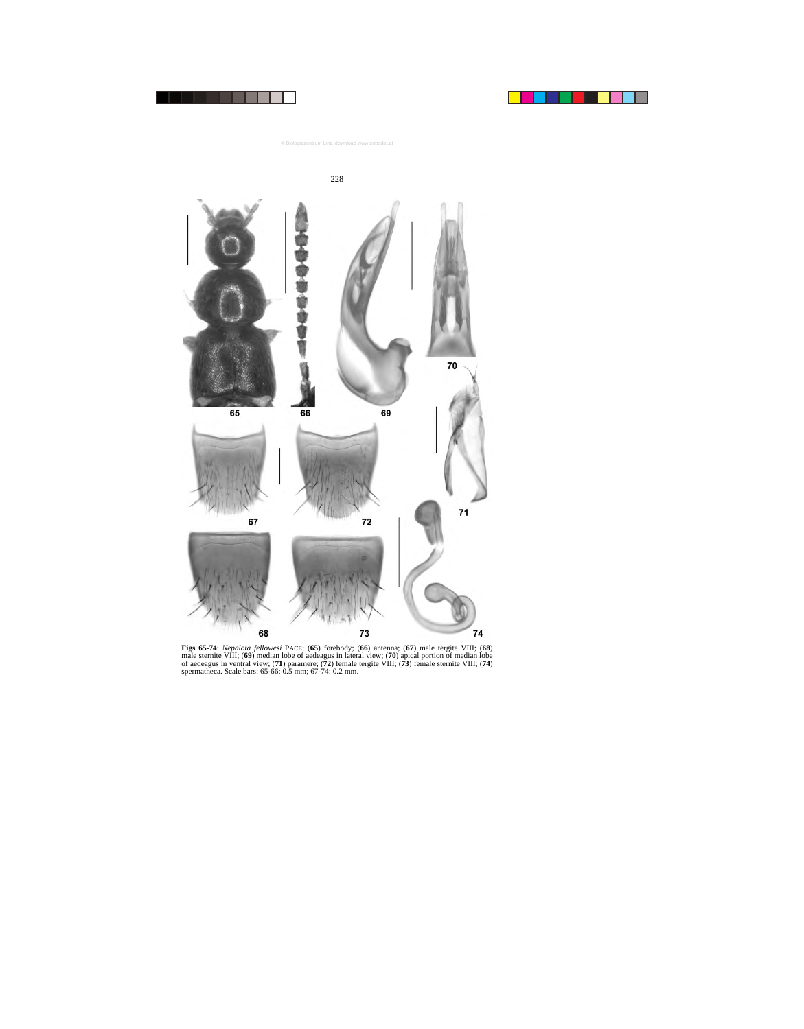**Figs 65-74**: *Nepalota fellowesi* PACE: (**65**) forebody; (**66**) antenna; (**67**) male tergite VIII; (**68**) male sternite VIII; (**69**) median lobe of aedeagus in lateral view; (**70**) apical portion of median lobe of aedeagus in ventral view; (**71**) paramere; (**72**) female tergite VIII; (**73**) female sternite VIII; (**74**) spermatheca. Scale bars: 65-66: 0.5 mm; 67-74: 0.2 mm.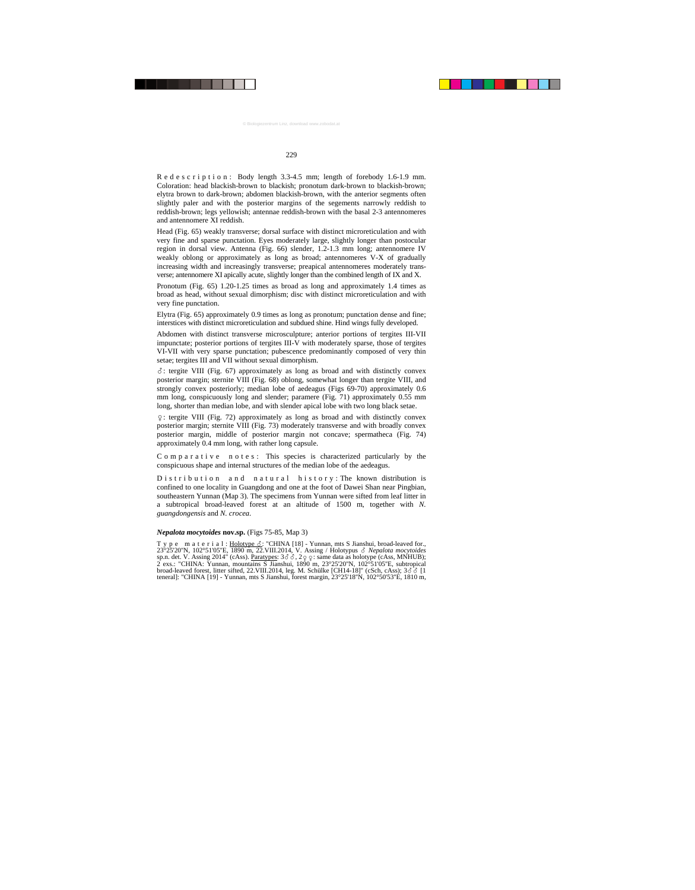R e d e s c r i p t i o n : Body length 3.3-4.5 mm; length of forebody 1.6-1.9 mm. Coloration: head blackish-brown to blackish; pronotum dark-brown to blackish-brown; elytra brown to dark-brown; abdomen blackish-brown, with the anterior segments often slightly paler and with the posterior margins of the segements narrowly reddish to reddish-brown; legs yellowish; antennae reddish-brown with the basal 2-3 antennomeres and antennomere XI reddish.

Head (Fig. 65) weakly transverse; dorsal surface with distinct microreticulation and with very fine and sparse punctation. Eyes moderately large, slightly longer than postocular region in dorsal view. Antenna (Fig. 66) slender, 1.2-1.3 mm long; antennomere IV weakly oblong or approximately as long as broad; antennomeres V-X of gradually increasing width and increasingly transverse; preapical antennomeres moderately transverse; antennomere XI apically acute, slightly longer than the combined length of IX and X.

Pronotum (Fig. 65) 1.20-1.25 times as broad as long and approximately 1.4 times as broad as head, without sexual dimorphism; disc with distinct microreticulation and with very fine punctation.

Elytra (Fig. 65) approximately 0.9 times as long as pronotum; punctation dense and fine; interstices with distinct microreticulation and subdued shine. Hind wings fully developed.

Abdomen with distinct transverse microsculpture; anterior portions of tergites III-VII impunctate; posterior portions of tergites III-V with moderately sparse, those of tergites VI-VII with very sparse punctation; pubescence predominantly composed of very thin setae; tergites III and VII without sexual dimorphism.

♂: tergite VIII (Fig. 67) approximately as long as broad and with distinctly convex posterior margin; sternite VIII (Fig. 68) oblong, somewhat longer than tergite VIII, and strongly convex posteriorly; median lobe of aedeagus (Figs 69-70) approximately 0.6 mm long, conspicuously long and slender; paramere (Fig. 71) approximately 0.55 mm long, shorter than median lobe, and with slender apical lobe with two long black setae.

♀: tergite VIII (Fig. 72) approximately as long as broad and with distinctly convex posterior margin; sternite VIII (Fig. 73) moderately transverse and with broadly convex posterior margin, middle of posterior margin not concave; spermatheca (Fig. 74) approximately 0.4 mm long, with rather long capsule.

C o m p a r a t i v e n o t e s : This species is characterized particularly by the conspicuous shape and internal structures of the median lobe of the aedeagus.

D i s t r i b u t i o n a n d n a t u r a l h i s t o r y : The known distribution is confined to one locality in Guangdong and one at the foot of Dawei Shan near Pingbian, southeastern Yunnan (Map 3). The specimens from Yunnan were sifted from leaf litter in a subtropical broad-leaved forest at an altitude of 1500 m, together with *N. guangdongensis* and *N. crocea*.

***Nepalota mocytoides*** **nov.sp.** (Figs 75-85, Map 3)

T y p e m a t e r i a l : Holotype ♂: "CHINA [18] - Yunnan, mts S Jianshui, broad-leaved for., 23°25'20"N, 102°51'05"E, 1890 m, 22.VIII.2014, V. Assing / Holotypus ♂ *Nepalota mocytoides* sp.n. det. V. Assing 2014" (cAss). Paratypes: 3♂♂, 2♀♀: same data as holotype (cAss, MNHUB); 2 exs.: "CHINA: Yunnan, mountains S Jianshui, 1890 m, 23°25'20"N, 102°51'05"E, subtropical broad-leaved forest, litter sifted, 22.VIII.2014, leg. M. Schülke [CH14-18]" (cSch, cAss); 3♂♂ [1 teneral]: "CHINA [19] - Yunnan, mts S Jianshui, forest margin, 23°25'18"N, 102°50'53"E, 1810 m,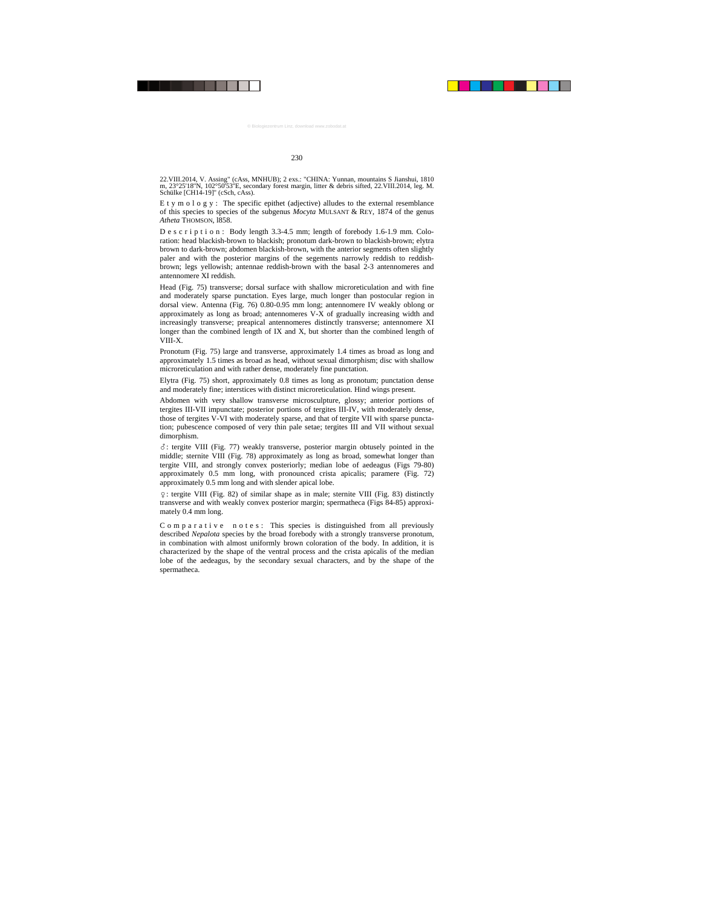22.VIII.2014, V. Assing" (cAss, MNHUB); 2 exs.: "CHINA: Yunnan, mountains S Jianshui, 1810 m, 23°25'18"N, 102°50'53"E, secondary forest margin, litter & debris sifted, 22.VIII.2014, leg. M. Schülke [CH14-19]" (cSch, cAss).

E t y m o l o g y : The specific epithet (adjective) alludes to the external resemblance of this species to species of the subgenus *Mocyta* MULSANT & REY, 1874 of the genus *Atheta* THOMSON, l858.

D e s c r i p t i o n : Body length 3.3-4.5 mm; length of forebody 1.6-1.9 mm. Coloration: head blackish-brown to blackish; pronotum dark-brown to blackish-brown; elytra brown to dark-brown; abdomen blackish-brown, with the anterior segments often slightly paler and with the posterior margins of the segements narrowly reddish to reddish-brown; legs yellowish; antennae reddish-brown with the basal 2-3 antennomeres and antennomere XI reddish.

Head (Fig. 75) transverse; dorsal surface with shallow microreticulation and with fine and moderately sparse punctation. Eyes large, much longer than postocular region in dorsal view. Antenna (Fig. 76) 0.80-0.95 mm long; antennomere IV weakly oblong or approximately as long as broad; antennomeres V-X of gradually increasing width and increasingly transverse; preapical antennomeres distinctly transverse; antennomere XI longer than the combined length of IX and X, but shorter than the combined length of VIII-X.

Pronotum (Fig. 75) large and transverse, approximately 1.4 times as broad as long and approximately 1.5 times as broad as head, without sexual dimorphism; disc with shallow microreticulation and with rather dense, moderately fine punctation.

Elytra (Fig. 75) short, approximately 0.8 times as long as pronotum; punctation dense and moderately fine; interstices with distinct microreticulation. Hind wings present.

Abdomen with very shallow transverse microsculpture, glossy; anterior portions of tergites III-VII impunctate; posterior portions of tergites III-IV, with moderately dense, those of tergites V-VI with moderately sparse, and that of tergite VII with sparse punctation; pubescence composed of very thin pale setae; tergites III and VII without sexual dimorphism.

♂: tergite VIII (Fig. 77) weakly transverse, posterior margin obtusely pointed in the middle; sternite VIII (Fig. 78) approximately as long as broad, somewhat longer than tergite VIII, and strongly convex posteriorly; median lobe of aedeagus (Figs 79-80) approximately 0.5 mm long, with pronounced crista apicalis; paramere (Fig. 72) approximately 0.5 mm long and with slender apical lobe.

♀: tergite VIII (Fig. 82) of similar shape as in male; sternite VIII (Fig. 83) distinctly transverse and with weakly convex posterior margin; spermatheca (Figs 84-85) approximately 0.4 mm long.

C o m p a r a t i v e n o t e s : This species is distinguished from all previously described *Nepalota* species by the broad forebody with a strongly transverse pronotum, in combination with almost uniformly brown coloration of the body. In addition, it is characterized by the shape of the ventral process and the crista apicalis of the median lobe of the aedeagus, by the secondary sexual characters, and by the shape of the spermatheca.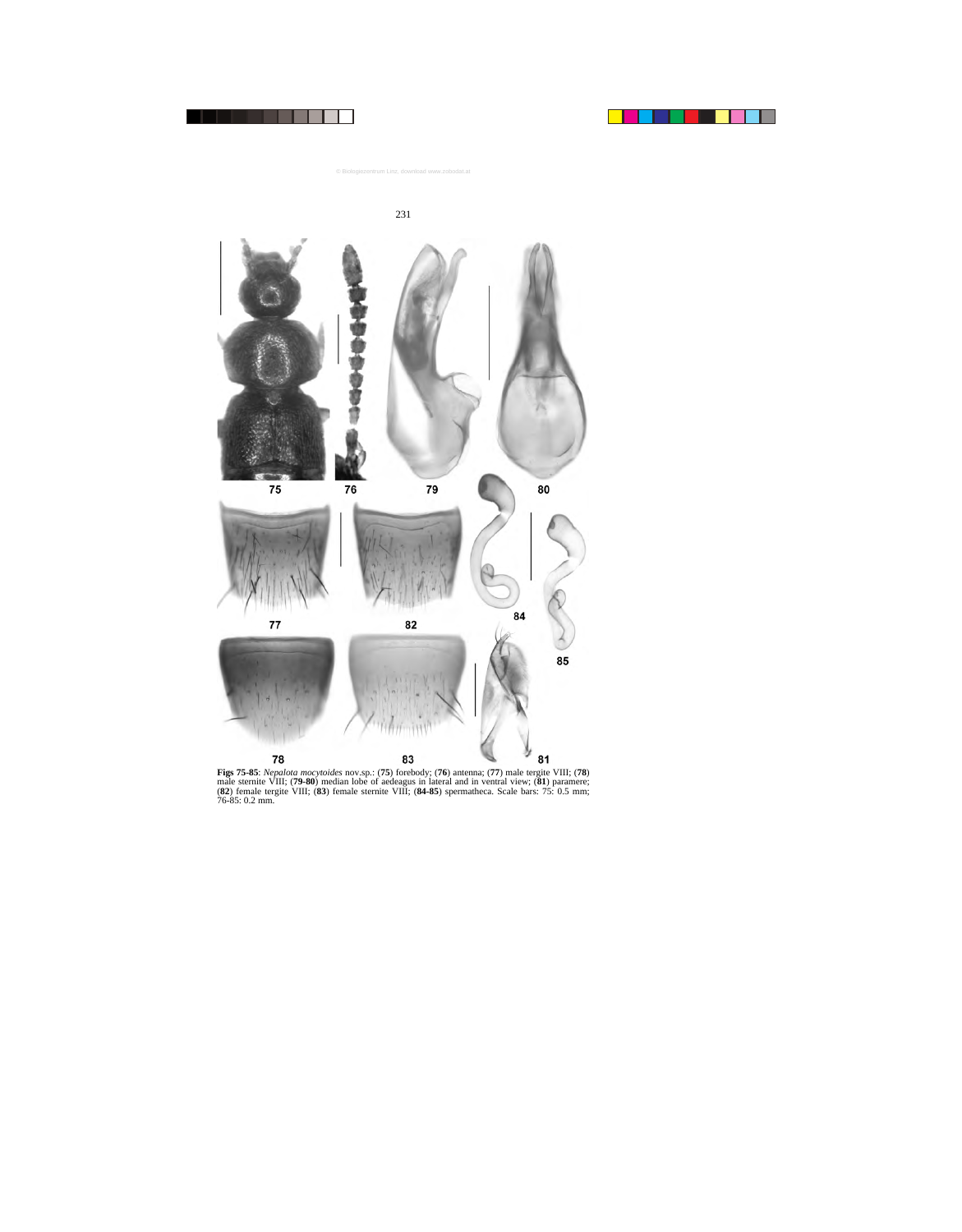**Figs 75-85**: *Nepalota mocytoides* nov.sp.: (**75**) forebody; (**76**) antenna; (**77**) male tergite VIII; (**78**) male sternite VIII; (**79-80**) median lobe of aedeagus in lateral and in ventral view; (**81**) paramere; (**82**) female tergite VIII; (**83**) female sternite VIII; (**84-85**) spermatheca. Scale bars: 75: 0.5 mm; 76-85: 0.2 mm.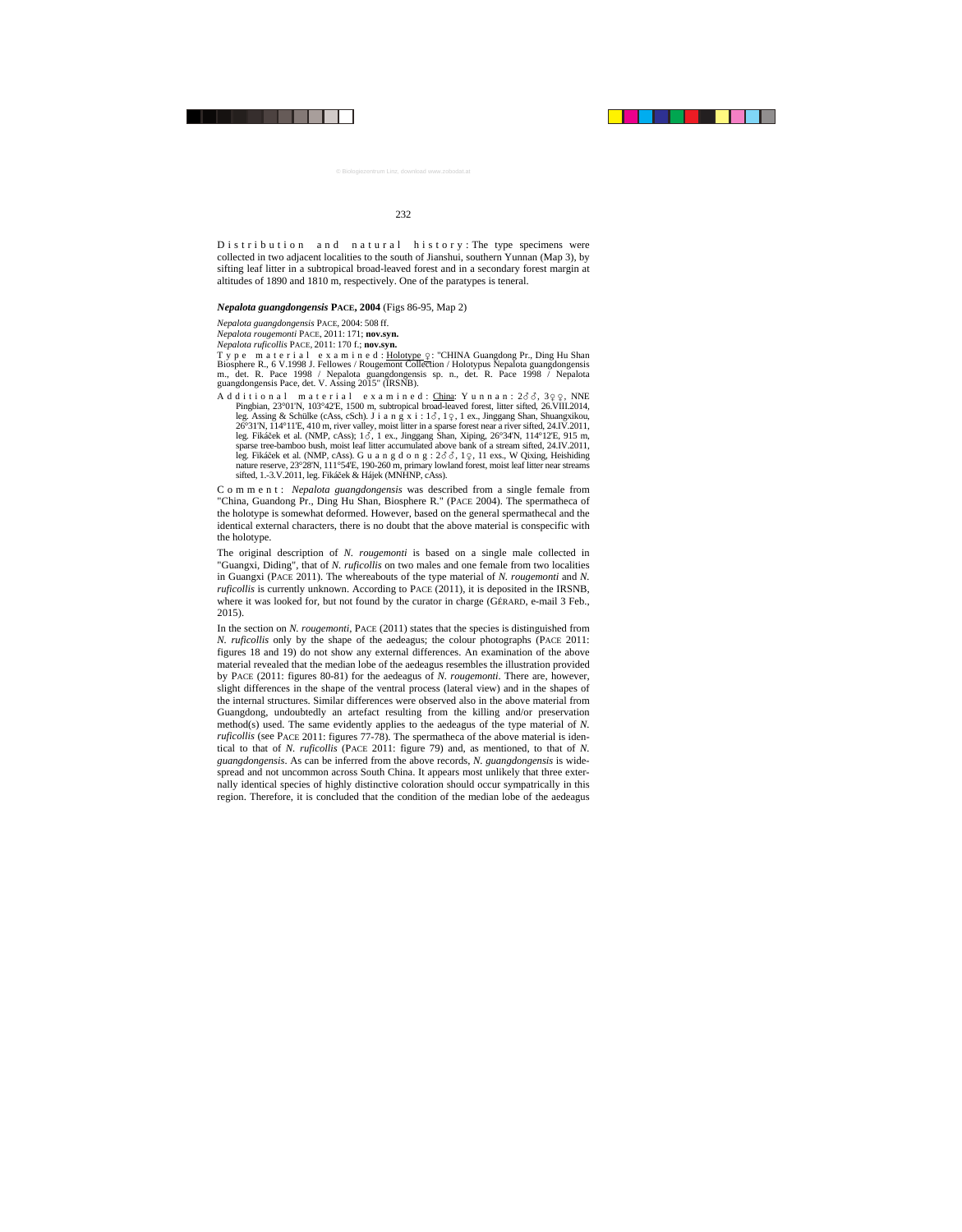D i s t r i b u t i o n   a n d   n a t u r a l   h i s t o r y : The type specimens were collected in two adjacent localities to the south of Jianshui, southern Yunnan (Map 3), by sifting leaf litter in a subtropical broad-leaved forest and in a secondary forest margin at altitudes of 1890 and 1810 m, respectively. One of the paratypes is teneral.

### *Nepalota guangdongensis* PACE, 2004 (Figs 86-95, Map 2)

*Nepalota guangdongensis* PACE, 2004: 508 ff.

*Nepalota rougemonti* PACE, 2011: 171; **nov.syn.**

*Nepalota ruficollis* PACE, 2011: 170 f.; **nov.syn.**

T y p e   m a t e r i a l   e x a m i n e d : Holotype ♀: "CHINA Guangdong Pr., Ding Hu Shan Biosphere R., 6 V.1998 J. Fellowes / Rougemont Collection / Holotypus Nepalota guangdongensis m., det. R. Pace 1998 / Nepalota guangdongensis sp. n., det. R. Pace 1998 / Nepalota guangdongensis Pace, det. V. Assing 2015" (IRSNB).

A d d i t i o n a l   m a t e r i a l   e x a m i n e d : China: Y u n n a n : 2♂♂, 3♀♀, NNE Pingbian, 23°01'N, 103°42'E, 1500 m, subtropical broad-leaved forest, litter sifted, 26.VIII.2014, leg. Assing & Schülke (cAss, cSch). J i a n g x i : 1♂, 1♀, 1 ex., Jinggang Shan, Shuangxikou, 26°31'N, 114°11'E, 410 m, river valley, moist litter in a sparse forest near a river sifted, 24.IV.2011, leg. Fikáček et al. (NMP, cAss); 1♂, 1 ex., Jinggang Shan, Xiping, 26°34'N, 114°12'E, 915 m, sparse tree-bamboo bush, moist leaf litter accumulated above bank of a stream sifted, 24.IV.2011, leg. Fikáček et al. (NMP, cAss). G u a n g d o n g : 2♂♂, 1♀, 11 exs., W Qixing, Heishiding nature reserve, 23°28'N, 111°54'E, 190-260 m, primary lowland forest, moist leaf litter near streams sifted, 1.-3.V.2011, leg. Fikáček & Hájek (MNHNP, cAss).

C o m m e n t : *Nepalota guangdongensis* was described from a single female from "China, Guandong Pr., Ding Hu Shan, Biosphere R." (PACE 2004). The spermatheca of the holotype is somewhat deformed. However, based on the general spermathecal and the identical external characters, there is no doubt that the above material is conspecific with the holotype.

The original description of *N. rougemonti* is based on a single male collected in "Guangxi, Diding", that of *N. ruficollis* on two males and one female from two localities in Guangxi (PACE 2011). The whereabouts of the type material of *N. rougemonti* and *N. ruficollis* is currently unknown. According to PACE (2011), it is deposited in the IRSNB, where it was looked for, but not found by the curator in charge (GÉRARD, e-mail 3 Feb., 2015).

In the section on *N. rougemonti*, PACE (2011) states that the species is distinguished from *N. ruficollis* only by the shape of the aedeagus; the colour photographs (PACE 2011: figures 18 and 19) do not show any external differences. An examination of the above material revealed that the median lobe of the aedeagus resembles the illustration provided by PACE (2011: figures 80-81) for the aedeagus of *N. rougemonti*. There are, however, slight differences in the shape of the ventral process (lateral view) and in the shapes of the internal structures. Similar differences were observed also in the above material from Guangdong, undoubtedly an artefact resulting from the killing and/or preservation method(s) used. The same evidently applies to the aedeagus of the type material of *N. ruficollis* (see PACE 2011: figures 77-78). The spermatheca of the above material is identical to that of *N. ruficollis* (PACE 2011: figure 79) and, as mentioned, to that of *N. guangdongensis*. As can be inferred from the above records, *N. guangdongensis* is widespread and not uncommon across South China. It appears most unlikely that three externally identical species of highly distinctive coloration should occur sympatrically in this region. Therefore, it is concluded that the condition of the median lobe of the aedeagus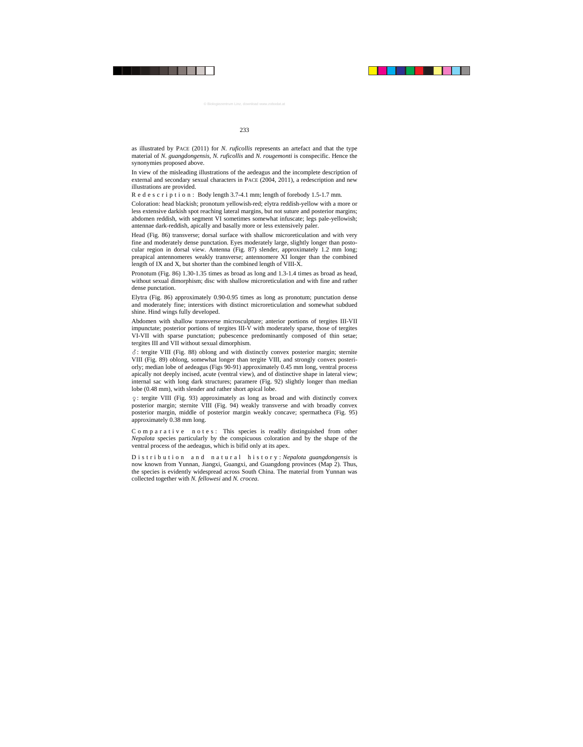as illustrated by PACE (2011) for *N. ruficollis* represents an artefact and that the type material of *N. guangdongensis*, *N. ruficollis* and *N. rougemonti* is conspecific. Hence the synonymies proposed above.

In view of the misleading illustrations of the aedeagus and the incomplete description of external and secondary sexual characters in PACE (2004, 2011), a redescription and new illustrations are provided.

Redescription: Body length 3.7-4.1 mm; length of forebody 1.5-1.7 mm.

Coloration: head blackish; pronotum yellowish-red; elytra reddish-yellow with a more or less extensive darkish spot reaching lateral margins, but not suture and posterior margins; abdomen reddish, with segment VI sometimes somewhat infuscate; legs pale-yellowish; antennae dark-reddish, apically and basally more or less extensively paler.

Head (Fig. 86) transverse; dorsal surface with shallow microreticulation and with very fine and moderately dense punctation. Eyes moderately large, slightly longer than postocular region in dorsal view. Antenna (Fig. 87) slender, approximately 1.2 mm long; preapical antennomeres weakly transverse; antennomere XI longer than the combined length of IX and X, but shorter than the combined length of VIII-X.

Pronotum (Fig. 86) 1.30-1.35 times as broad as long and 1.3-1.4 times as broad as head, without sexual dimorphism; disc with shallow microreticulation and with fine and rather dense punctation.

Elytra (Fig. 86) approximately 0.90-0.95 times as long as pronotum; punctation dense and moderately fine; interstices with distinct microreticulation and somewhat subdued shine. Hind wings fully developed.

Abdomen with shallow transverse microsculpture; anterior portions of tergites III-VII impunctate; posterior portions of tergites III-V with moderately sparse, those of tergites VI-VII with sparse punctation; pubescence predominantly composed of thin setae; tergites III and VII without sexual dimorphism.

♂: tergite VIII (Fig. 88) oblong and with distinctly convex posterior margin; sternite VIII (Fig. 89) oblong, somewhat longer than tergite VIII, and strongly convex posteriorly; median lobe of aedeagus (Figs 90-91) approximately 0.45 mm long, ventral process apically not deeply incised, acute (ventral view), and of distinctive shape in lateral view; internal sac with long dark structures; paramere (Fig. 92) slightly longer than median lobe (0.48 mm), with slender and rather short apical lobe.

♀: tergite VIII (Fig. 93) approximately as long as broad and with distinctly convex posterior margin; sternite VIII (Fig. 94) weakly transverse and with broadly convex posterior margin, middle of posterior margin weakly concave; spermatheca (Fig. 95) approximately 0.38 mm long.

Comparative notes: This species is readily distinguished from other *Nepalota* species particularly by the conspicuous coloration and by the shape of the ventral process of the aedeagus, which is bifid only at its apex.

Distribution and natural history: *Nepalota guangdongensis* is now known from Yunnan, Jiangxi, Guangxi, and Guangdong provinces (Map 2). Thus, the species is evidently widespread across South China. The material from Yunnan was collected together with *N. fellowesi* and *N. crocea*.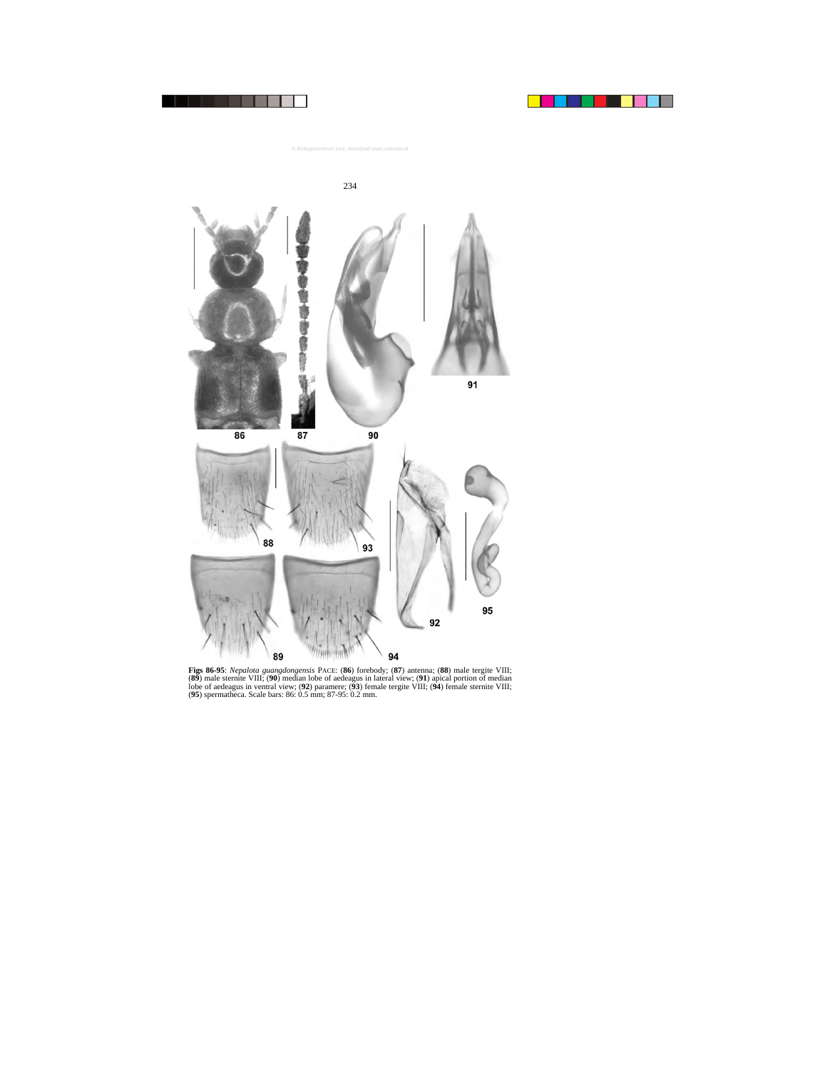**Figs 86-95**: *Nepalota guangdongensis* PACE: (**86**) forebody; (**87**) antenna; (**88**) male tergite VIII; (**89**) male sternite VIII; (**90**) median lobe of aedeagus in lateral view; (**91**) apical portion of median lobe of aedeagus in ventral view; (**92**) paramere; (**93**) female tergite VIII; (**94**) female sternite VIII; (**95**) spermatheca. Scale bars: 86: 0.5 mm; 87-95: 0.2 mm.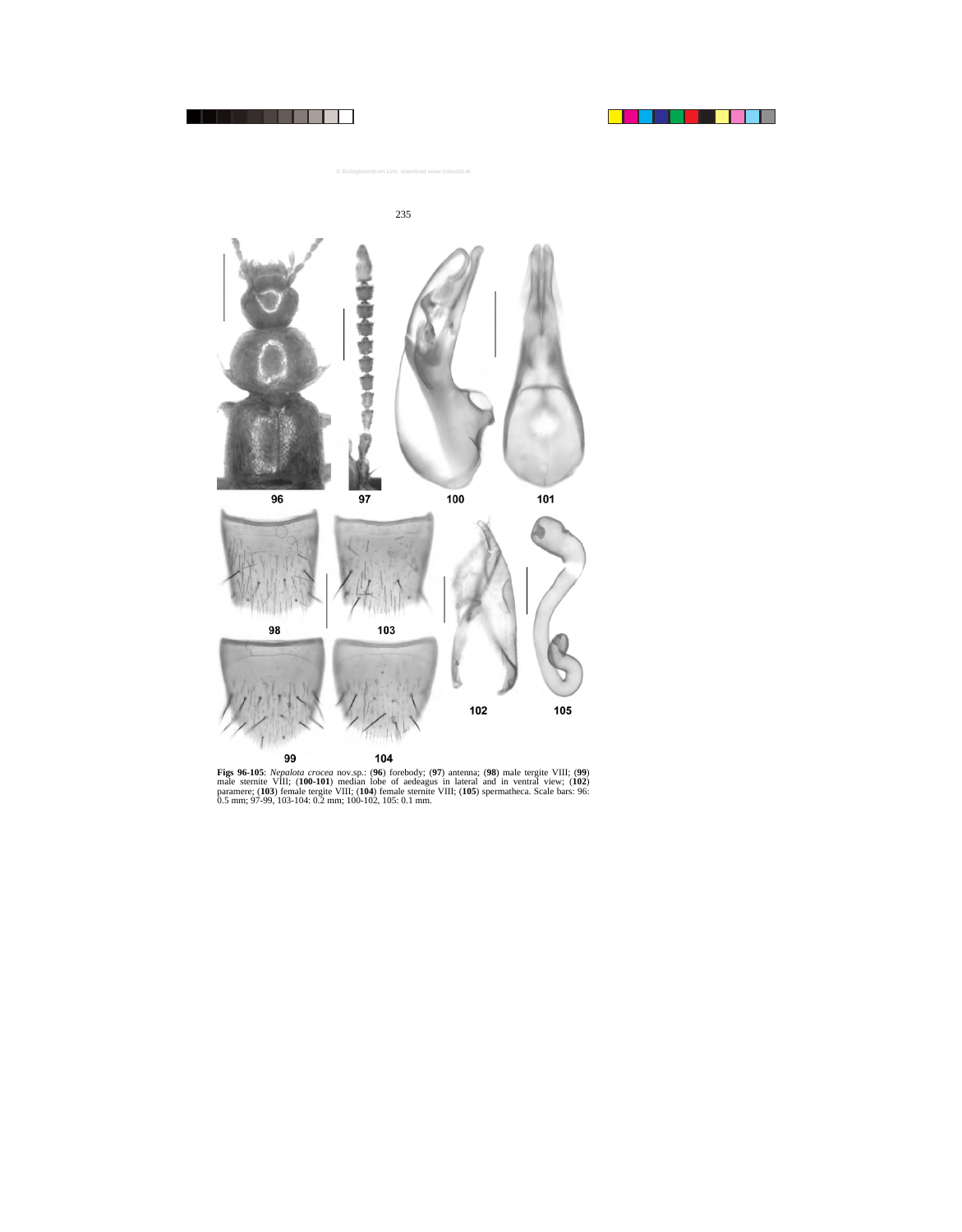**Figs 96-105**: *Nepalota crocea* nov.sp.: (**96**) forebody; (**97**) antenna; (**98**) male tergite VIII; (**99**) male sternite VIII; (**100-101**) median lobe of aedeagus in lateral and in ventral view; (**102**) paramere; (**103**) female tergite VIII; (**104**) female sternite VIII; (**105**) spermatheca. Scale bars: 96: 0.5 mm; 97-99, 103-104: 0.2 mm; 100-102, 105: 0.1 mm.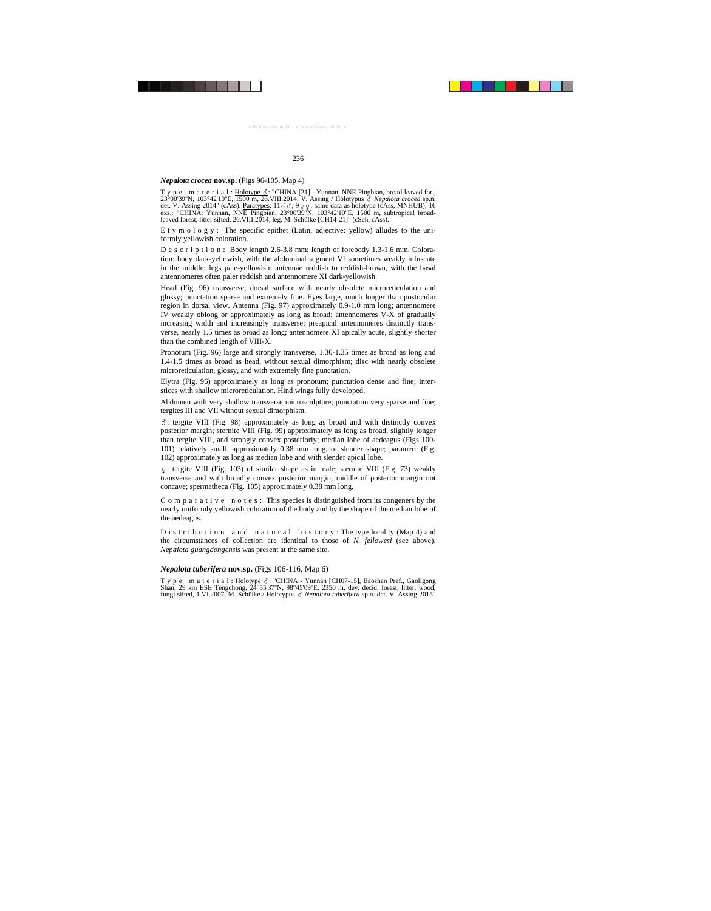***Nepalota crocea* nov.sp.** (Figs 96-105, Map 4)

T y p e   m a t e r i a l : Holotype ♂: "CHINA [21] - Yunnan, NNE Pingbian, broad-leaved for., 23°00'39"N, 103°42'10"E, 1500 m, 26.VIII.2014, V. Assing / Holotypus ♂ *Nepalota crocea* sp.n. det. V. Assing 2014" (cAss). Paratypes: 11♂♂, 9♀♀: same data as holotype (cAss, MNHUB); 16 exs.: "CHINA: Yunnan, NNE Pingbian, 23°00'39"N, 103°42'10"E, 1500 m, subtropical broad-leaved forest, litter sifted, 26.VIII.2014, leg. M. Schülke [CH14-21]" (cSch, cAss).

E t y m o l o g y : The specific epithet (Latin, adjective: yellow) alludes to the uniformly yellowish coloration.

D e s c r i p t i o n : Body length 2.6-3.8 mm; length of forebody 1.3-1.6 mm. Coloration: body dark-yellowish, with the abdominal segment VI sometimes weakly infuscate in the middle; legs pale-yellowish; antennae reddish to reddish-brown, with the basal antennomeres often paler reddish and antennomere XI dark-yellowish.

Head (Fig. 96) transverse; dorsal surface with nearly obsolete microreticulation and glossy; punctation sparse and extremely fine. Eyes large, much longer than postocular region in dorsal view. Antenna (Fig. 97) approximately 0.9-1.0 mm long; antennomere IV weakly oblong or approximately as long as broad; antennomeres V-X of gradually increasing width and increasingly transverse; preapical antennomeres distinctly transverse, nearly 1.5 times as broad as long; antennomere XI apically acute, slightly shorter than the combined length of VIII-X.

Pronotum (Fig. 96) large and strongly transverse, 1.30-1.35 times as broad as long and 1.4-1.5 times as broad as head, without sexual dimorphism; disc with nearly obsolete microreticulation, glossy, and with extremely fine punctation.

Elytra (Fig. 96) approximately as long as pronotum; punctation dense and fine; interstices with shallow microreticulation. Hind wings fully developed.

Abdomen with very shallow transverse microsculpture; punctation very sparse and fine; tergites III and VII without sexual dimorphism.

♂: tergite VIII (Fig. 98) approximately as long as broad and with distinctly convex posterior margin; sternite VIII (Fig. 99) approximately as long as broad, slightly longer than tergite VIII, and strongly convex posteriorly; median lobe of aedeagus (Figs 100-101) relatively small, approximately 0.38 mm long, of slender shape; paramere (Fig. 102) approximately as long as median lobe and with slender apical lobe.

♀: tergite VIII (Fig. 103) of similar shape as in male; sternite VIII (Fig. 73) weakly transverse and with broadly convex posterior margin, middle of posterior margin not concave; spermatheca (Fig. 105) approximately 0.38 mm long.

C o m p a r a t i v e   n o t e s : This species is distinguished from its congeners by the nearly uniformly yellowish coloration of the body and by the shape of the median lobe of the aedeagus.

D i s t r i b u t i o n   a n d   n a t u r a l   h i s t o r y : The type locality (Map 4) and the circumstances of collection are identical to those of *N. fellowesi* (see above). *Nepalota guangdongensis* was present at the same site.

***Nepalota tuberifera* nov.sp.** (Figs 106-116, Map 6)

T y p e   m a t e r i a l : Holotype ♂: "CHINA - Yunnan [CH07-15], Baoshan Pref., Gaoligong Shan, 29 km ESE Tengchong, 24°55'37"N, 98°45'09"E, 2350 m, dev. decid. forest, litter, wood, fungi sifted, 1.VI.2007, M. Schülke / Holotypus ♂ *Nepalota tuberifera* sp.n. det. V. Assing 2015"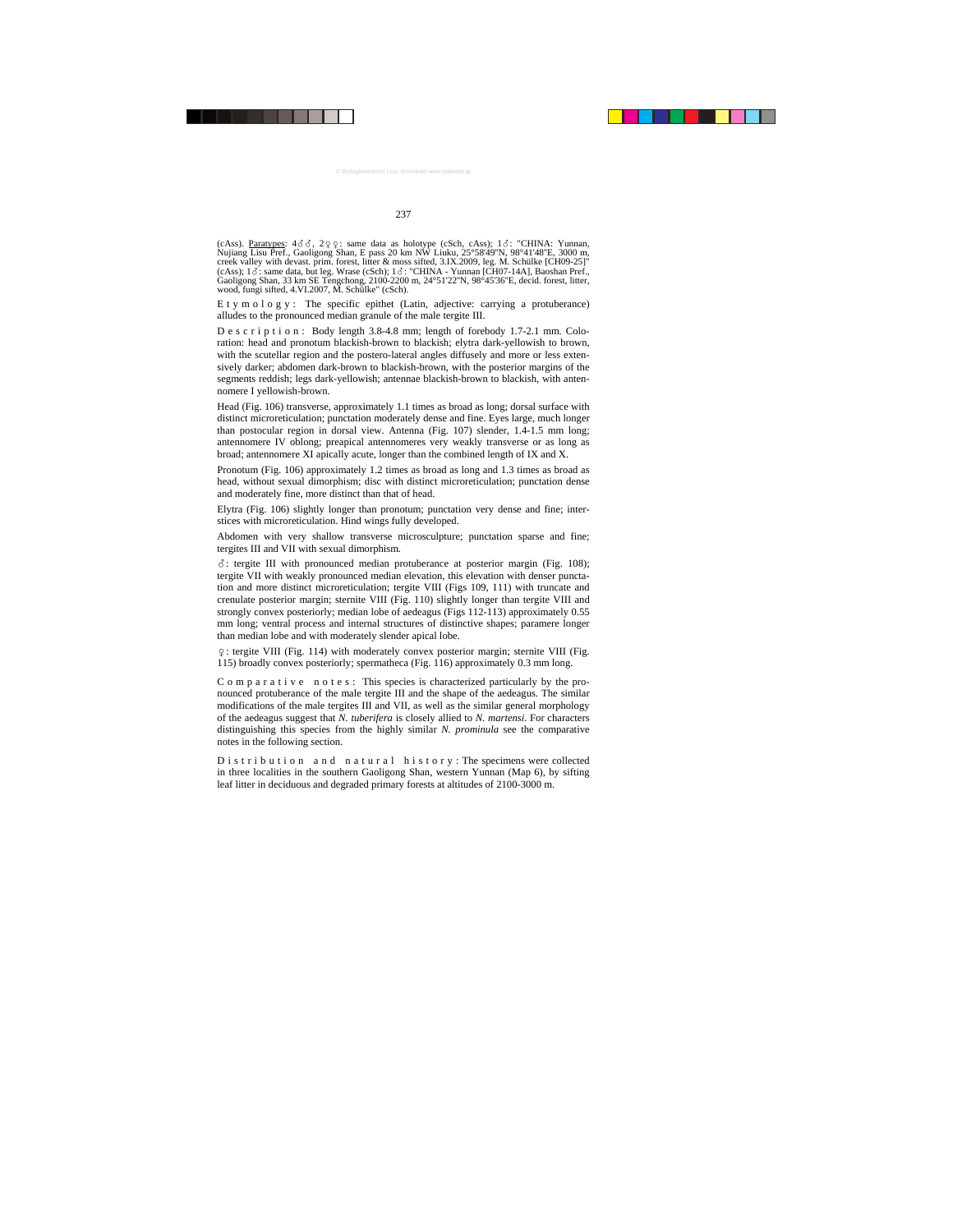(cAss). Paratypes: 4♂♂, 2♀♀: same data as holotype (cSch, cAss); 1♂: "CHINA: Yunnan, Nujiang Lisu Pref., Gaoligong Shan, E pass 20 km NW Liuku, 25°58'49"N, 98°41'48"E, 3000 m, creek valley with devast. prim. forest, litter & moss sifted, 3.IX.2009, leg. M. Schülke [CH09-25]" (cAss); 1♂: same data, but leg. Wrase (cSch); 1♂: "CHINA - Yunnan [CH07-14A], Baoshan Pref., Gaoligong Shan, 33 km SE Tengchong, 2100-2200 m, 24°51'22"N, 98°45'36"E, decid. forest, litter, wood, fungi sifted, 4.VI.2007, M. Schülke" (cSch).

Etymology: The specific epithet (Latin, adjective: carrying a protuberance) alludes to the pronounced median granule of the male tergite III.

Description: Body length 3.8-4.8 mm; length of forebody 1.7-2.1 mm. Coloration: head and pronotum blackish-brown to blackish; elytra dark-yellowish to brown, with the scutellar region and the postero-lateral angles diffusely and more or less extensively darker; abdomen dark-brown to blackish-brown, with the posterior margins of the segments reddish; legs dark-yellowish; antennae blackish-brown to blackish, with antennomere I yellowish-brown.

Head (Fig. 106) transverse, approximately 1.1 times as broad as long; dorsal surface with distinct microreticulation; punctation moderately dense and fine. Eyes large, much longer than postocular region in dorsal view. Antenna (Fig. 107) slender, 1.4-1.5 mm long; antennomere IV oblong; preapical antennomeres very weakly transverse or as long as broad; antennomere XI apically acute, longer than the combined length of IX and X.

Pronotum (Fig. 106) approximately 1.2 times as broad as long and 1.3 times as broad as head, without sexual dimorphism; disc with distinct microreticulation; punctation dense and moderately fine, more distinct than that of head.

Elytra (Fig. 106) slightly longer than pronotum; punctation very dense and fine; interstices with microreticulation. Hind wings fully developed.

Abdomen with very shallow transverse microsculpture; punctation sparse and fine; tergites III and VII with sexual dimorphism.

♂: tergite III with pronounced median protuberance at posterior margin (Fig. 108); tergite VII with weakly pronounced median elevation, this elevation with denser punctation and more distinct microreticulation; tergite VIII (Figs 109, 111) with truncate and crenulate posterior margin; sternite VIII (Fig. 110) slightly longer than tergite VIII and strongly convex posteriorly; median lobe of aedeagus (Figs 112-113) approximately 0.55 mm long; ventral process and internal structures of distinctive shapes; paramere longer than median lobe and with moderately slender apical lobe.

♀: tergite VIII (Fig. 114) with moderately convex posterior margin; sternite VIII (Fig. 115) broadly convex posteriorly; spermatheca (Fig. 116) approximately 0.3 mm long.

Comparative notes: This species is characterized particularly by the pronounced protuberance of the male tergite III and the shape of the aedeagus. The similar modifications of the male tergites III and VII, as well as the similar general morphology of the aedeagus suggest that *N. tuberifera* is closely allied to *N. martensi*. For characters distinguishing this species from the highly similar *N. prominula* see the comparative notes in the following section.

Distribution and natural history: The specimens were collected in three localities in the southern Gaoligong Shan, western Yunnan (Map 6), by sifting leaf litter in deciduous and degraded primary forests at altitudes of 2100-3000 m.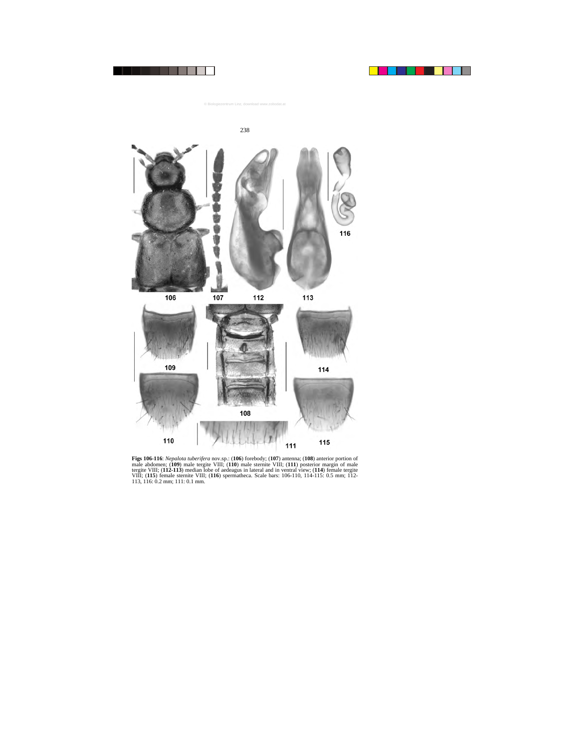**Figs 106-116**: *Nepalota tuberifera* nov.sp.: (**106**) forebody; (**107**) antenna; (**108**) anterior portion of male abdomen; (**109**) male tergite VIII; (**110**) male sternite VIII; (**111**) posterior margin of male tergite VIII; (**112-113**) median lobe of aedeagus in lateral and in ventral view; (**114**) female tergite VIII; (**115**) female sternite VIII; (**116**) spermatheca. Scale bars: 106-110, 114-115: 0.5 mm; 112-113, 116: 0.2 mm; 111: 0.1 mm.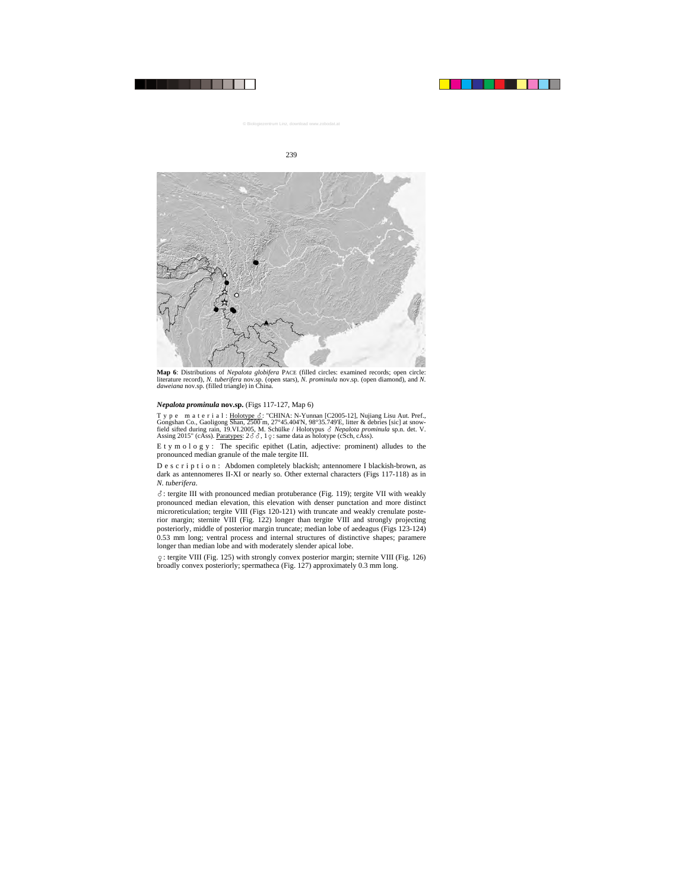**Map 6**: Distributions of *Nepalota globifera* PACE (filled circles: examined records; open circle: literature record), *N. tuberifera* nov.sp. (open stars), *N. prominula* nov.sp. (open diamond), and *N. daweiana* nov.sp. (filled triangle) in China.

***Nepalota prominula* nov.sp.** (Figs 117-127, Map 6)

Type material: Holotype ♂: "CHINA: N-Yunnan [C2005-12], Nujiang Lisu Aut. Pref., Gongshan Co., Gaoligong Shan, 2500 m, 27°45.404'N, 98°35.749'E, litter & debries [sic] at snowfield sifted during rain, 19.VI.2005, M. Schülke / Holotypus ♂ *Nepalota prominula* sp.n. det. V. Assing 2015" (cASs). Paratypes: 2♂♂, 1♀: same data as holotype (cSch, cASs).

Etymology: The specific epithet (Latin, adjective: prominent) alludes to the pronounced median granule of the male tergite III.

Description: Abdomen completely blackish; antennomere I blackish-brown, as dark as antennomeres II-XI or nearly so. Other external characters (Figs 117-118) as in *N. tuberifera*.

♂: tergite III with pronounced median protuberance (Fig. 119); tergite VII with weakly pronounced median elevation, this elevation with denser punctation and more distinct microreticulation; tergite VIII (Figs 120-121) with truncate and weakly crenulate posterior margin; sternite VIII (Fig. 122) longer than tergite VIII and strongly projecting posteriorly, middle of posterior margin truncate; median lobe of aedeagus (Figs 123-124) 0.53 mm long; ventral process and internal structures of distinctive shapes; paramere longer than median lobe and with moderately slender apical lobe.

♀: tergite VIII (Fig. 125) with strongly convex posterior margin; sternite VIII (Fig. 126) broadly convex posteriorly; spermatheca (Fig. 127) approximately 0.3 mm long.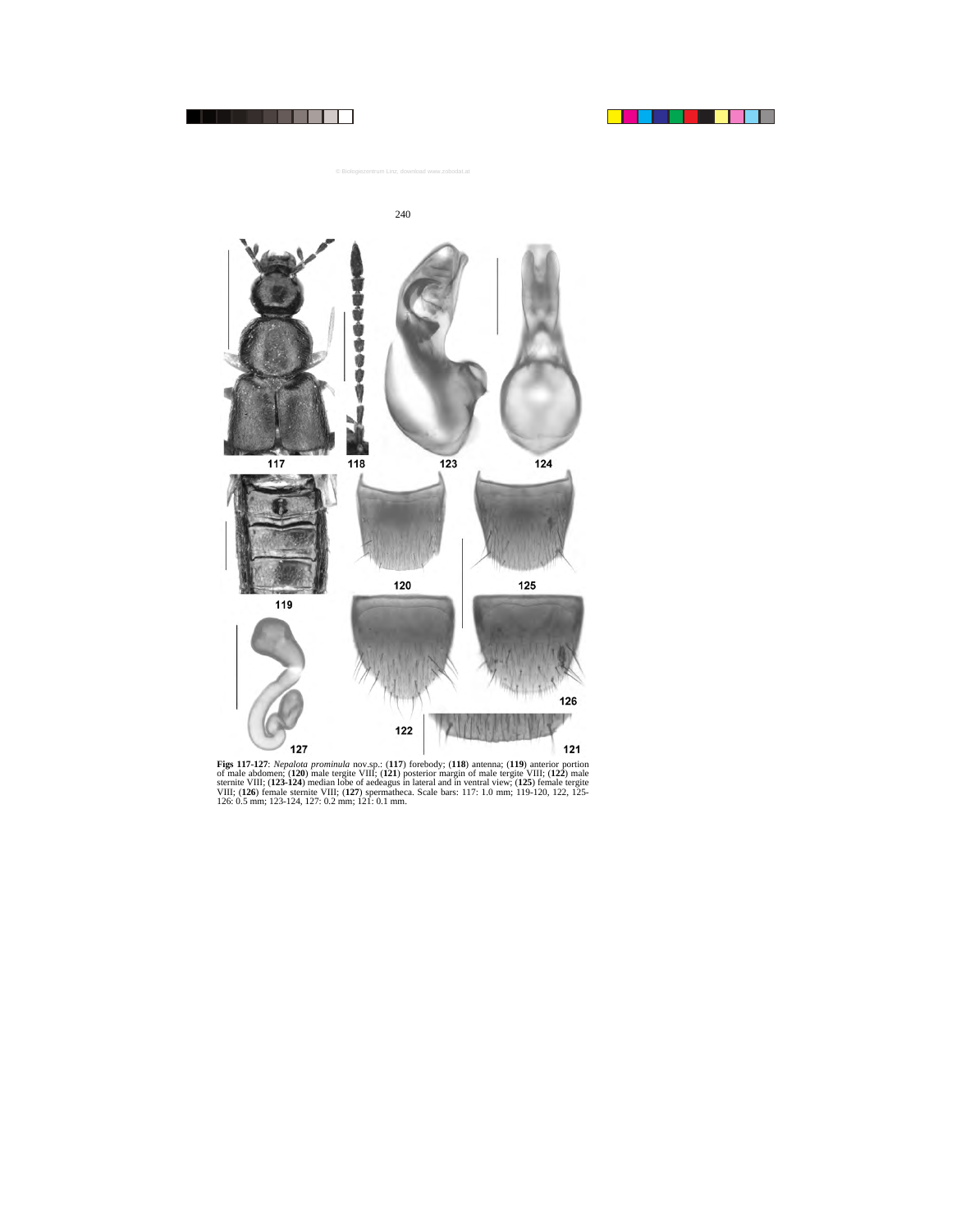**Figs 117-127**: *Nepalota prominula* nov.sp.: (**117**) forebody; (**118**) antenna; (**119**) anterior portion of male abdomen; (**120**) male tergite VIII; (**121**) posterior margin of male tergite VIII; (**122**) male sternite VIII; (**123-124**) median lobe of aedeagus in lateral and in ventral view; (**125**) female tergite VIII; (**126**) female sternite VIII; (**127**) spermatheca. Scale bars: 117: 1.0 mm; 119-120, 122, 125-126: 0.5 mm; 123-124, 127: 0.2 mm; 121: 0.1 mm.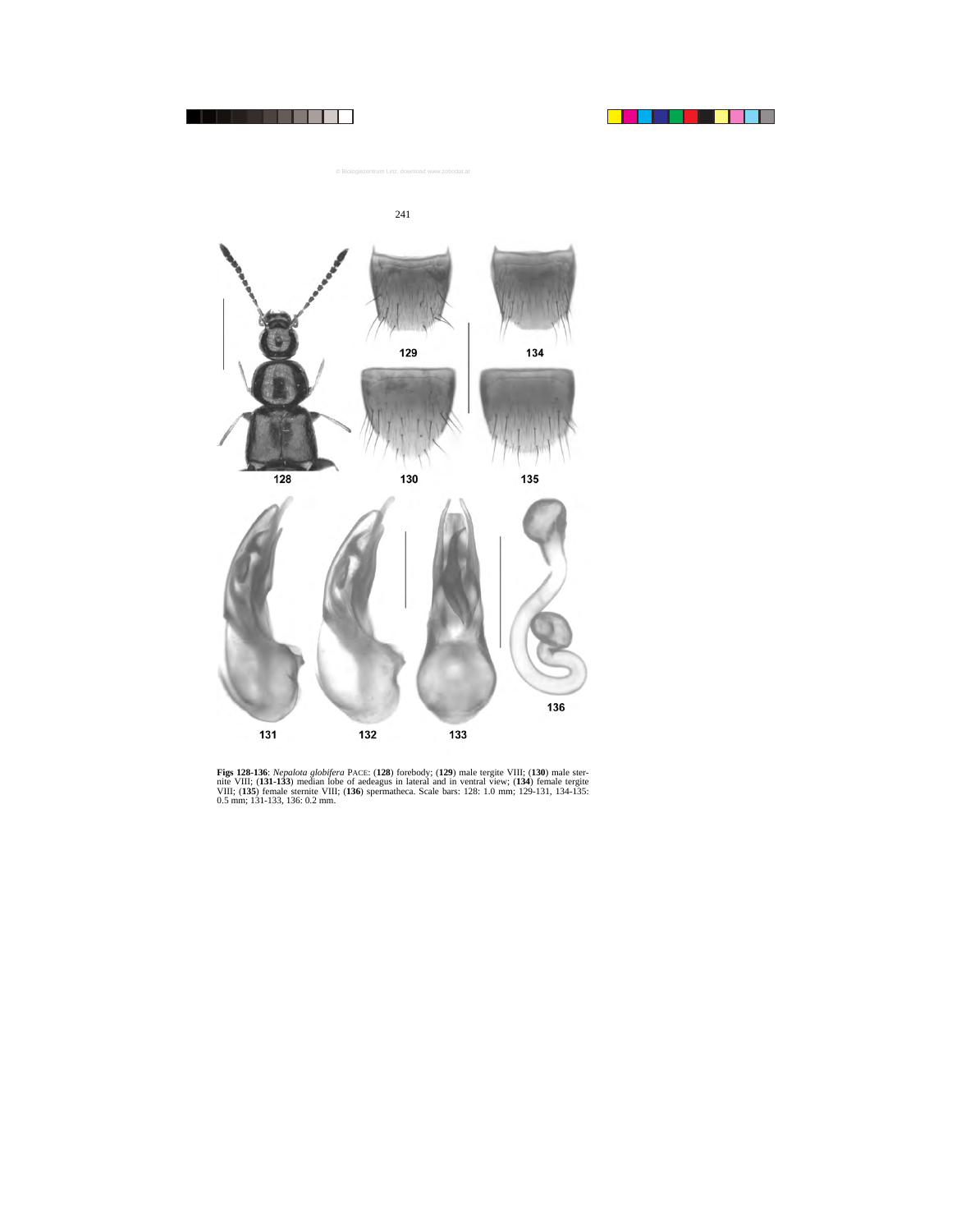**Figs 128-136**: *Nepalota globifera* PACE: (**128**) forebody; (**129**) male tergite VIII; (**130**) male sternite VIII; (**131-133**) median lobe of aedeagus in lateral and in ventral view; (**134**) female tergite VIII; (**135**) female sternite VIII; (**136**) spermatheca. Scale bars: 128: 1.0 mm; 129-131, 134-135: 0.5 mm; 131-133, 136: 0.2 mm.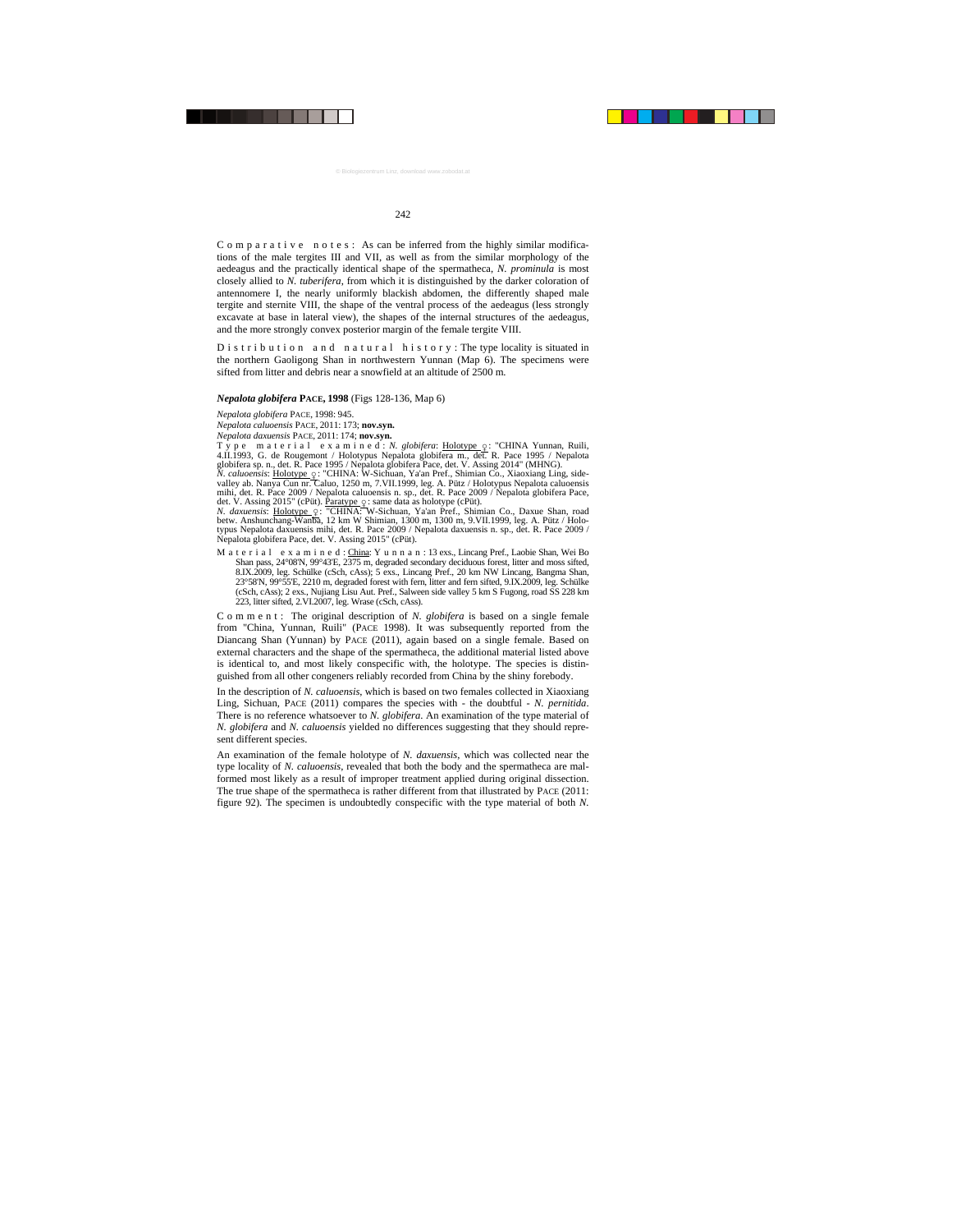C o m p a r a t i v e   n o t e s : As can be inferred from the highly similar modifications of the male tergites III and VII, as well as from the similar morphology of the aedeagus and the practically identical shape of the spermatheca, *N. prominula* is most closely allied to *N. tuberifera*, from which it is distinguished by the darker coloration of antennomere I, the nearly uniformly blackish abdomen, the differently shaped male tergite and sternite VIII, the shape of the ventral process of the aedeagus (less strongly excavate at base in lateral view), the shapes of the internal structures of the aedeagus, and the more strongly convex posterior margin of the female tergite VIII.

D i s t r i b u t i o n   a n d   n a t u r a l   h i s t o r y : The type locality is situated in the northern Gaoligong Shan in northwestern Yunnan (Map 6). The specimens were sifted from litter and debris near a snowfield at an altitude of 2500 m.

### *Nepalota globifera* PACE, 1998 (Figs 128-136, Map 6)

*Nepalota globifera* PACE, 1998: 945.
*Nepalota caluoensis* PACE, 2011: 173; **nov.syn.**
*Nepalota daxuensis* PACE, 2011: 174; **nov.syn.**

T y p e   m a t e r i a l   e x a m i n e d : *N. globifera*: Holotype ♀: "CHINA Yunnan, Ruili, 4.II.1993, G. de Rougemont / Holotypus Nepalota globifera m., det. R. Pace 1995 / Nepalota globifera sp. n., det. R. Pace 1995 / Nepalota globifera Pace, det. V. Assing 2014" (MHNG).
*N. caluoensis*: Holotype ♀: "CHINA: W-Sichuan, Ya'an Pref., Shimian Co., Xiaoxiang Ling, side-valley ab. Nanya Cun nr. Caluo, 1250 m, 7.VII.1999, leg. A. Pütz / Holotypus Nepalota caluoensis mihi, det. R. Pace 2009 / Nepalota caluoensis n. sp., det. R. Pace 2009 / Nepalota globifera Pace, det. V. Assing 2015" (cPüt). Paratype ♀: same data as holotype (cPüt).
*N. daxuensis*: Holotype ♀: "CHINA: W-Sichuan, Ya'an Pref., Shimian Co., Daxue Shan, road betw. Anshunchang-Wanba, 12 km W Shimian, 1300 m, 1300 m, 9.VII.1999, leg. A. Pütz / Holotypus Nepalota daxuensis mihi, det. R. Pace 2009 / Nepalota daxuensis n. sp., det. R. Pace 2009 / Nepalota globifera Pace, det. V. Assing 2015" (cPüt).

M a t e r i a l   e x a m i n e d : China: Y u n n a n : 13 exs., Lincang Pref., Laobie Shan, Wei Bo Shan pass, 24°08'N, 99°43'E, 2375 m, degraded secondary deciduous forest, litter and moss sifted, 8.IX.2009, leg. Schülke (cSch, cAss); 5 exs., Lincang Pref., 20 km NW Lincang, Bangma Shan, 23°58'N, 99°55'E, 2210 m, degraded forest with fern, litter and fern sifted, 9.IX.2009, leg. Schülke (cSch, cAss); 2 exs., Nujiang Lisu Aut. Pref., Salween side valley 5 km S Fugong, road SS 228 km 223, litter sifted, 2.VI.2007, leg. Wrase (cSch, cAss).

C o m m e n t : The original description of *N. globifera* is based on a single female from "China, Yunnan, Ruili" (PACE 1998). It was subsequently reported from the Diancang Shan (Yunnan) by PACE (2011), again based on a single female. Based on external characters and the shape of the spermatheca, the additional material listed above is identical to, and most likely conspecific with, the holotype. The species is distinguished from all other congeners reliably recorded from China by the shiny forebody.

In the description of *N. caluoensis*, which is based on two females collected in Xiaoxiang Ling, Sichuan, PACE (2011) compares the species with - the doubtful - *N. pernitida*. There is no reference whatsoever to *N. globifera*. An examination of the type material of *N. globifera* and *N. caluoensis* yielded no differences suggesting that they should represent different species.

An examination of the female holotype of *N. daxuensis*, which was collected near the type locality of *N. caluoensis*, revealed that both the body and the spermatheca are malformed most likely as a result of improper treatment applied during original dissection. The true shape of the spermatheca is rather different from that illustrated by PACE (2011: figure 92). The specimen is undoubtedly conspecific with the type material of both *N.*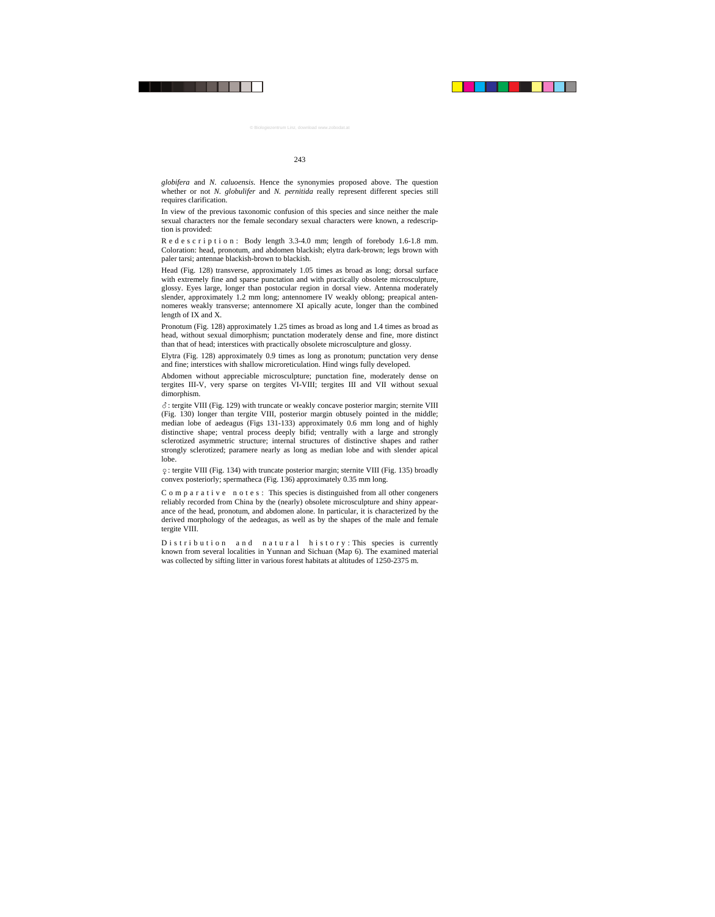*globifera* and *N. caluoensis*. Hence the synonymies proposed above. The question whether or not *N. globulifer* and *N. pernitida* really represent different species still requires clarification.

In view of the previous taxonomic confusion of this species and since neither the male sexual characters nor the female secondary sexual characters were known, a redescription is provided:

R e d e s c r i p t i o n : Body length 3.3-4.0 mm; length of forebody 1.6-1.8 mm. Coloration: head, pronotum, and abdomen blackish; elytra dark-brown; legs brown with paler tarsi; antennae blackish-brown to blackish.

Head (Fig. 128) transverse, approximately 1.05 times as broad as long; dorsal surface with extremely fine and sparse punctation and with practically obsolete microsculpture, glossy. Eyes large, longer than postocular region in dorsal view. Antenna moderately slender, approximately 1.2 mm long; antennomere IV weakly oblong; preapical antennomeres weakly transverse; antennomere XI apically acute, longer than the combined length of IX and X.

Pronotum (Fig. 128) approximately 1.25 times as broad as long and 1.4 times as broad as head, without sexual dimorphism; punctation moderately dense and fine, more distinct than that of head; interstices with practically obsolete microsculpture and glossy.

Elytra (Fig. 128) approximately 0.9 times as long as pronotum; punctation very dense and fine; interstices with shallow microreticulation. Hind wings fully developed.

Abdomen without appreciable microsculpture; punctation fine, moderately dense on tergites III-V, very sparse on tergites VI-VIII; tergites III and VII without sexual dimorphism.

♂: tergite VIII (Fig. 129) with truncate or weakly concave posterior margin; sternite VIII (Fig. 130) longer than tergite VIII, posterior margin obtusely pointed in the middle; median lobe of aedeagus (Figs 131-133) approximately 0.6 mm long and of highly distinctive shape; ventral process deeply bifid; ventrally with a large and strongly sclerotized asymmetric structure; internal structures of distinctive shapes and rather strongly sclerotized; paramere nearly as long as median lobe and with slender apical lobe.

♀: tergite VIII (Fig. 134) with truncate posterior margin; sternite VIII (Fig. 135) broadly convex posteriorly; spermatheca (Fig. 136) approximately 0.35 mm long.

C o m p a r a t i v e  n o t e s : This species is distinguished from all other congeners reliably recorded from China by the (nearly) obsolete microsculpture and shiny appearance of the head, pronotum, and abdomen alone. In particular, it is characterized by the derived morphology of the aedeagus, as well as by the shapes of the male and female tergite VIII.

D i s t r i b u t i o n  a n d  n a t u r a l  h i s t o r y : This species is currently known from several localities in Yunnan and Sichuan (Map 6). The examined material was collected by sifting litter in various forest habitats at altitudes of 1250-2375 m.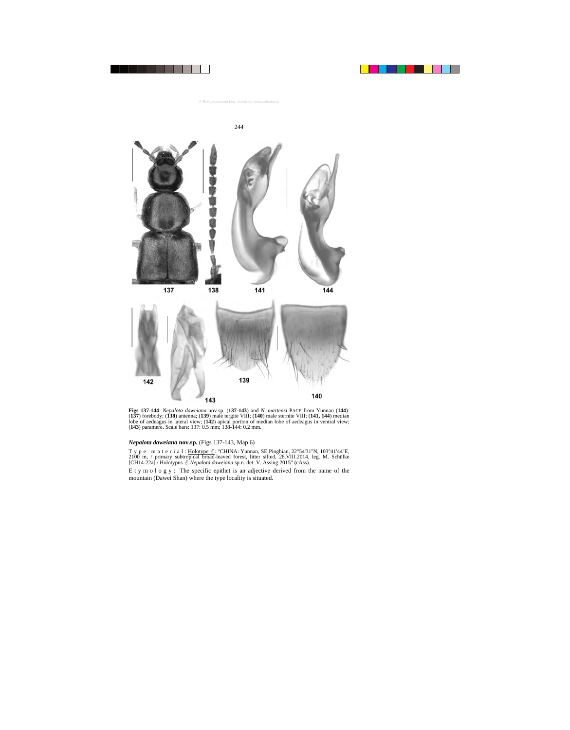**Figs 137-144**: *Nepalota daweiana* nov.sp. (**137-143**) and *N. martensi* PACE from Yunnan (**144**): (**137**) forebody; (**138**) antenna; (**139**) male tergite VIII; (**140**) male sternite VIII; (**141, 144**) median lobe of aedeagus in lateral view; (**142**) apical portion of median lobe of aedeagus in ventral view; (**143**) paramere. Scale bars: 137: 0.5 mm; 138-144: 0.2 mm.

***Nepalota daweiana* nov.sp.** (Figs 137-143, Map 6)

Type material: Holotype ♂: "CHINA: Yunnan, SE Pingbian, 22°54'31"N, 103°41'44"E, 2100 m, / primary subtropical broad-leaved forest, litter sifted, 28.VIII.2014, leg. M. Schülke [CH14-22a] / Holotypus ♂ *Nepalota daweiana* sp.n. det. V. Assing 2015" (cAss).

Etymology: The specific epithet is an adjective derived from the name of the mountain (Dawei Shan) where the type locality is situated.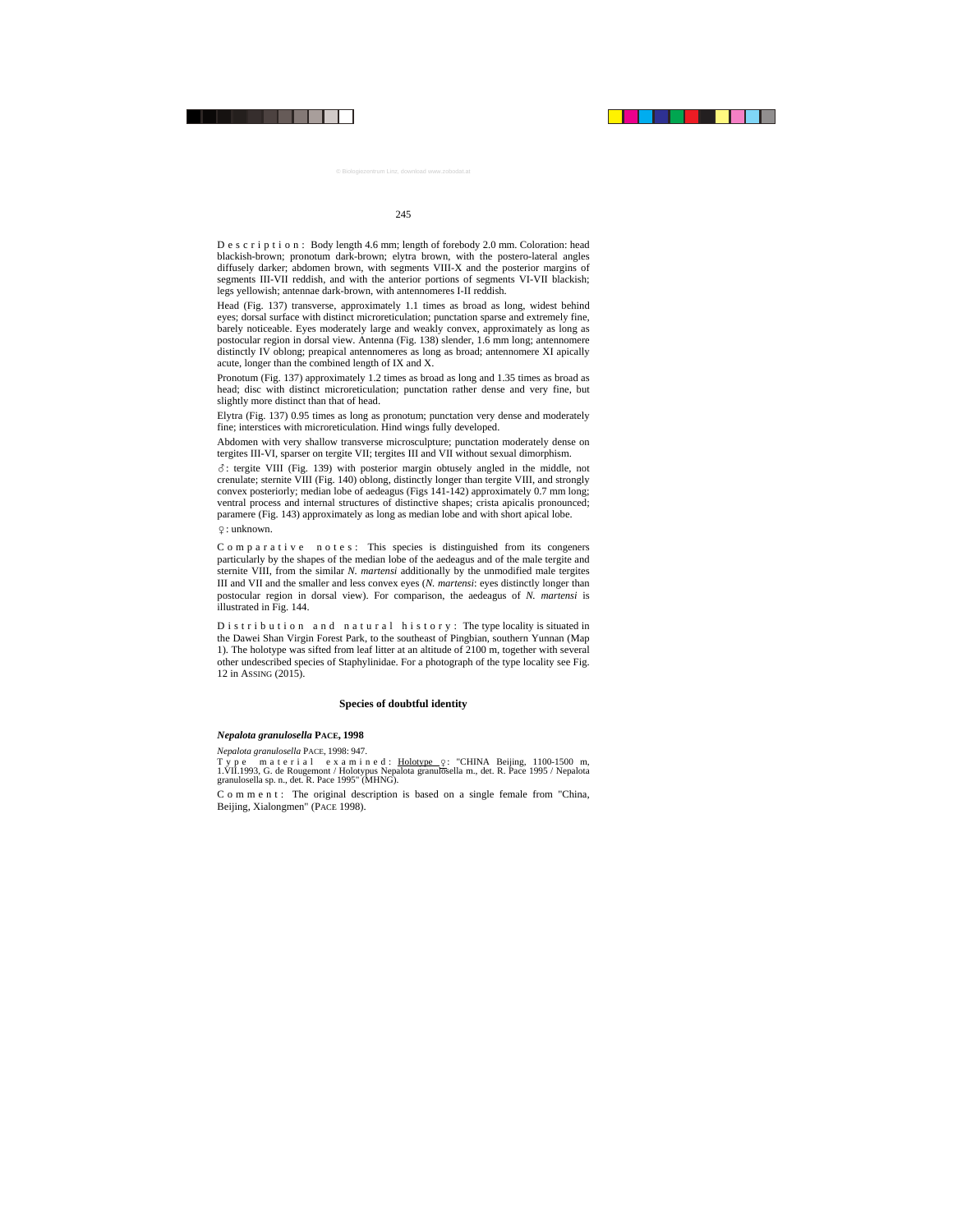D e s c r i p t i o n : Body length 4.6 mm; length of forebody 2.0 mm. Coloration: head blackish-brown; pronotum dark-brown; elytra brown, with the postero-lateral angles diffusely darker; abdomen brown, with segments VIII-X and the posterior margins of segments III-VII reddish, and with the anterior portions of segments VI-VII blackish; legs yellowish; antennae dark-brown, with antennomeres I-II reddish.

Head (Fig. 137) transverse, approximately 1.1 times as broad as long, widest behind eyes; dorsal surface with distinct microreticulation; punctation sparse and extremely fine, barely noticeable. Eyes moderately large and weakly convex, approximately as long as postocular region in dorsal view. Antenna (Fig. 138) slender, 1.6 mm long; antennomere distinctly IV oblong; preapical antennomeres as long as broad; antennomere XI apically acute, longer than the combined length of IX and X.

Pronotum (Fig. 137) approximately 1.2 times as broad as long and 1.35 times as broad as head; disc with distinct microreticulation; punctation rather dense and very fine, but slightly more distinct than that of head.

Elytra (Fig. 137) 0.95 times as long as pronotum; punctation very dense and moderately fine; interstices with microreticulation. Hind wings fully developed.

Abdomen with very shallow transverse microsculpture; punctation moderately dense on tergites III-VI, sparser on tergite VII; tergites III and VII without sexual dimorphism.

♂: tergite VIII (Fig. 139) with posterior margin obtusely angled in the middle, not crenulate; sternite VIII (Fig. 140) oblong, distinctly longer than tergite VIII, and strongly convex posteriorly; median lobe of aedeagus (Figs 141-142) approximately 0.7 mm long; ventral process and internal structures of distinctive shapes; crista apicalis pronounced; paramere (Fig. 143) approximately as long as median lobe and with short apical lobe.

♀: unknown.

C o m p a r a t i v e   n o t e s : This species is distinguished from its congeners particularly by the shapes of the median lobe of the aedeagus and of the male tergite and sternite VIII, from the similar *N. martensi* additionally by the unmodified male tergites III and VII and the smaller and less convex eyes (*N. martensi*: eyes distinctly longer than postocular region in dorsal view). For comparison, the aedeagus of *N. martensi* is illustrated in Fig. 144.

D i s t r i b u t i o n   a n d   n a t u r a l   h i s t o r y : The type locality is situated in the Dawei Shan Virgin Forest Park, to the southeast of Pingbian, southern Yunnan (Map 1). The holotype was sifted from leaf litter at an altitude of 2100 m, together with several other undescribed species of Staphylinidae. For a photograph of the type locality see Fig. 12 in ASSING (2015).

## Species of doubtful identity

### *Nepalota granulosella* PACE, 1998

*Nepalota granulosella* PACE, 1998: 947.

T y p e   m a t e r i a l   e x a m i n e d : Holotype ♀: "CHINA Beijing, 1100-1500 m, 1.VII.1993, G. de Rougemont / Holotypus Nepalota granulosella m., det. R. Pace 1995 / Nepalota granulosella sp. n., det. R. Pace 1995" (MHNG).

C o m m e n t : The original description is based on a single female from "China, Beijing, Xialongmen" (PACE 1998).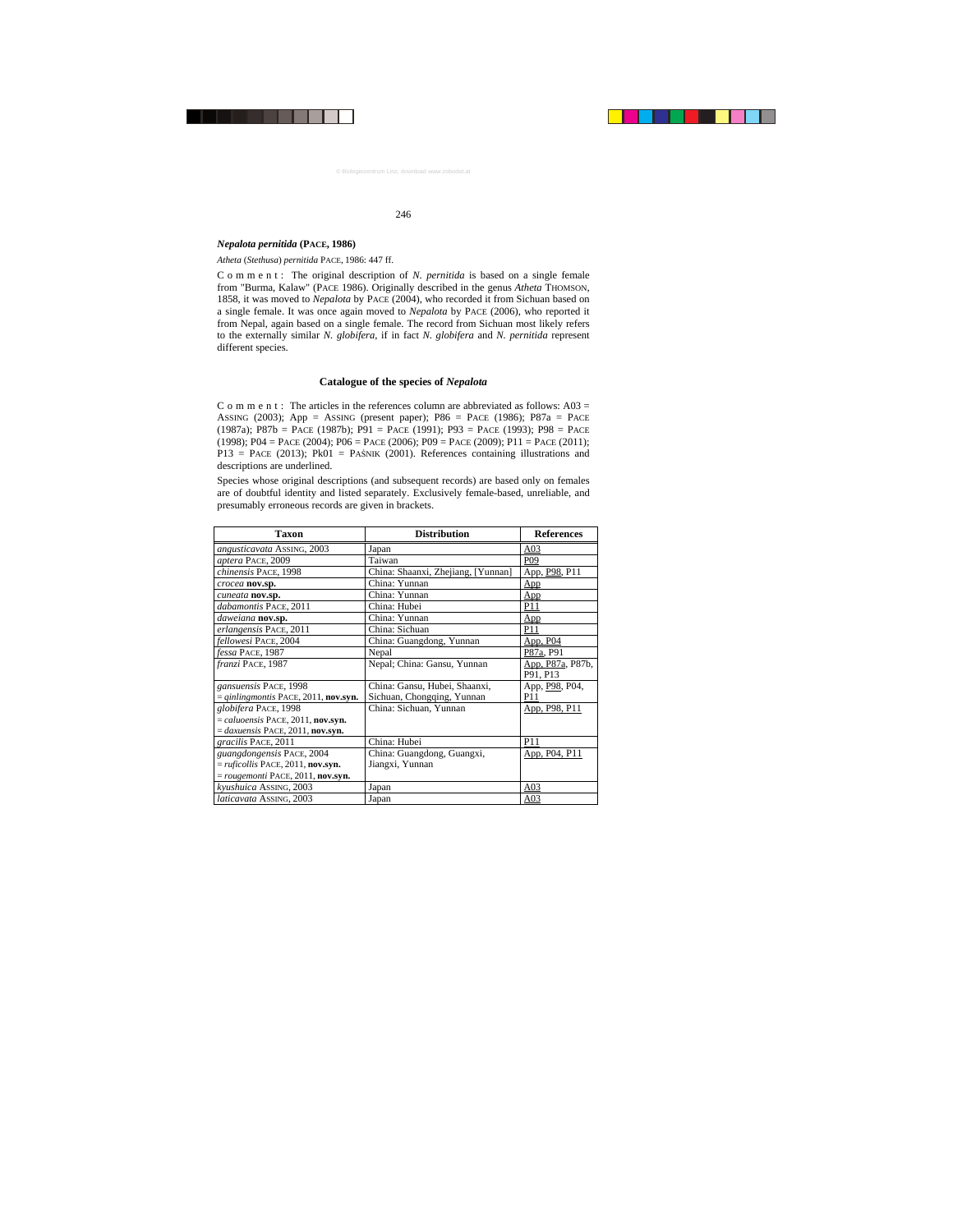### *Nepalota pernitida* (PACE, 1986)

*Atheta* (*Stethusa*) *pernitida* PACE, 1986: 447 ff.

Comment: The original description of *N. pernitida* is based on a single female from "Burma, Kalaw" (PACE 1986). Originally described in the genus *Atheta* THOMSON, 1858, it was moved to *Nepalota* by PACE (2004), who recorded it from Sichuan based on a single female. It was once again moved to *Nepalota* by PACE (2006), who reported it from Nepal, again based on a single female. The record from Sichuan most likely refers to the externally similar *N. globifera*, if in fact *N. globifera* and *N. pernitida* represent different species.

## Catalogue of the species of *Nepalota*

Comment: The articles in the references column are abbreviated as follows: A03 = ASSING (2003); App = ASSING (present paper); P86 = PACE (1986); P87a = PACE (1987a); P87b = PACE (1987b); P91 = PACE (1991); P93 = PACE (1993); P98 = PACE (1998); P04 = PACE (2004); P06 = PACE (2006); P09 = PACE (2009); P11 = PACE (2011); P13 = PACE (2013); Pk01 = PAŚNIK (2001). References containing illustrations and descriptions are underlined.

Species whose original descriptions (and subsequent records) are based only on females are of doubtful identity and listed separately. Exclusively female-based, unreliable, and presumably erroneous records are given in brackets.

| Taxon | Distribution | References |
|---|---|---|
| *angusticavata* ASSING, 2003 | Japan | A03 |
| *aptera* PACE, 2009 | Taiwan | P09 |
| *chinensis* PACE, 1998 | China: Shaanxi, Zhejiang, [Yunnan] | App, P98, P11 |
| *crocea* **nov.sp.** | China: Yunnan | App |
| *cuneata* **nov.sp.** | China: Yunnan | App |
| *dabamontis* PACE, 2011 | China: Hubei | P11 |
| *daweiana* **nov.sp.** | China: Yunnan | App |
| *erlangensis* PACE, 2011 | China: Sichuan | P11 |
| *fellowesi* PACE, 2004 | China: Guangdong, Yunnan | App, P04 |
| *fessa* PACE, 1987 | Nepal | P87a, P91 |
| *franzi* PACE, 1987 | Nepal; China: Gansu, Yunnan | App, P87a, P87b, P91, P13 |
| *gansuensis* PACE, 1998<br>= *qinlingmontis* PACE, 2011, **nov.syn.** | China: Gansu, Hubei, Shaanxi, Sichuan, Chongqing, Yunnan | App, P98, P04, P11 |
| *globifera* PACE, 1998<br>= *caluoensis* PACE, 2011, **nov.syn.**<br>= *daxuensis* PACE, 2011, **nov.syn.** | China: Sichuan, Yunnan | App, P98, P11 |
| *gracilis* PACE, 2011 | China: Hubei | P11 |
| *guangdongensis* PACE, 2004<br>= *ruficollis* PACE, 2011, **nov.syn.**<br>= *rougemonti* PACE, 2011, **nov.syn.** | China: Guangdong, Guangxi, Jiangxi, Yunnan | App, P04, P11 |
| *kyushuica* ASSING, 2003 | Japan | A03 |
| *laticavata* ASSING, 2003 | Japan | A03 |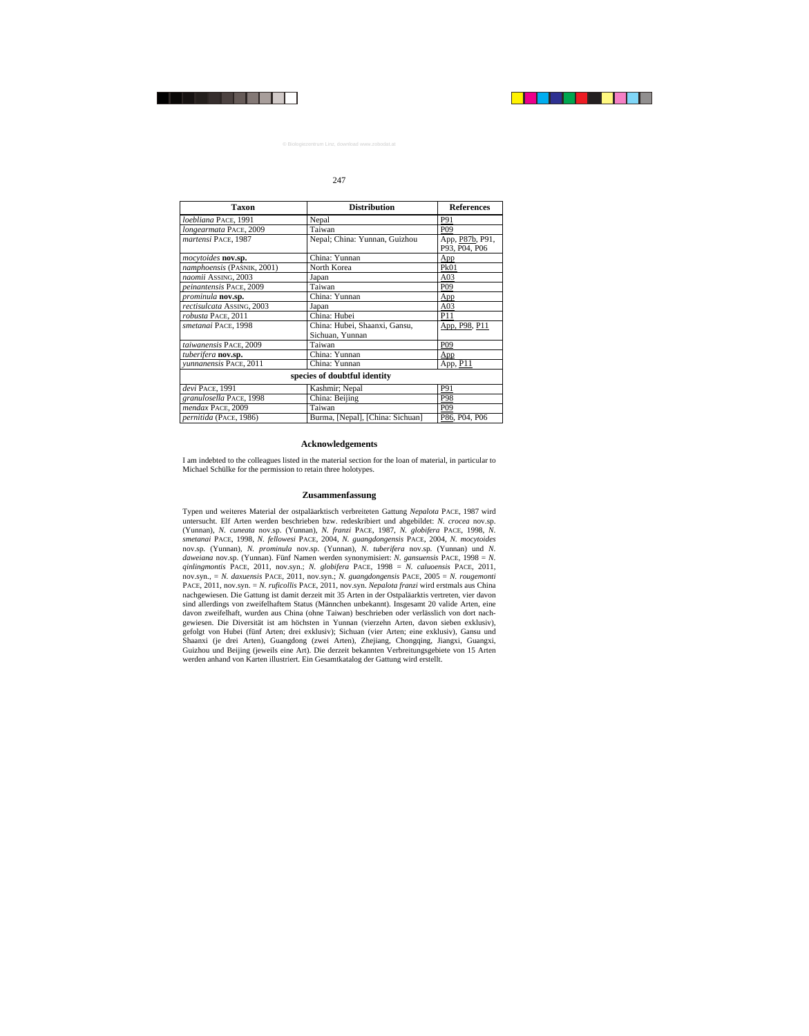| Taxon | Distribution | References |
|---|---|---|
| *loebliana* PACE, 1991 | Nepal | P91 |
| *longearmata* PACE, 2009 | Taiwan | P09 |
| *martensi* PACE, 1987 | Nepal; China: Yunnan, Guizhou | App, P87b, P91, P93, P04, P06 |
| *mocytoides* **nov.sp.** | China: Yunnan | App |
| *namphoensis* (PAŚNIK, 2001) | North Korea | Pk01 |
| *naomii* ASSING, 2003 | Japan | A03 |
| *peinantensis* PACE, 2009 | Taiwan | P09 |
| *prominula* **nov.sp.** | China: Yunnan | App |
| *rectisulcata* ASSING, 2003 | Japan | A03 |
| *robusta* PACE, 2011 | China: Hubei | P11 |
| *smetanai* PACE, 1998 | China: Hubei, Shaanxi, Gansu, Sichuan, Yunnan | App, P98, P11 |
| *taiwanensis* PACE, 2009 | Taiwan | P09 |
| *tuberifera* **nov.sp.** | China: Yunnan | App |
| *yunnanensis* PACE, 2011 | China: Yunnan | App, P11 |
| **species of doubtful identity** | | |
| *devi* PACE, 1991 | Kashmir; Nepal | P91 |
| *granulosella* PACE, 1998 | China: Beijing | P98 |
| *mendax* PACE, 2009 | Taiwan | P09 |
| *pernitida* (PACE, 1986) | Burma, [Nepal], [China: Sichuan] | P86, P04, P06 |

## Acknowledgements

I am indebted to the colleagues listed in the material section for the loan of material, in particular to Michael Schülke for the permission to retain three holotypes.

## Zusammenfassung

Typen und weiteres Material der ostpaläarktisch verbreiteten Gattung *Nepalota* PACE, 1987 wird untersucht. Elf Arten werden beschrieben bzw. redeskribiert und abgebildet: *N. crocea* nov.sp. (Yunnan), *N. cuneata* nov.sp. (Yunnan), *N. franzi* PACE, 1987, *N. globifera* PACE, 1998, *N. smetanai* PACE, 1998, *N. fellowesi* PACE, 2004, *N. guangdongensis* PACE, 2004, *N. mocytoides* nov.sp. (Yunnan), *N. prominula* nov.sp. (Yunnan), *N. tuberifera* nov.sp. (Yunnan) und *N. daweiana* nov.sp. (Yunnan). Fünf Namen werden synonymisiert: *N. gansuensis* PACE, 1998 = *N. qinlingmontis* PACE, 2011, nov.syn.; *N. globifera* PACE, 1998 = *N. caluoensis* PACE, 2011, nov.syn., = *N. daxuensis* PACE, 2011, nov.syn.; *N. guangdongensis* PACE, 2005 = *N. rougemonti* PACE, 2011, nov.syn. = *N. ruficollis* PACE, 2011, nov.syn. *Nepalota franzi* wird erstmals aus China nachgewiesen. Die Gattung ist damit derzeit mit 35 Arten in der Ostpaläarktis vertreten, vier davon sind allerdings von zweifelhaftem Status (Männchen unbekannt). Insgesamt 20 valide Arten, eine davon zweifelhaft, wurden aus China (ohne Taiwan) beschrieben oder verlässlich von dort nachgewiesen. Die Diversität ist am höchsten in Yunnan (vierzehn Arten, davon sieben exklusiv), gefolgt von Hubei (fünf Arten; drei exklusiv); Sichuan (vier Arten; eine exklusiv), Gansu und Shaanxi (je drei Arten), Guangdong (zwei Arten), Zhejiang, Chongqing, Jiangxi, Guangxi, Guizhou und Beijing (jeweils eine Art). Die derzeit bekannten Verbreitungsgebiete von 15 Arten werden anhand von Karten illustriert. Ein Gesamtkatalog der Gattung wird erstellt.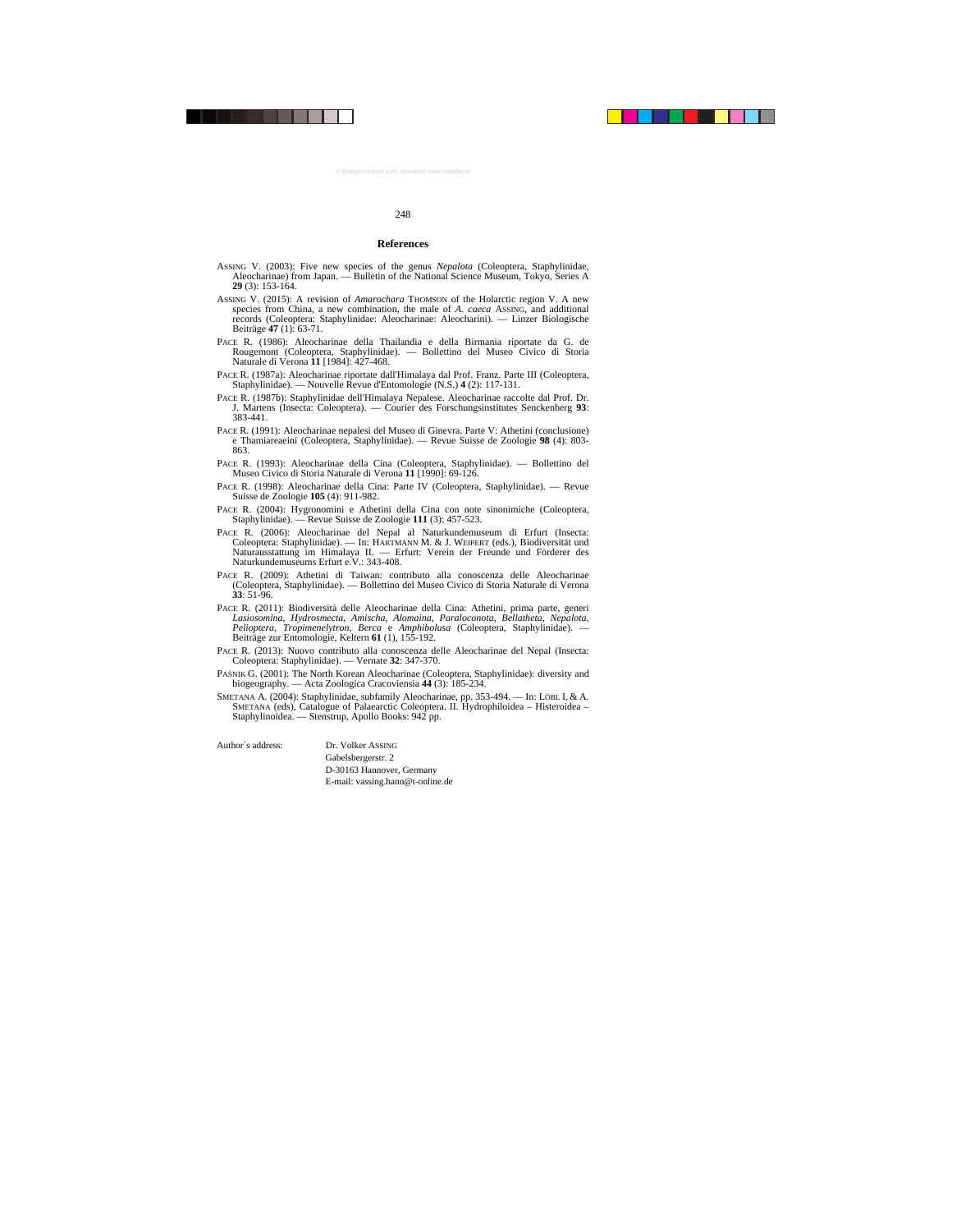## References

ASSING V. (2003): Five new species of the genus *Nepalota* (Coleoptera, Staphylinidae, Aleocharinae) from Japan. — Bulletin of the National Science Museum, Tokyo, Series A **29** (3): 153-164.

ASSING V. (2015): A revision of *Amarochara* THOMSON of the Holarctic region V. A new species from China, a new combination, the male of *A. caeca* ASSING, and additional records (Coleoptera: Staphylinidae: Aleocharinae: Aleocharini). — Linzer Biologische Beiträge **47** (1): 63-71.

PACE R. (1986): Aleocharinae della Thailandia e della Birmania riportate da G. de Rougemont (Coleoptera, Staphylinidae). — Bollettino del Museo Civico di Storia Naturale di Verona **11** [1984]: 427-468.

PACE R. (1987a): Aleocharinae riportate dall'Himalaya dal Prof. Franz. Parte III (Coleoptera, Staphylinidae). — Nouvelle Revue d'Entomologie (N.S.) **4** (2): 117-131.

PACE R. (1987b): Staphylinidae dell'Himalaya Nepalese. Aleocharinae raccolte dal Prof. Dr. J. Martens (Insecta: Coleoptera). — Courier des Forschungsinstitutes Senckenberg **93**: 383-441.

PACE R. (1991): Aleocharinae nepalesi del Museo di Ginevra. Parte V: Athetini (conclusione) e Thamiareaeini (Coleoptera, Staphylinidae). — Revue Suisse de Zoologie **98** (4): 803-863.

PACE R. (1993): Aleocharinae della Cina (Coleoptera, Staphylinidae). — Bollettino del Museo Civico di Storia Naturale di Verona **11** [1990]: 69-126.

PACE R. (1998): Aleocharinae della Cina: Parte IV (Coleoptera, Staphylinidae). — Revue Suisse de Zoologie **105** (4): 911-982.

PACE R. (2004): Hygronomini e Athetini della Cina con note sinonimiche (Coleoptera, Staphylinidae). — Revue Suisse de Zoologie **111** (3): 457-523.

PACE R. (2006): Aleocharinae del Nepal al Naturkundemuseum di Erfurt (Insecta: Coleoptera: Staphylinidae). — In: HARTMANN M. & J. WEIPERT (eds.), Biodiversität und Naturausstattung im Himalaya II. — Erfurt: Verein der Freunde und Förderer des Naturkundemuseums Erfurt e.V.: 343-408.

PACE R. (2009): Athetini di Taiwan: contributo alla conoscenza delle Aleocharinae (Coleoptera, Staphylinidae). — Bollettino del Museo Civico di Storia Naturale di Verona **33**: 51-96.

PACE R. (2011): Biodiversità delle Aleocharinae della Cina: Athetini, prima parte, generi *Lasiosomina*, *Hydrosmecta*, *Amischa*, *Alomaina*, *Paraloconota*, *Bellatheta*, *Nepalota*, *Pelioptera*, *Tropimenelytron*, *Berca* e *Amphibolusa* (Coleoptera, Staphylinidae). — Beiträge zur Entomologie, Keltern **61** (1), 155-192.

PACE R. (2013): Nuovo contributo alla conoscenza delle Aleocharinae del Nepal (Insecta: Coleoptera: Staphylinidae). — Vernate **32**: 347-370.

PAŚNIK G. (2001): The North Korean Aleocharinae (Coleoptera, Staphylinidae): diversity and biogeography. — Acta Zoologica Cracoviensia **44** (3): 185-234.

SMETANA A. (2004): Staphylinidae, subfamily Aleocharinae, pp. 353-494. — In: LÖBL I. & A. SMETANA (eds), Catalogue of Palaearctic Coleoptera. II. Hydrophiloidea – Histeroidea – Staphylinoidea. — Stenstrup, Apollo Books: 942 pp.

Author´s address: Dr. Volker ASSING  
Gabelsbergerstr. 2  
D-30163 Hannover, Germany  
E-mail: vassing.hann@t-online.de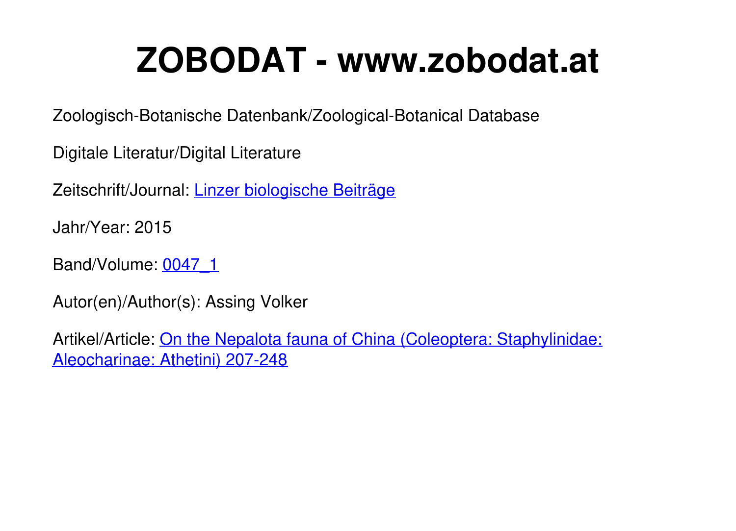# ZOBODAT - www.zobodat.at

Zoologisch-Botanische Datenbank/Zoological-Botanical Database

Digitale Literatur/Digital Literature

Zeitschrift/Journal: Linzer biologische Beiträge

Jahr/Year: 2015

Band/Volume: 0047_1

Autor(en)/Author(s): Assing Volker

Artikel/Article: On the Nepalota fauna of China (Coleoptera: Staphylinidae: Aleocharinae: Athetini) 207-248